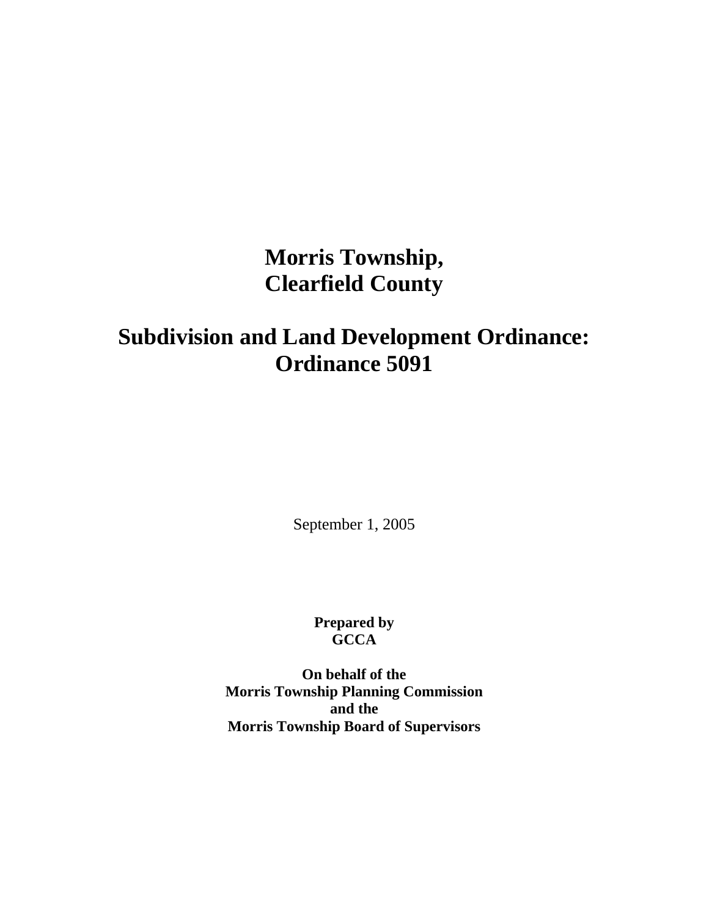# Morris Township, Clearfield County

# Subdivision and Land Development Ordinance: Ordinance 5091

September 1, 2005

**Prepared by**
**GCCA**

**On behalf of the**
**Morris Township Planning Commission**
**and the**
**Morris Township Board of Supervisors**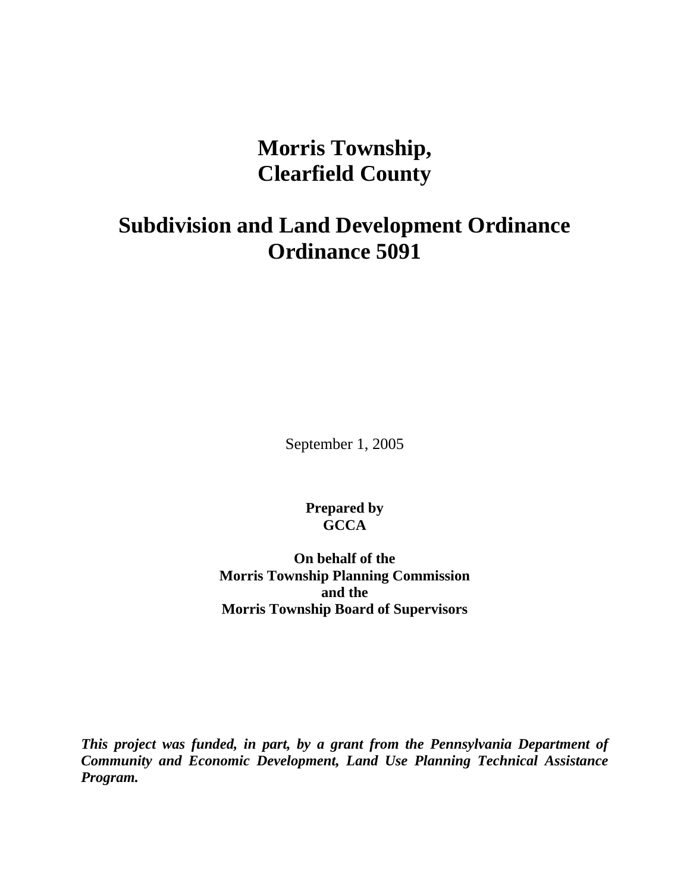# Morris Township, Clearfield County

# Subdivision and Land Development Ordinance Ordinance 5091

September 1, 2005

**Prepared by**
**GCCA**

**On behalf of the**
**Morris Township Planning Commission**
**and the**
**Morris Township Board of Supervisors**

***This project was funded, in part, by a grant from the Pennsylvania Department of Community and Economic Development, Land Use Planning Technical Assistance Program.***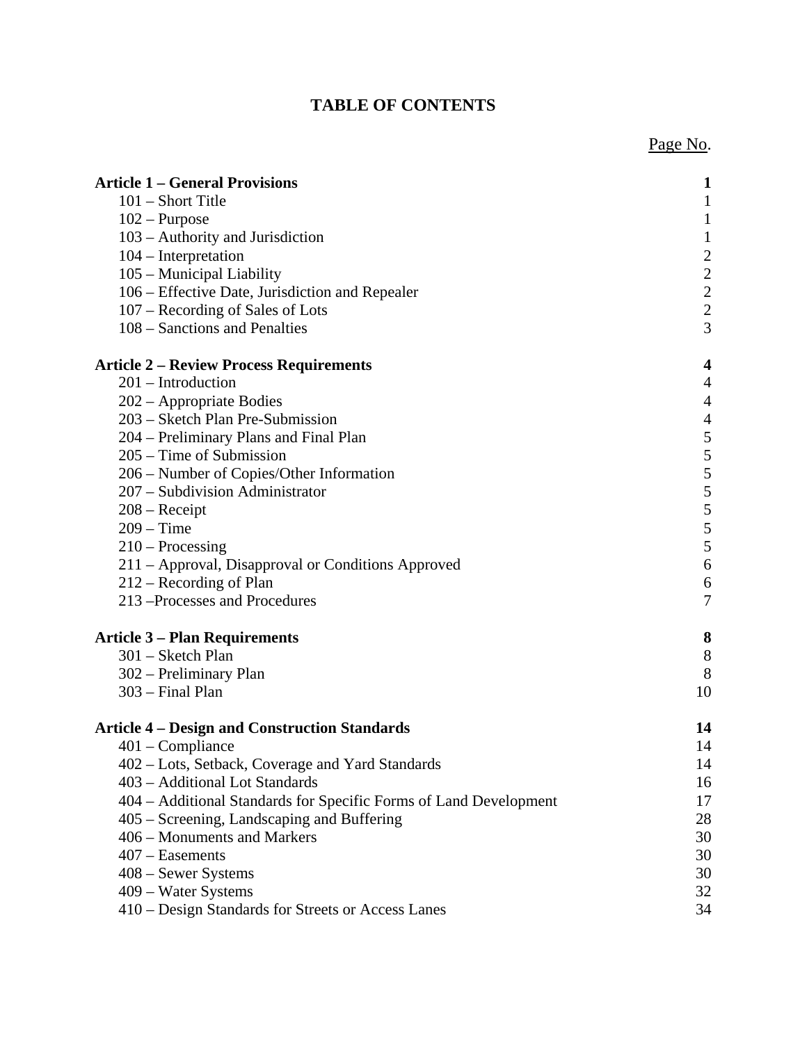# TABLE OF CONTENTS

| | Page No. |
|---|---|
| **Article 1 – General Provisions** | **1** |
| 101 – Short Title | 1 |
| 102 – Purpose | 1 |
| 103 – Authority and Jurisdiction | 1 |
| 104 – Interpretation | 2 |
| 105 – Municipal Liability | 2 |
| 106 – Effective Date, Jurisdiction and Repealer | 2 |
| 107 – Recording of Sales of Lots | 2 |
| 108 – Sanctions and Penalties | 3 |
| **Article 2 – Review Process Requirements** | **4** |
| 201 – Introduction | 4 |
| 202 – Appropriate Bodies | 4 |
| 203 – Sketch Plan Pre-Submission | 4 |
| 204 – Preliminary Plans and Final Plan | 5 |
| 205 – Time of Submission | 5 |
| 206 – Number of Copies/Other Information | 5 |
| 207 – Subdivision Administrator | 5 |
| 208 – Receipt | 5 |
| 209 – Time | 5 |
| 210 – Processing | 5 |
| 211 – Approval, Disapproval or Conditions Approved | 6 |
| 212 – Recording of Plan | 6 |
| 213 –Processes and Procedures | 7 |
| **Article 3 – Plan Requirements** | **8** |
| 301 – Sketch Plan | 8 |
| 302 – Preliminary Plan | 8 |
| 303 – Final Plan | 10 |
| **Article 4 – Design and Construction Standards** | **14** |
| 401 – Compliance | 14 |
| 402 – Lots, Setback, Coverage and Yard Standards | 14 |
| 403 – Additional Lot Standards | 16 |
| 404 – Additional Standards for Specific Forms of Land Development | 17 |
| 405 – Screening, Landscaping and Buffering | 28 |
| 406 – Monuments and Markers | 30 |
| 407 – Easements | 30 |
| 408 – Sewer Systems | 30 |
| 409 – Water Systems | 32 |
| 410 – Design Standards for Streets or Access Lanes | 34 |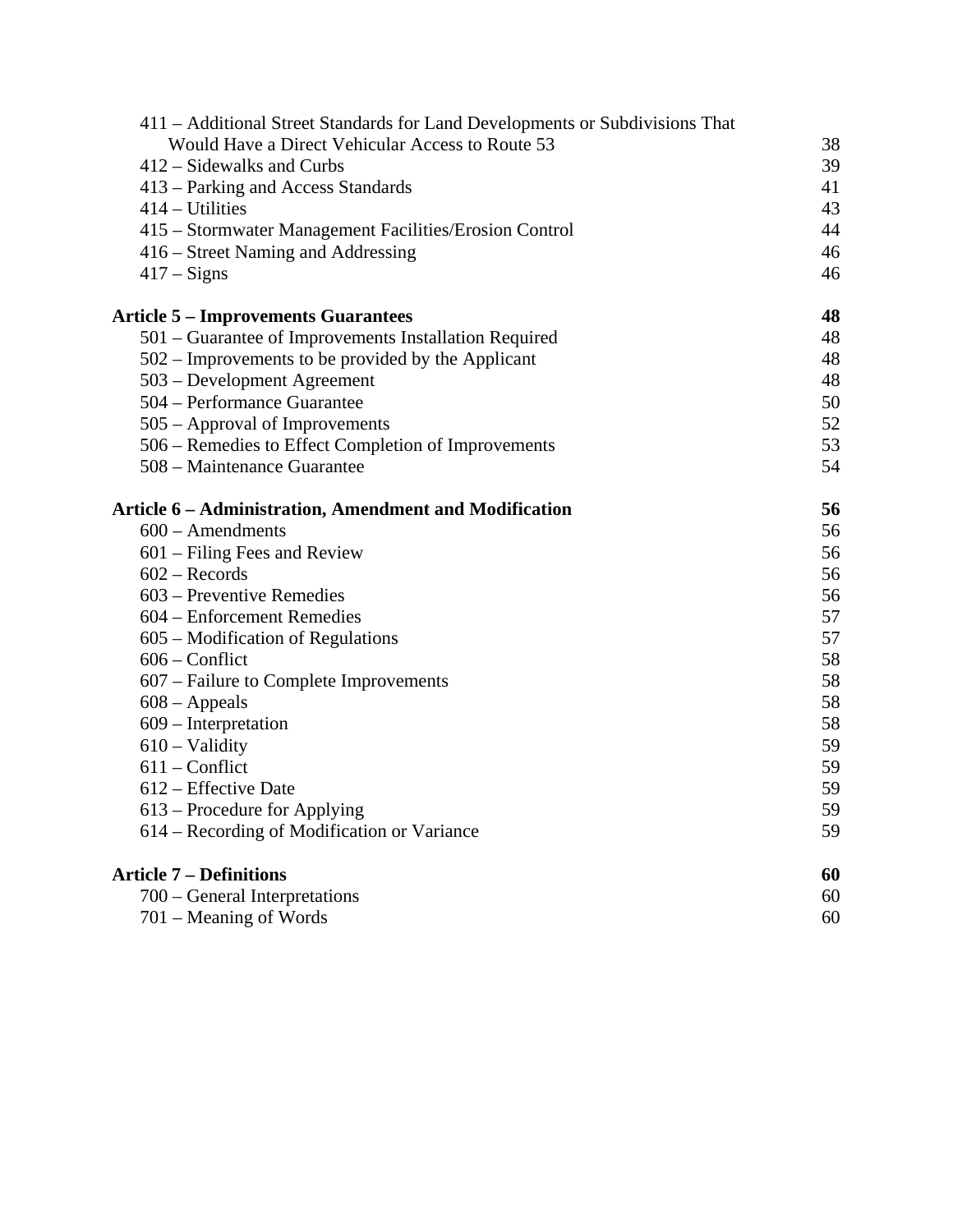| | |
|---|---|
| 411 – Additional Street Standards for Land Developments or Subdivisions That Would Have a Direct Vehicular Access to Route 53 | 38 |
| 412 – Sidewalks and Curbs | 39 |
| 413 – Parking and Access Standards | 41 |
| 414 – Utilities | 43 |
| 415 – Stormwater Management Facilities/Erosion Control | 44 |
| 416 – Street Naming and Addressing | 46 |
| 417 – Signs | 46 |
| **Article 5 – Improvements Guarantees** | **48** |
| 501 – Guarantee of Improvements Installation Required | 48 |
| 502 – Improvements to be provided by the Applicant | 48 |
| 503 – Development Agreement | 48 |
| 504 – Performance Guarantee | 50 |
| 505 – Approval of Improvements | 52 |
| 506 – Remedies to Effect Completion of Improvements | 53 |
| 508 – Maintenance Guarantee | 54 |
| **Article 6 – Administration, Amendment and Modification** | **56** |
| 600 – Amendments | 56 |
| 601 – Filing Fees and Review | 56 |
| 602 – Records | 56 |
| 603 – Preventive Remedies | 56 |
| 604 – Enforcement Remedies | 57 |
| 605 – Modification of Regulations | 57 |
| 606 – Conflict | 58 |
| 607 – Failure to Complete Improvements | 58 |
| 608 – Appeals | 58 |
| 609 – Interpretation | 58 |
| 610 – Validity | 59 |
| 611 – Conflict | 59 |
| 612 – Effective Date | 59 |
| 613 – Procedure for Applying | 59 |
| 614 – Recording of Modification or Variance | 59 |
| **Article 7 – Definitions** | **60** |
| 700 – General Interpretations | 60 |
| 701 – Meaning of Words | 60 |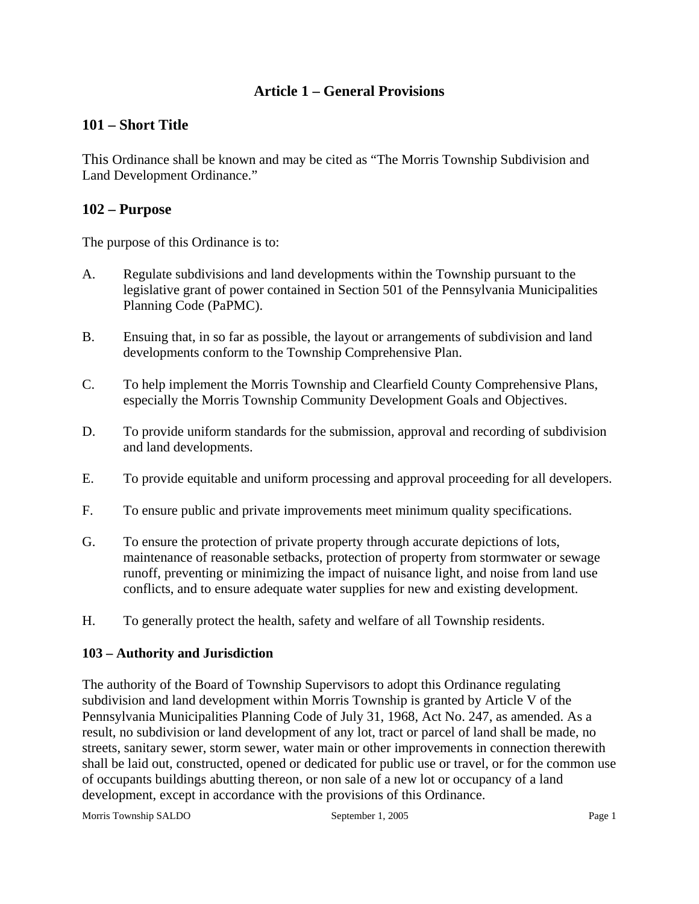# Article 1 – General Provisions

## 101 – Short Title

This Ordinance shall be known and may be cited as "The Morris Township Subdivision and Land Development Ordinance."

## 102 – Purpose

The purpose of this Ordinance is to:

A. Regulate subdivisions and land developments within the Township pursuant to the legislative grant of power contained in Section 501 of the Pennsylvania Municipalities Planning Code (PaPMC).

B. Ensuing that, in so far as possible, the layout or arrangements of subdivision and land developments conform to the Township Comprehensive Plan.

C. To help implement the Morris Township and Clearfield County Comprehensive Plans, especially the Morris Township Community Development Goals and Objectives.

D. To provide uniform standards for the submission, approval and recording of subdivision and land developments.

E. To provide equitable and uniform processing and approval proceeding for all developers.

F. To ensure public and private improvements meet minimum quality specifications.

G. To ensure the protection of private property through accurate depictions of lots, maintenance of reasonable setbacks, protection of property from stormwater or sewage runoff, preventing or minimizing the impact of nuisance light, and noise from land use conflicts, and to ensure adequate water supplies for new and existing development.

H. To generally protect the health, safety and welfare of all Township residents.

### 103 – Authority and Jurisdiction

The authority of the Board of Township Supervisors to adopt this Ordinance regulating subdivision and land development within Morris Township is granted by Article V of the Pennsylvania Municipalities Planning Code of July 31, 1968, Act No. 247, as amended. As a result, no subdivision or land development of any lot, tract or parcel of land shall be made, no streets, sanitary sewer, storm sewer, water main or other improvements in connection therewith shall be laid out, constructed, opened or dedicated for public use or travel, or for the common use of occupants buildings abutting thereon, or non sale of a new lot or occupancy of a land development, except in accordance with the provisions of this Ordinance.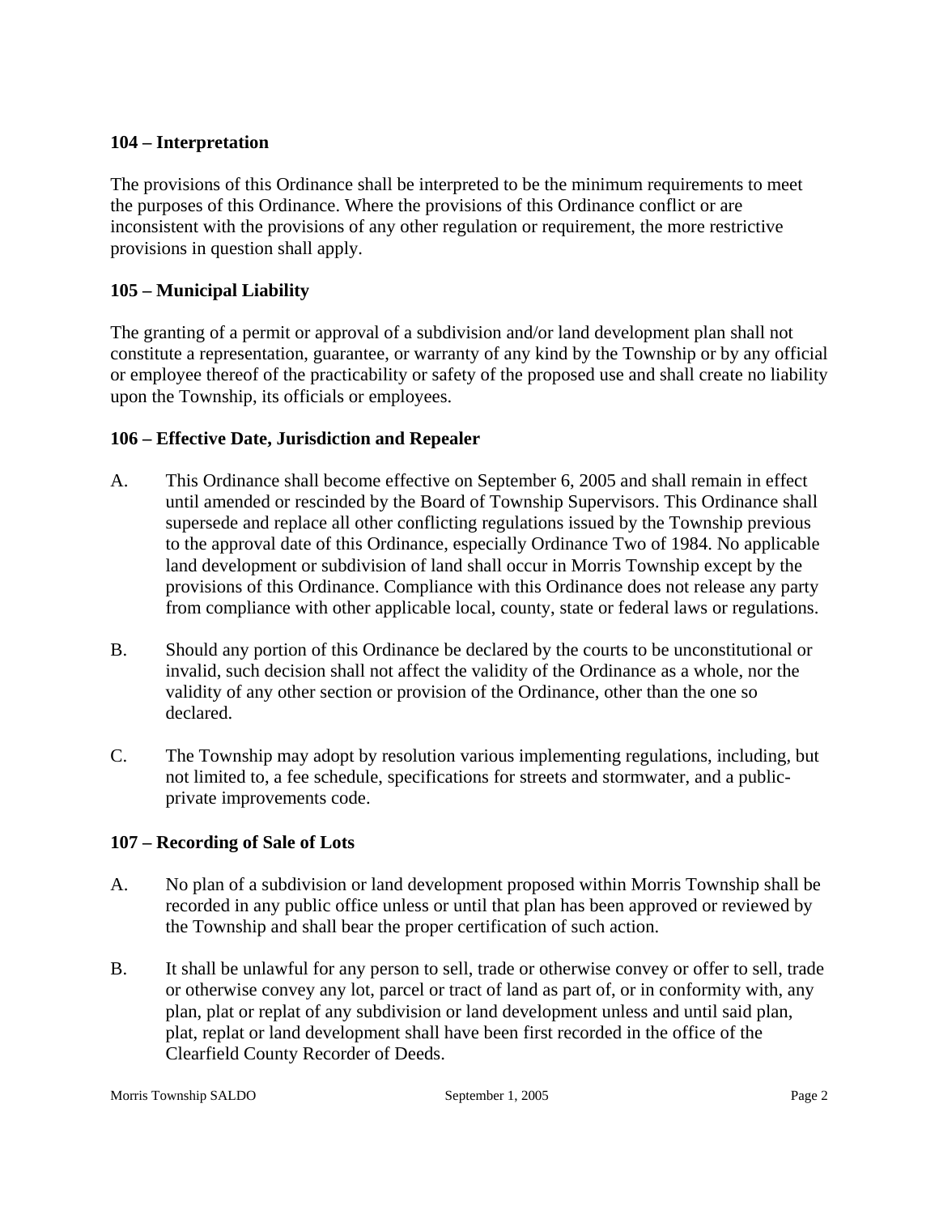### 104 – Interpretation

The provisions of this Ordinance shall be interpreted to be the minimum requirements to meet the purposes of this Ordinance. Where the provisions of this Ordinance conflict or are inconsistent with the provisions of any other regulation or requirement, the more restrictive provisions in question shall apply.

### 105 – Municipal Liability

The granting of a permit or approval of a subdivision and/or land development plan shall not constitute a representation, guarantee, or warranty of any kind by the Township or by any official or employee thereof of the practicability or safety of the proposed use and shall create no liability upon the Township, its officials or employees.

### 106 – Effective Date, Jurisdiction and Repealer

A. This Ordinance shall become effective on September 6, 2005 and shall remain in effect until amended or rescinded by the Board of Township Supervisors. This Ordinance shall supersede and replace all other conflicting regulations issued by the Township previous to the approval date of this Ordinance, especially Ordinance Two of 1984. No applicable land development or subdivision of land shall occur in Morris Township except by the provisions of this Ordinance. Compliance with this Ordinance does not release any party from compliance with other applicable local, county, state or federal laws or regulations.

B. Should any portion of this Ordinance be declared by the courts to be unconstitutional or invalid, such decision shall not affect the validity of the Ordinance as a whole, nor the validity of any other section or provision of the Ordinance, other than the one so declared.

C. The Township may adopt by resolution various implementing regulations, including, but not limited to, a fee schedule, specifications for streets and stormwater, and a public-private improvements code.

### 107 – Recording of Sale of Lots

A. No plan of a subdivision or land development proposed within Morris Township shall be recorded in any public office unless or until that plan has been approved or reviewed by the Township and shall bear the proper certification of such action.

B. It shall be unlawful for any person to sell, trade or otherwise convey or offer to sell, trade or otherwise convey any lot, parcel or tract of land as part of, or in conformity with, any plan, plat or replat of any subdivision or land development unless and until said plan, plat, replat or land development shall have been first recorded in the office of the Clearfield County Recorder of Deeds.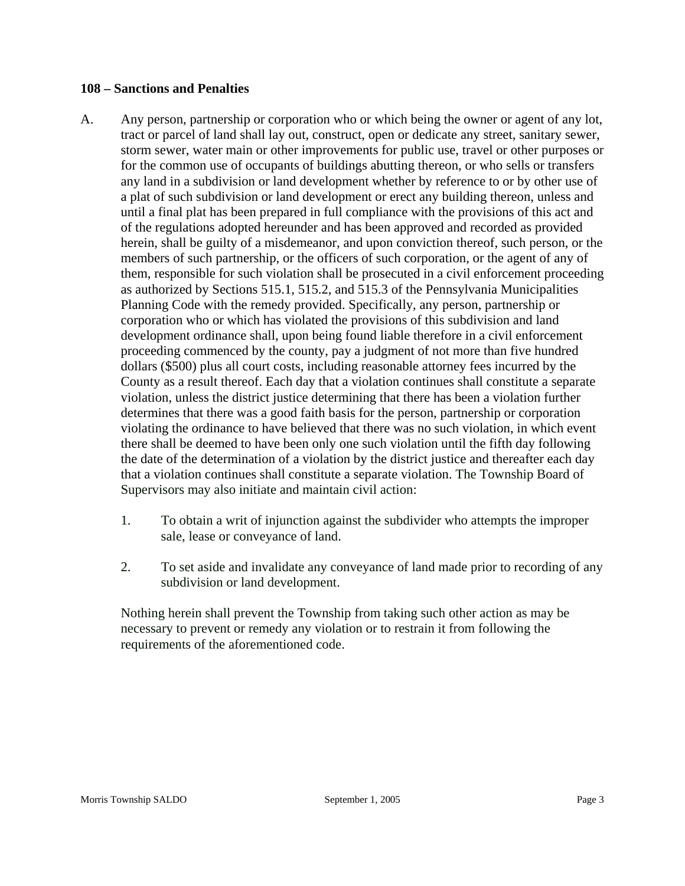**108 – Sanctions and Penalties**

A. Any person, partnership or corporation who or which being the owner or agent of any lot, tract or parcel of land shall lay out, construct, open or dedicate any street, sanitary sewer, storm sewer, water main or other improvements for public use, travel or other purposes or for the common use of occupants of buildings abutting thereon, or who sells or transfers any land in a subdivision or land development whether by reference to or by other use of a plat of such subdivision or land development or erect any building thereon, unless and until a final plat has been prepared in full compliance with the provisions of this act and of the regulations adopted hereunder and has been approved and recorded as provided herein, shall be guilty of a misdemeanor, and upon conviction thereof, such person, or the members of such partnership, or the officers of such corporation, or the agent of any of them, responsible for such violation shall be prosecuted in a civil enforcement proceeding as authorized by Sections 515.1, 515.2, and 515.3 of the Pennsylvania Municipalities Planning Code with the remedy provided. Specifically, any person, partnership or corporation who or which has violated the provisions of this subdivision and land development ordinance shall, upon being found liable therefore in a civil enforcement proceeding commenced by the county, pay a judgment of not more than five hundred dollars ($500) plus all court costs, including reasonable attorney fees incurred by the County as a result thereof. Each day that a violation continues shall constitute a separate violation, unless the district justice determining that there has been a violation further determines that there was a good faith basis for the person, partnership or corporation violating the ordinance to have believed that there was no such violation, in which event there shall be deemed to have been only one such violation until the fifth day following the date of the determination of a violation by the district justice and thereafter each day that a violation continues shall constitute a separate violation. The Township Board of Supervisors may also initiate and maintain civil action:

   1. To obtain a writ of injunction against the subdivider who attempts the improper sale, lease or conveyance of land.

   2. To set aside and invalidate any conveyance of land made prior to recording of any subdivision or land development.

   Nothing herein shall prevent the Township from taking such other action as may be necessary to prevent or remedy any violation or to restrain it from following the requirements of the aforementioned code.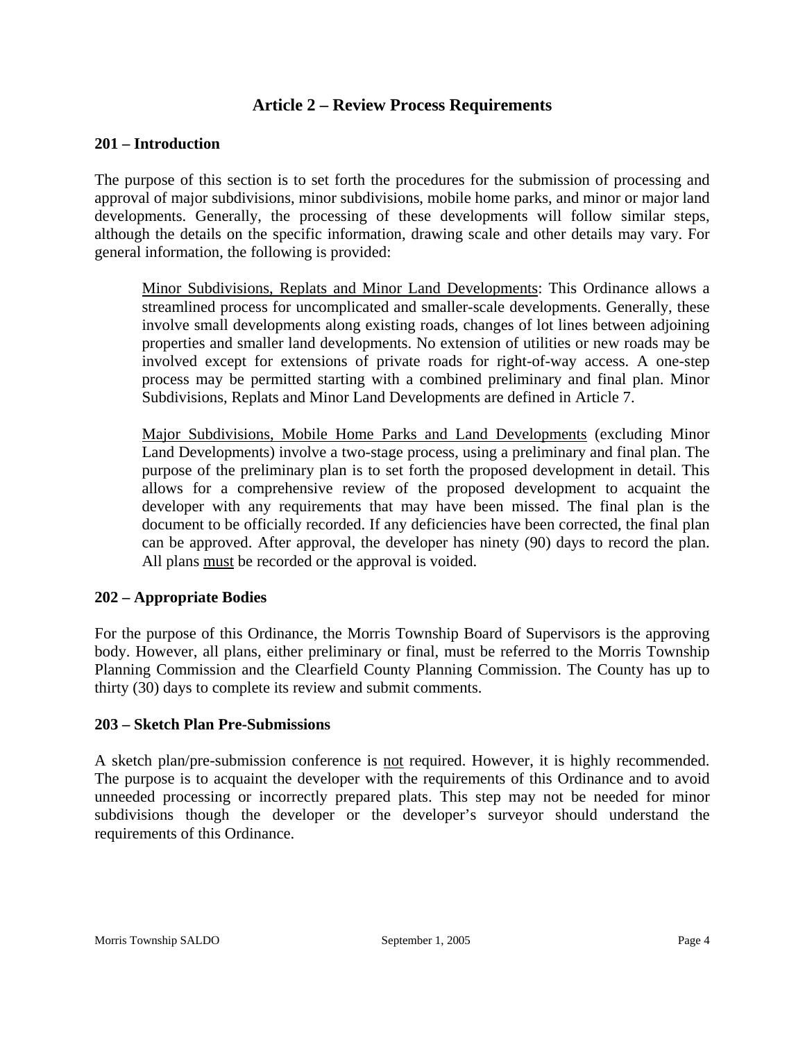# Article 2 – Review Process Requirements

## 201 – Introduction

The purpose of this section is to set forth the procedures for the submission of processing and approval of major subdivisions, minor subdivisions, mobile home parks, and minor or major land developments. Generally, the processing of these developments will follow similar steps, although the details on the specific information, drawing scale and other details may vary. For general information, the following is provided:

> <u>Minor Subdivisions, Replats and Minor Land Developments</u>: This Ordinance allows a streamlined process for uncomplicated and smaller-scale developments. Generally, these involve small developments along existing roads, changes of lot lines between adjoining properties and smaller land developments. No extension of utilities or new roads may be involved except for extensions of private roads for right-of-way access. A one-step process may be permitted starting with a combined preliminary and final plan. Minor Subdivisions, Replats and Minor Land Developments are defined in Article 7.
>
> <u>Major Subdivisions, Mobile Home Parks and Land Developments</u> (excluding Minor Land Developments) involve a two-stage process, using a preliminary and final plan. The purpose of the preliminary plan is to set forth the proposed development in detail. This allows for a comprehensive review of the proposed development to acquaint the developer with any requirements that may have been missed. The final plan is the document to be officially recorded. If any deficiencies have been corrected, the final plan can be approved. After approval, the developer has ninety (90) days to record the plan. All plans <u>must</u> be recorded or the approval is voided.

## 202 – Appropriate Bodies

For the purpose of this Ordinance, the Morris Township Board of Supervisors is the approving body. However, all plans, either preliminary or final, must be referred to the Morris Township Planning Commission and the Clearfield County Planning Commission. The County has up to thirty (30) days to complete its review and submit comments.

## 203 – Sketch Plan Pre-Submissions

A sketch plan/pre-submission conference is <u>not</u> required. However, it is highly recommended. The purpose is to acquaint the developer with the requirements of this Ordinance and to avoid unneeded processing or incorrectly prepared plats. This step may not be needed for minor subdivisions though the developer or the developer's surveyor should understand the requirements of this Ordinance.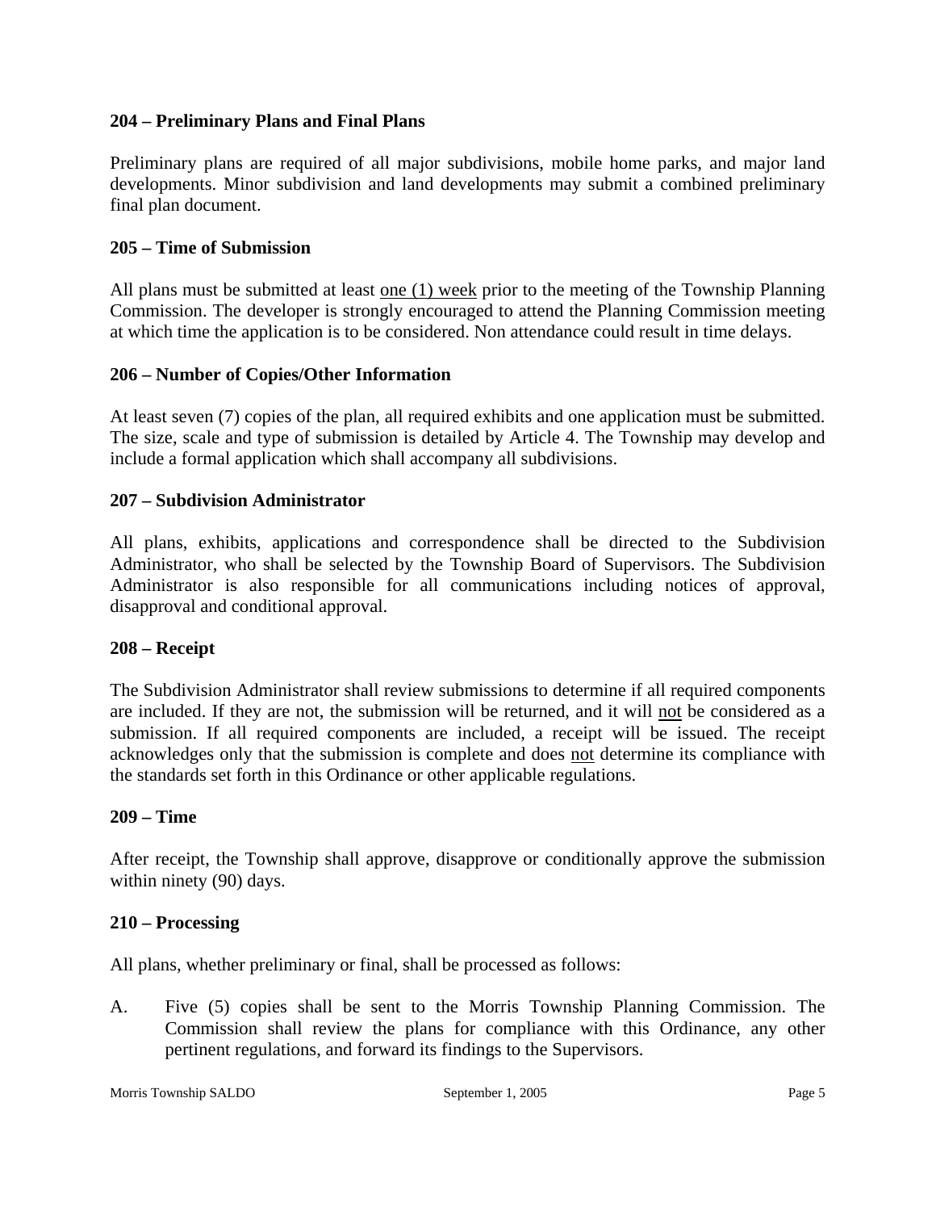## 204 – Preliminary Plans and Final Plans

Preliminary plans are required of all major subdivisions, mobile home parks, and major land developments. Minor subdivision and land developments may submit a combined preliminary final plan document.

## 205 – Time of Submission

All plans must be submitted at least <u>one (1) week</u> prior to the meeting of the Township Planning Commission. The developer is strongly encouraged to attend the Planning Commission meeting at which time the application is to be considered. Non attendance could result in time delays.

## 206 – Number of Copies/Other Information

At least seven (7) copies of the plan, all required exhibits and one application must be submitted. The size, scale and type of submission is detailed by Article 4. The Township may develop and include a formal application which shall accompany all subdivisions.

## 207 – Subdivision Administrator

All plans, exhibits, applications and correspondence shall be directed to the Subdivision Administrator, who shall be selected by the Township Board of Supervisors. The Subdivision Administrator is also responsible for all communications including notices of approval, disapproval and conditional approval.

## 208 – Receipt

The Subdivision Administrator shall review submissions to determine if all required components are included. If they are not, the submission will be returned, and it will <u>not</u> be considered as a submission. If all required components are included, a receipt will be issued. The receipt acknowledges only that the submission is complete and does <u>not</u> determine its compliance with the standards set forth in this Ordinance or other applicable regulations.

## 209 – Time

After receipt, the Township shall approve, disapprove or conditionally approve the submission within ninety (90) days.

## 210 – Processing

All plans, whether preliminary or final, shall be processed as follows:

A. Five (5) copies shall be sent to the Morris Township Planning Commission. The Commission shall review the plans for compliance with this Ordinance, any other pertinent regulations, and forward its findings to the Supervisors.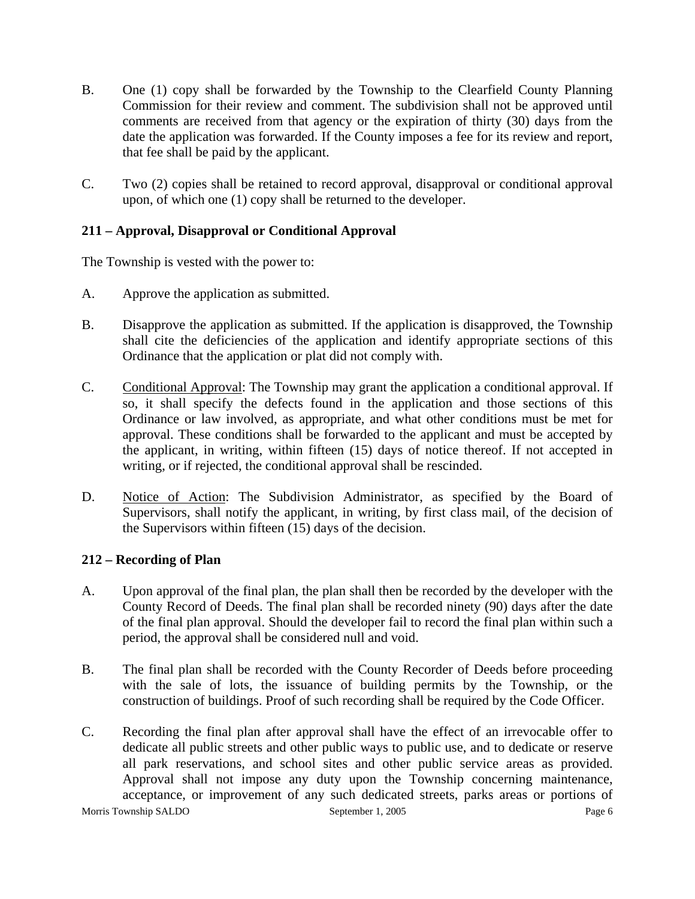B. One (1) copy shall be forwarded by the Township to the Clearfield County Planning Commission for their review and comment. The subdivision shall not be approved until comments are received from that agency or the expiration of thirty (30) days from the date the application was forwarded. If the County imposes a fee for its review and report, that fee shall be paid by the applicant.

C. Two (2) copies shall be retained to record approval, disapproval or conditional approval upon, of which one (1) copy shall be returned to the developer.

**211 – Approval, Disapproval or Conditional Approval**

The Township is vested with the power to:

A. Approve the application as submitted.

B. Disapprove the application as submitted. If the application is disapproved, the Township shall cite the deficiencies of the application and identify appropriate sections of this Ordinance that the application or plat did not comply with.

C. Conditional Approval: The Township may grant the application a conditional approval. If so, it shall specify the defects found in the application and those sections of this Ordinance or law involved, as appropriate, and what other conditions must be met for approval. These conditions shall be forwarded to the applicant and must be accepted by the applicant, in writing, within fifteen (15) days of notice thereof. If not accepted in writing, or if rejected, the conditional approval shall be rescinded.

D. Notice of Action: The Subdivision Administrator, as specified by the Board of Supervisors, shall notify the applicant, in writing, by first class mail, of the decision of the Supervisors within fifteen (15) days of the decision.

**212 – Recording of Plan**

A. Upon approval of the final plan, the plan shall then be recorded by the developer with the County Record of Deeds. The final plan shall be recorded ninety (90) days after the date of the final plan approval. Should the developer fail to record the final plan within such a period, the approval shall be considered null and void.

B. The final plan shall be recorded with the County Recorder of Deeds before proceeding with the sale of lots, the issuance of building permits by the Township, or the construction of buildings. Proof of such recording shall be required by the Code Officer.

C. Recording the final plan after approval shall have the effect of an irrevocable offer to dedicate all public streets and other public ways to public use, and to dedicate or reserve all park reservations, and school sites and other public service areas as provided. Approval shall not impose any duty upon the Township concerning maintenance, acceptance, or improvement of any such dedicated streets, parks areas or portions of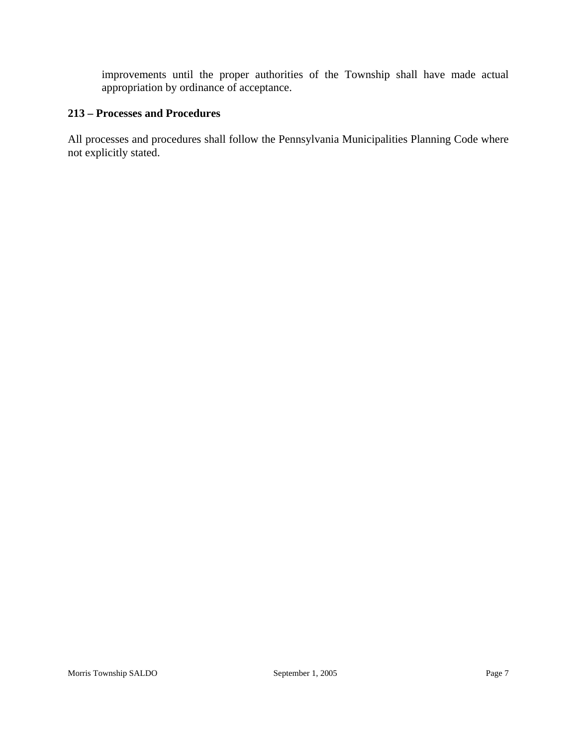improvements until the proper authorities of the Township shall have made actual appropriation by ordinance of acceptance.

**213 – Processes and Procedures**

All processes and procedures shall follow the Pennsylvania Municipalities Planning Code where not explicitly stated.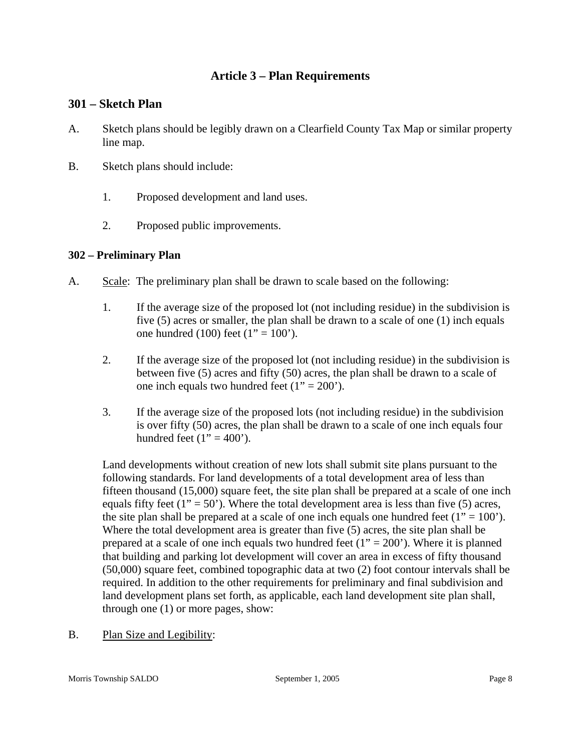# Article 3 – Plan Requirements

## 301 – Sketch Plan

A. Sketch plans should be legibly drawn on a Clearfield County Tax Map or similar property line map.

B. Sketch plans should include:

   1. Proposed development and land uses.

   2. Proposed public improvements.

### 302 – Preliminary Plan

A. <u>Scale</u>: The preliminary plan shall be drawn to scale based on the following:

   1. If the average size of the proposed lot (not including residue) in the subdivision is five (5) acres or smaller, the plan shall be drawn to a scale of one (1) inch equals one hundred (100) feet (1" = 100').

   2. If the average size of the proposed lot (not including residue) in the subdivision is between five (5) acres and fifty (50) acres, the plan shall be drawn to a scale of one inch equals two hundred feet (1" = 200').

   3. If the average size of the proposed lots (not including residue) in the subdivision is over fifty (50) acres, the plan shall be drawn to a scale of one inch equals four hundred feet (1" = 400').

   Land developments without creation of new lots shall submit site plans pursuant to the following standards. For land developments of a total development area of less than fifteen thousand (15,000) square feet, the site plan shall be prepared at a scale of one inch equals fifty feet (1" = 50'). Where the total development area is less than five (5) acres, the site plan shall be prepared at a scale of one inch equals one hundred feet (1" = 100'). Where the total development area is greater than five (5) acres, the site plan shall be prepared at a scale of one inch equals two hundred feet (1" = 200'). Where it is planned that building and parking lot development will cover an area in excess of fifty thousand (50,000) square feet, combined topographic data at two (2) foot contour intervals shall be required. In addition to the other requirements for preliminary and final subdivision and land development plans set forth, as applicable, each land development site plan shall, through one (1) or more pages, show:

B. <u>Plan Size and Legibility</u>: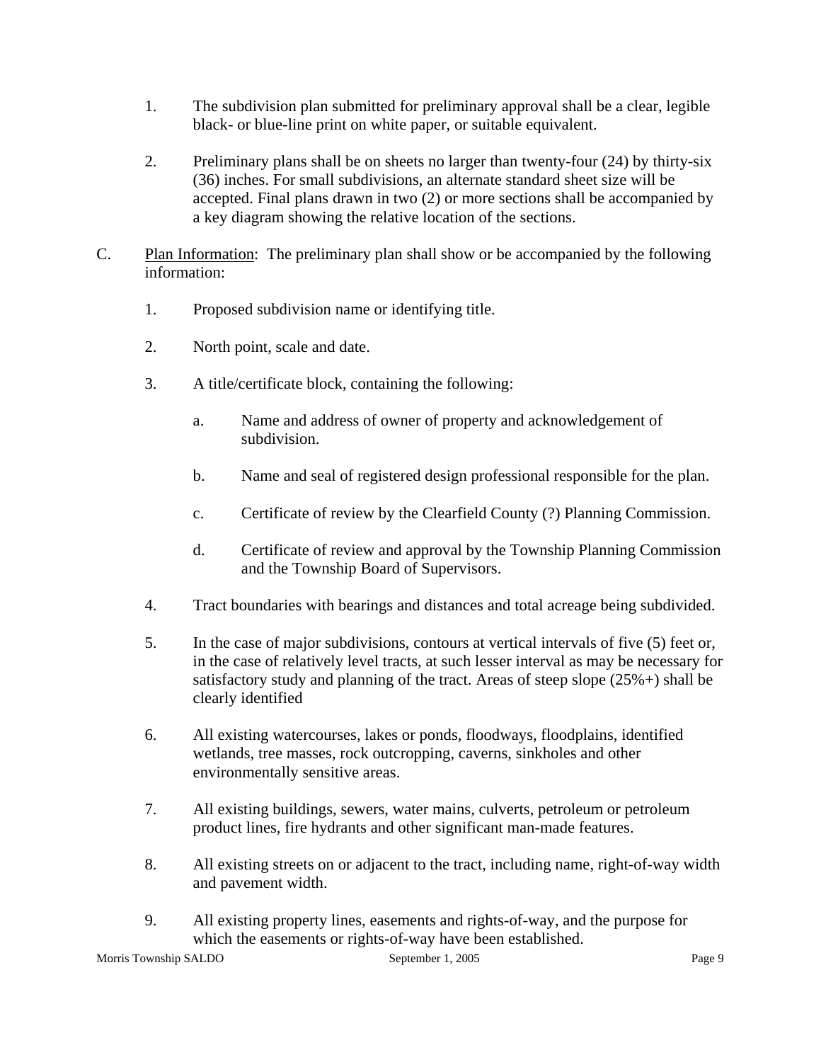1. The subdivision plan submitted for preliminary approval shall be a clear, legible black- or blue-line print on white paper, or suitable equivalent.

2. Preliminary plans shall be on sheets no larger than twenty-four (24) by thirty-six (36) inches. For small subdivisions, an alternate standard sheet size will be accepted. Final plans drawn in two (2) or more sections shall be accompanied by a key diagram showing the relative location of the sections.

C. <u>Plan Information</u>: The preliminary plan shall show or be accompanied by the following information:

1. Proposed subdivision name or identifying title.

2. North point, scale and date.

3. A title/certificate block, containing the following:

   a. Name and address of owner of property and acknowledgement of subdivision.

   b. Name and seal of registered design professional responsible for the plan.

   c. Certificate of review by the Clearfield County (?) Planning Commission.

   d. Certificate of review and approval by the Township Planning Commission and the Township Board of Supervisors.

4. Tract boundaries with bearings and distances and total acreage being subdivided.

5. In the case of major subdivisions, contours at vertical intervals of five (5) feet or, in the case of relatively level tracts, at such lesser interval as may be necessary for satisfactory study and planning of the tract. Areas of steep slope (25%+) shall be clearly identified

6. All existing watercourses, lakes or ponds, floodways, floodplains, identified wetlands, tree masses, rock outcropping, caverns, sinkholes and other environmentally sensitive areas.

7. All existing buildings, sewers, water mains, culverts, petroleum or petroleum product lines, fire hydrants and other significant man-made features.

8. All existing streets on or adjacent to the tract, including name, right-of-way width and pavement width.

9. All existing property lines, easements and rights-of-way, and the purpose for which the easements or rights-of-way have been established.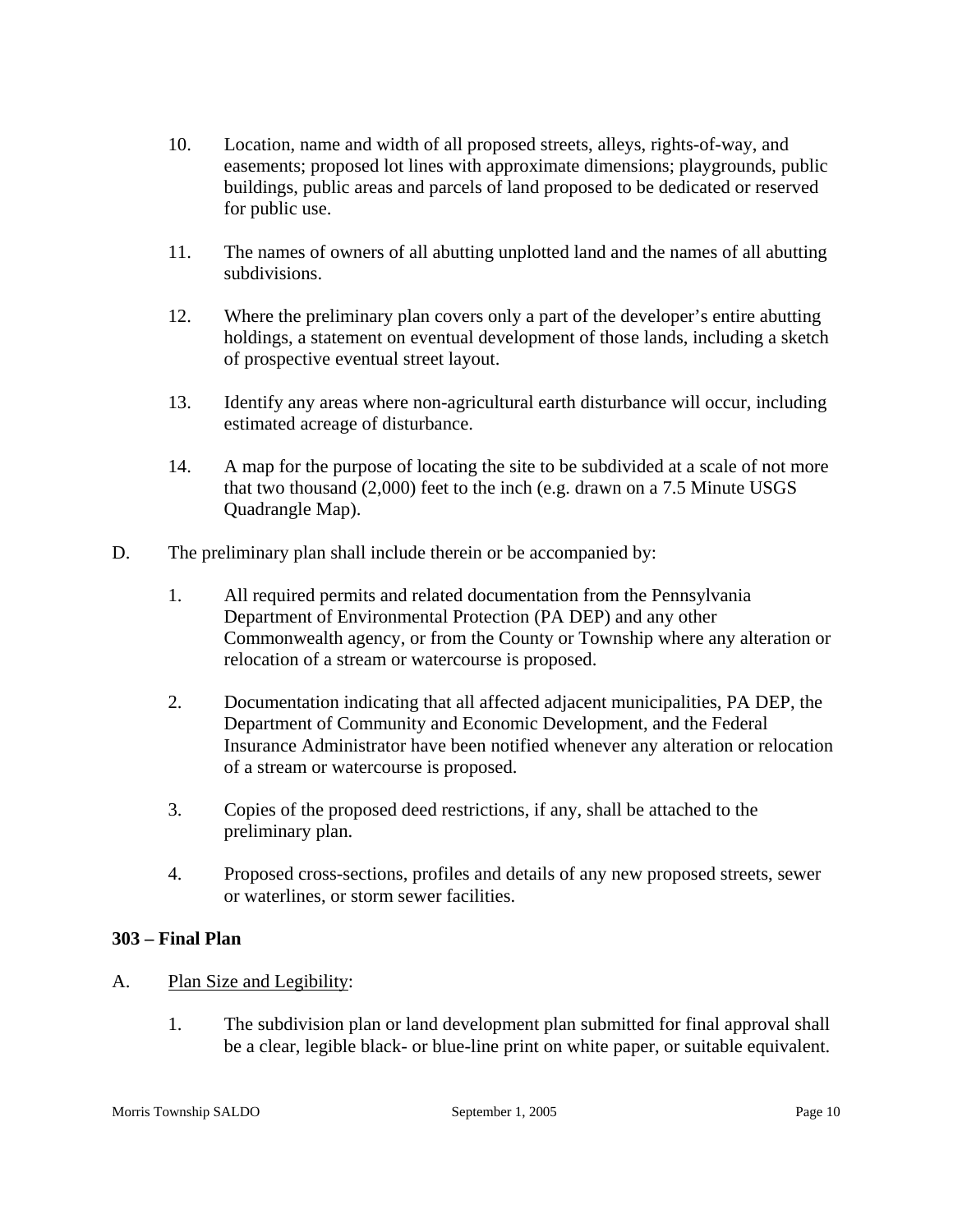10. Location, name and width of all proposed streets, alleys, rights-of-way, and easements; proposed lot lines with approximate dimensions; playgrounds, public buildings, public areas and parcels of land proposed to be dedicated or reserved for public use.

11. The names of owners of all abutting unplotted land and the names of all abutting subdivisions.

12. Where the preliminary plan covers only a part of the developer's entire abutting holdings, a statement on eventual development of those lands, including a sketch of prospective eventual street layout.

13. Identify any areas where non-agricultural earth disturbance will occur, including estimated acreage of disturbance.

14. A map for the purpose of locating the site to be subdivided at a scale of not more that two thousand (2,000) feet to the inch (e.g. drawn on a 7.5 Minute USGS Quadrangle Map).

D. The preliminary plan shall include therein or be accompanied by:

1. All required permits and related documentation from the Pennsylvania Department of Environmental Protection (PA DEP) and any other Commonwealth agency, or from the County or Township where any alteration or relocation of a stream or watercourse is proposed.

2. Documentation indicating that all affected adjacent municipalities, PA DEP, the Department of Community and Economic Development, and the Federal Insurance Administrator have been notified whenever any alteration or relocation of a stream or watercourse is proposed.

3. Copies of the proposed deed restrictions, if any, shall be attached to the preliminary plan.

4. Proposed cross-sections, profiles and details of any new proposed streets, sewer or waterlines, or storm sewer facilities.

### 303 – Final Plan

A. <u>Plan Size and Legibility</u>:

1. The subdivision plan or land development plan submitted for final approval shall be a clear, legible black- or blue-line print on white paper, or suitable equivalent.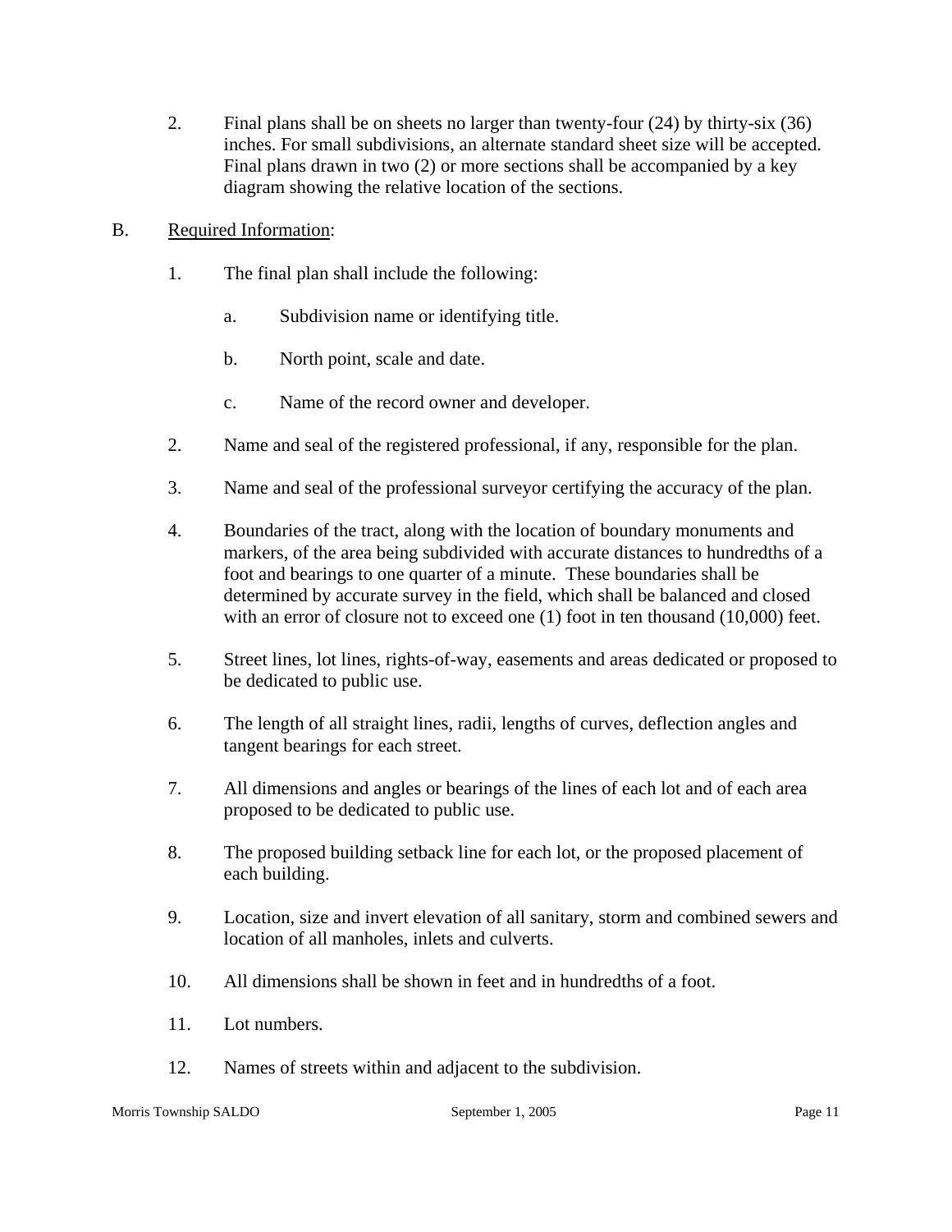2. Final plans shall be on sheets no larger than twenty-four (24) by thirty-six (36) inches. For small subdivisions, an alternate standard sheet size will be accepted. Final plans drawn in two (2) or more sections shall be accompanied by a key diagram showing the relative location of the sections.

B. Required Information:

1. The final plan shall include the following:

   a. Subdivision name or identifying title.

   b. North point, scale and date.

   c. Name of the record owner and developer.

2. Name and seal of the registered professional, if any, responsible for the plan.

3. Name and seal of the professional surveyor certifying the accuracy of the plan.

4. Boundaries of the tract, along with the location of boundary monuments and markers, of the area being subdivided with accurate distances to hundredths of a foot and bearings to one quarter of a minute. These boundaries shall be determined by accurate survey in the field, which shall be balanced and closed with an error of closure not to exceed one (1) foot in ten thousand (10,000) feet.

5. Street lines, lot lines, rights-of-way, easements and areas dedicated or proposed to be dedicated to public use.

6. The length of all straight lines, radii, lengths of curves, deflection angles and tangent bearings for each street.

7. All dimensions and angles or bearings of the lines of each lot and of each area proposed to be dedicated to public use.

8. The proposed building setback line for each lot, or the proposed placement of each building.

9. Location, size and invert elevation of all sanitary, storm and combined sewers and location of all manholes, inlets and culverts.

10. All dimensions shall be shown in feet and in hundredths of a foot.

11. Lot numbers.

12. Names of streets within and adjacent to the subdivision.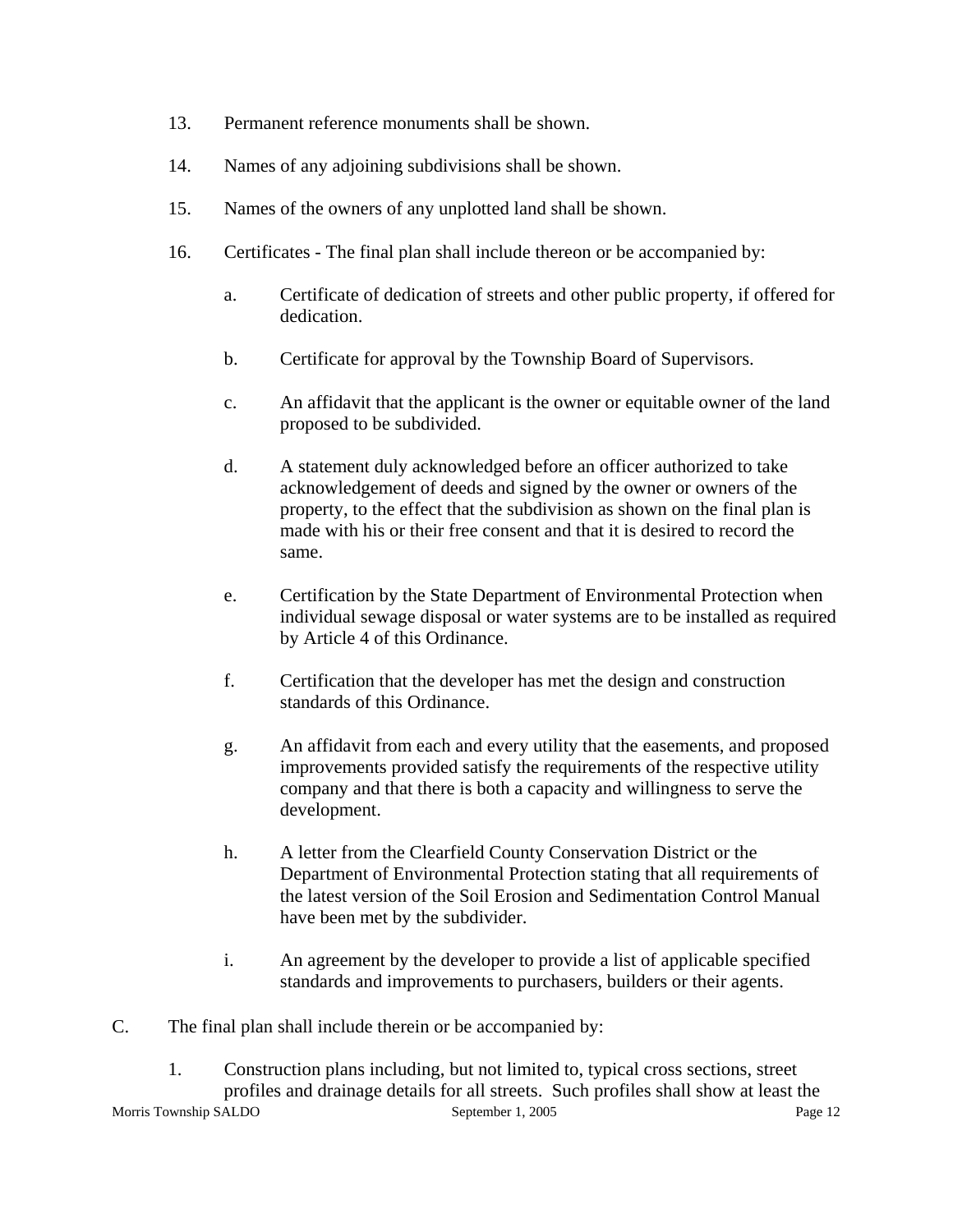13. Permanent reference monuments shall be shown.

14. Names of any adjoining subdivisions shall be shown.

15. Names of the owners of any unplotted land shall be shown.

16. Certificates - The final plan shall include thereon or be accompanied by:

    a. Certificate of dedication of streets and other public property, if offered for dedication.

    b. Certificate for approval by the Township Board of Supervisors.

    c. An affidavit that the applicant is the owner or equitable owner of the land proposed to be subdivided.

    d. A statement duly acknowledged before an officer authorized to take acknowledgement of deeds and signed by the owner or owners of the property, to the effect that the subdivision as shown on the final plan is made with his or their free consent and that it is desired to record the same.

    e. Certification by the State Department of Environmental Protection when individual sewage disposal or water systems are to be installed as required by Article 4 of this Ordinance.

    f. Certification that the developer has met the design and construction standards of this Ordinance.

    g. An affidavit from each and every utility that the easements, and proposed improvements provided satisfy the requirements of the respective utility company and that there is both a capacity and willingness to serve the development.

    h. A letter from the Clearfield County Conservation District or the Department of Environmental Protection stating that all requirements of the latest version of the Soil Erosion and Sedimentation Control Manual have been met by the subdivider.

    i. An agreement by the developer to provide a list of applicable specified standards and improvements to purchasers, builders or their agents.

C. The final plan shall include therein or be accompanied by:

   1. Construction plans including, but not limited to, typical cross sections, street profiles and drainage details for all streets. Such profiles shall show at least the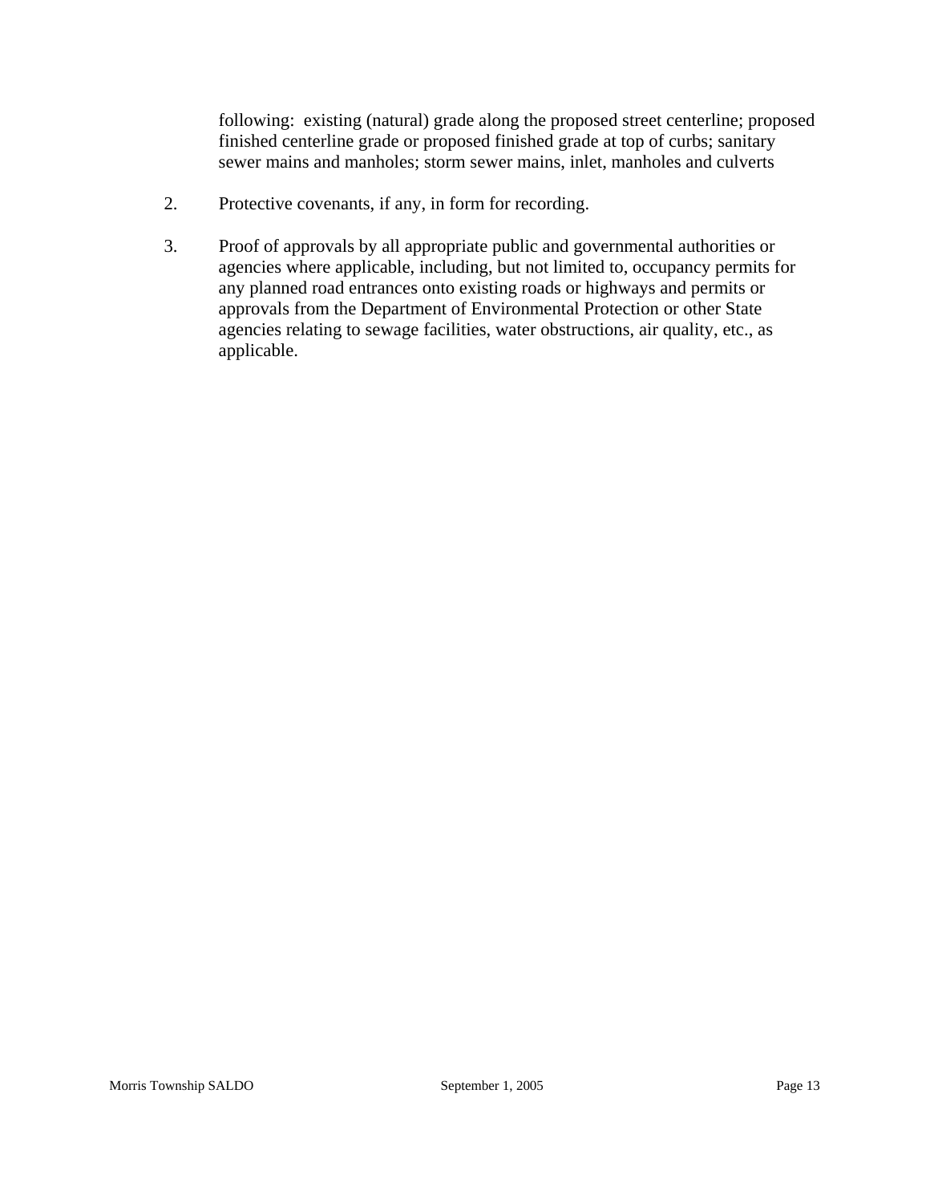following: existing (natural) grade along the proposed street centerline; proposed finished centerline grade or proposed finished grade at top of curbs; sanitary sewer mains and manholes; storm sewer mains, inlet, manholes and culverts

2. Protective covenants, if any, in form for recording.

3. Proof of approvals by all appropriate public and governmental authorities or agencies where applicable, including, but not limited to, occupancy permits for any planned road entrances onto existing roads or highways and permits or approvals from the Department of Environmental Protection or other State agencies relating to sewage facilities, water obstructions, air quality, etc., as applicable.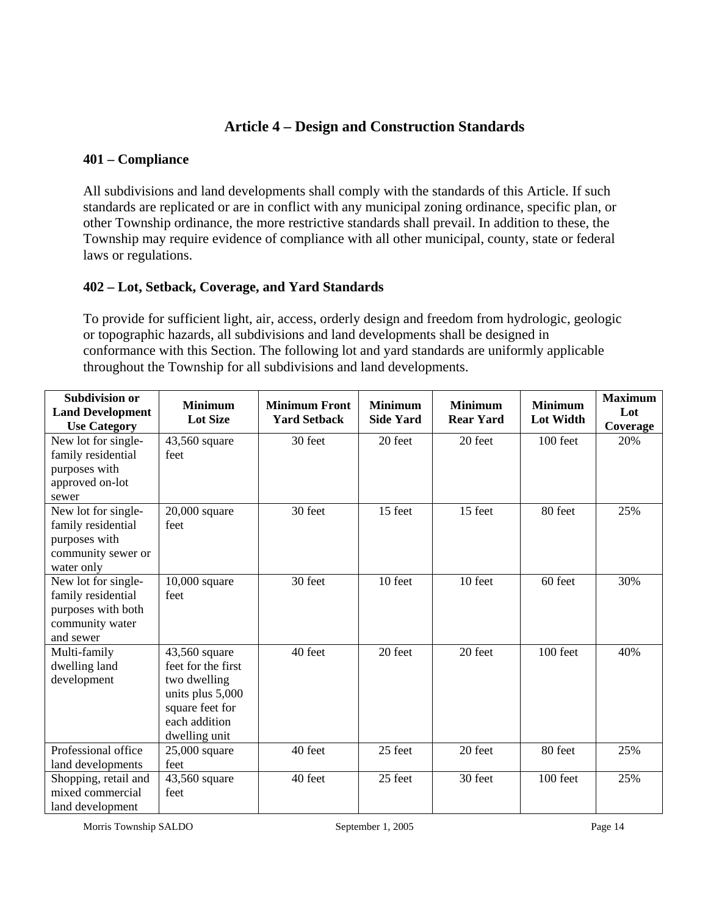# Article 4 – Design and Construction Standards

## 401 – Compliance

All subdivisions and land developments shall comply with the standards of this Article. If such standards are replicated or are in conflict with any municipal zoning ordinance, specific plan, or other Township ordinance, the more restrictive standards shall prevail. In addition to these, the Township may require evidence of compliance with all other municipal, county, state or federal laws or regulations.

## 402 – Lot, Setback, Coverage, and Yard Standards

To provide for sufficient light, air, access, orderly design and freedom from hydrologic, geologic or topographic hazards, all subdivisions and land developments shall be designed in conformance with this Section. The following lot and yard standards are uniformly applicable throughout the Township for all subdivisions and land developments.

| Subdivision or Land Development Use Category | Minimum Lot Size | Minimum Front Yard Setback | Minimum Side Yard | Minimum Rear Yard | Minimum Lot Width | Maximum Lot Coverage |
|---|---|---|---|---|---|---|
| New lot for single-family residential purposes with approved on-lot sewer | 43,560 square feet | 30 feet | 20 feet | 20 feet | 100 feet | 20% |
| New lot for single-family residential purposes with community sewer or water only | 20,000 square feet | 30 feet | 15 feet | 15 feet | 80 feet | 25% |
| New lot for single-family residential purposes with both community water and sewer | 10,000 square feet | 30 feet | 10 feet | 10 feet | 60 feet | 30% |
| Multi-family dwelling land development | 43,560 square feet for the first two dwelling units plus 5,000 square feet for each addition dwelling unit | 40 feet | 20 feet | 20 feet | 100 feet | 40% |
| Professional office land developments | 25,000 square feet | 40 feet | 25 feet | 20 feet | 80 feet | 25% |
| Shopping, retail and mixed commercial land development | 43,560 square feet | 40 feet | 25 feet | 30 feet | 100 feet | 25% |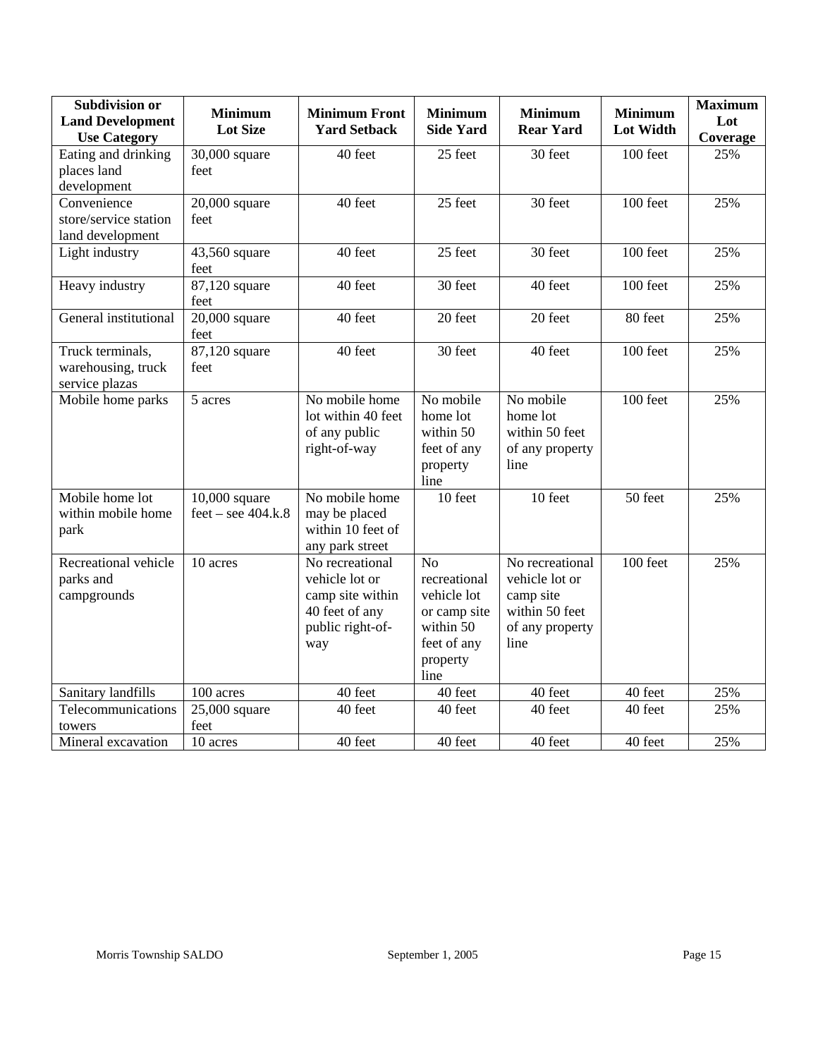| Subdivision or Land Development Use Category | Minimum Lot Size | Minimum Front Yard Setback | Minimum Side Yard | Minimum Rear Yard | Minimum Lot Width | Maximum Lot Coverage |
|---|---|---|---|---|---|---|
| Eating and drinking places land development | 30,000 square feet | 40 feet | 25 feet | 30 feet | 100 feet | 25% |
| Convenience store/service station land development | 20,000 square feet | 40 feet | 25 feet | 30 feet | 100 feet | 25% |
| Light industry | 43,560 square feet | 40 feet | 25 feet | 30 feet | 100 feet | 25% |
| Heavy industry | 87,120 square feet | 40 feet | 30 feet | 40 feet | 100 feet | 25% |
| General institutional | 20,000 square feet | 40 feet | 20 feet | 20 feet | 80 feet | 25% |
| Truck terminals, warehousing, truck service plazas | 87,120 square feet | 40 feet | 30 feet | 40 feet | 100 feet | 25% |
| Mobile home parks | 5 acres | No mobile home lot within 40 feet of any public right-of-way | No mobile home lot within 50 feet of any property line | No mobile home lot within 50 feet of any property line | 100 feet | 25% |
| Mobile home lot within mobile home park | 10,000 square feet – see 404.k.8 | No mobile home may be placed within 10 feet of any park street | 10 feet | 10 feet | 50 feet | 25% |
| Recreational vehicle parks and campgrounds | 10 acres | No recreational vehicle lot or camp site within 40 feet of any public right-of-way | No recreational vehicle lot or camp site within 50 feet of any property line | No recreational vehicle lot or camp site within 50 feet of any property line | 100 feet | 25% |
| Sanitary landfills | 100 acres | 40 feet | 40 feet | 40 feet | 40 feet | 25% |
| Telecommunications towers | 25,000 square feet | 40 feet | 40 feet | 40 feet | 40 feet | 25% |
| Mineral excavation | 10 acres | 40 feet | 40 feet | 40 feet | 40 feet | 25% |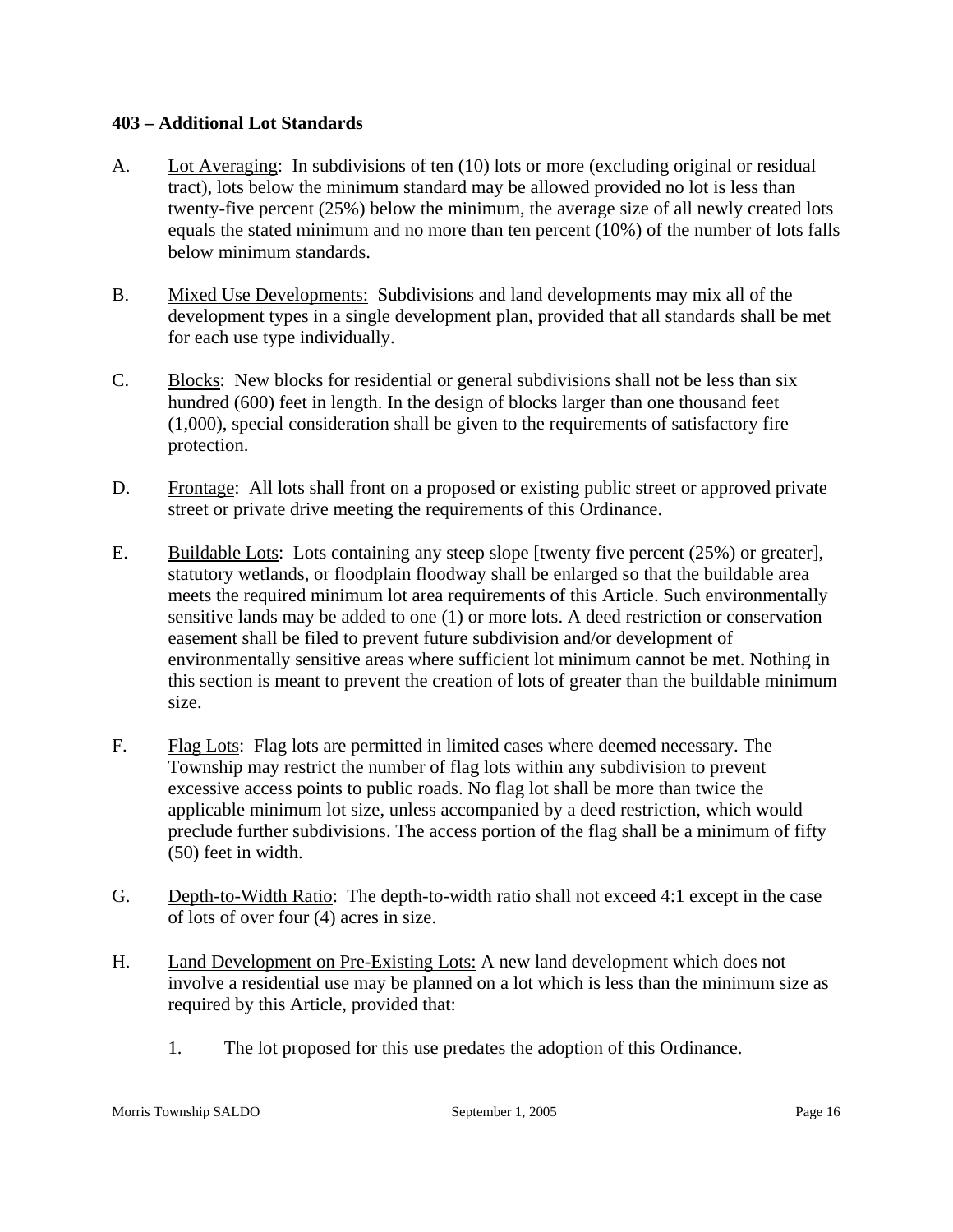### 403 – Additional Lot Standards

A. Lot Averaging: In subdivisions of ten (10) lots or more (excluding original or residual tract), lots below the minimum standard may be allowed provided no lot is less than twenty-five percent (25%) below the minimum, the average size of all newly created lots equals the stated minimum and no more than ten percent (10%) of the number of lots falls below minimum standards.

B. Mixed Use Developments: Subdivisions and land developments may mix all of the development types in a single development plan, provided that all standards shall be met for each use type individually.

C. Blocks: New blocks for residential or general subdivisions shall not be less than six hundred (600) feet in length. In the design of blocks larger than one thousand feet (1,000), special consideration shall be given to the requirements of satisfactory fire protection.

D. Frontage: All lots shall front on a proposed or existing public street or approved private street or private drive meeting the requirements of this Ordinance.

E. Buildable Lots: Lots containing any steep slope [twenty five percent (25%) or greater], statutory wetlands, or floodplain floodway shall be enlarged so that the buildable area meets the required minimum lot area requirements of this Article. Such environmentally sensitive lands may be added to one (1) or more lots. A deed restriction or conservation easement shall be filed to prevent future subdivision and/or development of environmentally sensitive areas where sufficient lot minimum cannot be met. Nothing in this section is meant to prevent the creation of lots of greater than the buildable minimum size.

F. Flag Lots: Flag lots are permitted in limited cases where deemed necessary. The Township may restrict the number of flag lots within any subdivision to prevent excessive access points to public roads. No flag lot shall be more than twice the applicable minimum lot size, unless accompanied by a deed restriction, which would preclude further subdivisions. The access portion of the flag shall be a minimum of fifty (50) feet in width.

G. Depth-to-Width Ratio: The depth-to-width ratio shall not exceed 4:1 except in the case of lots of over four (4) acres in size.

H. Land Development on Pre-Existing Lots: A new land development which does not involve a residential use may be planned on a lot which is less than the minimum size as required by this Article, provided that:

1. The lot proposed for this use predates the adoption of this Ordinance.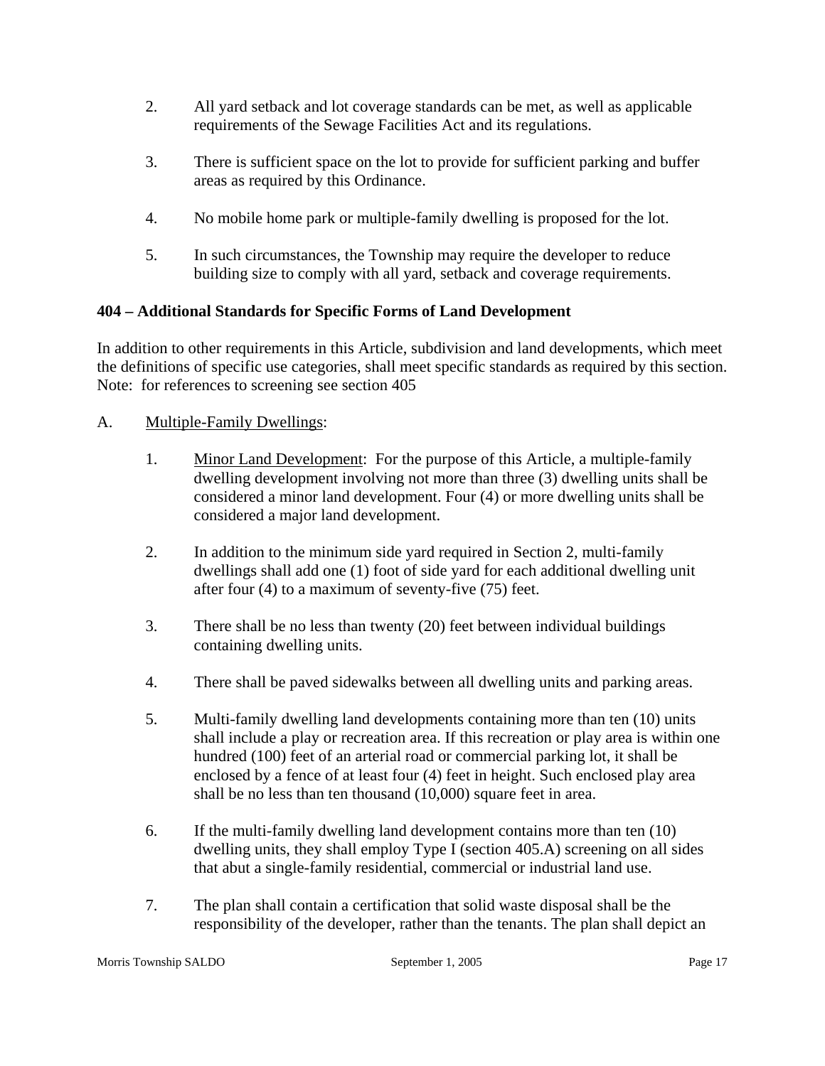2. All yard setback and lot coverage standards can be met, as well as applicable requirements of the Sewage Facilities Act and its regulations.

3. There is sufficient space on the lot to provide for sufficient parking and buffer areas as required by this Ordinance.

4. No mobile home park or multiple-family dwelling is proposed for the lot.

5. In such circumstances, the Township may require the developer to reduce building size to comply with all yard, setback and coverage requirements.

**404 – Additional Standards for Specific Forms of Land Development**

In addition to other requirements in this Article, subdivision and land developments, which meet the definitions of specific use categories, shall meet specific standards as required by this section. Note: for references to screening see section 405

A. <u>Multiple-Family Dwellings</u>:

1. <u>Minor Land Development</u>: For the purpose of this Article, a multiple-family dwelling development involving not more than three (3) dwelling units shall be considered a minor land development. Four (4) or more dwelling units shall be considered a major land development.

2. In addition to the minimum side yard required in Section 2, multi-family dwellings shall add one (1) foot of side yard for each additional dwelling unit after four (4) to a maximum of seventy-five (75) feet.

3. There shall be no less than twenty (20) feet between individual buildings containing dwelling units.

4. There shall be paved sidewalks between all dwelling units and parking areas.

5. Multi-family dwelling land developments containing more than ten (10) units shall include a play or recreation area. If this recreation or play area is within one hundred (100) feet of an arterial road or commercial parking lot, it shall be enclosed by a fence of at least four (4) feet in height. Such enclosed play area shall be no less than ten thousand (10,000) square feet in area.

6. If the multi-family dwelling land development contains more than ten (10) dwelling units, they shall employ Type I (section 405.A) screening on all sides that abut a single-family residential, commercial or industrial land use.

7. The plan shall contain a certification that solid waste disposal shall be the responsibility of the developer, rather than the tenants. The plan shall depict an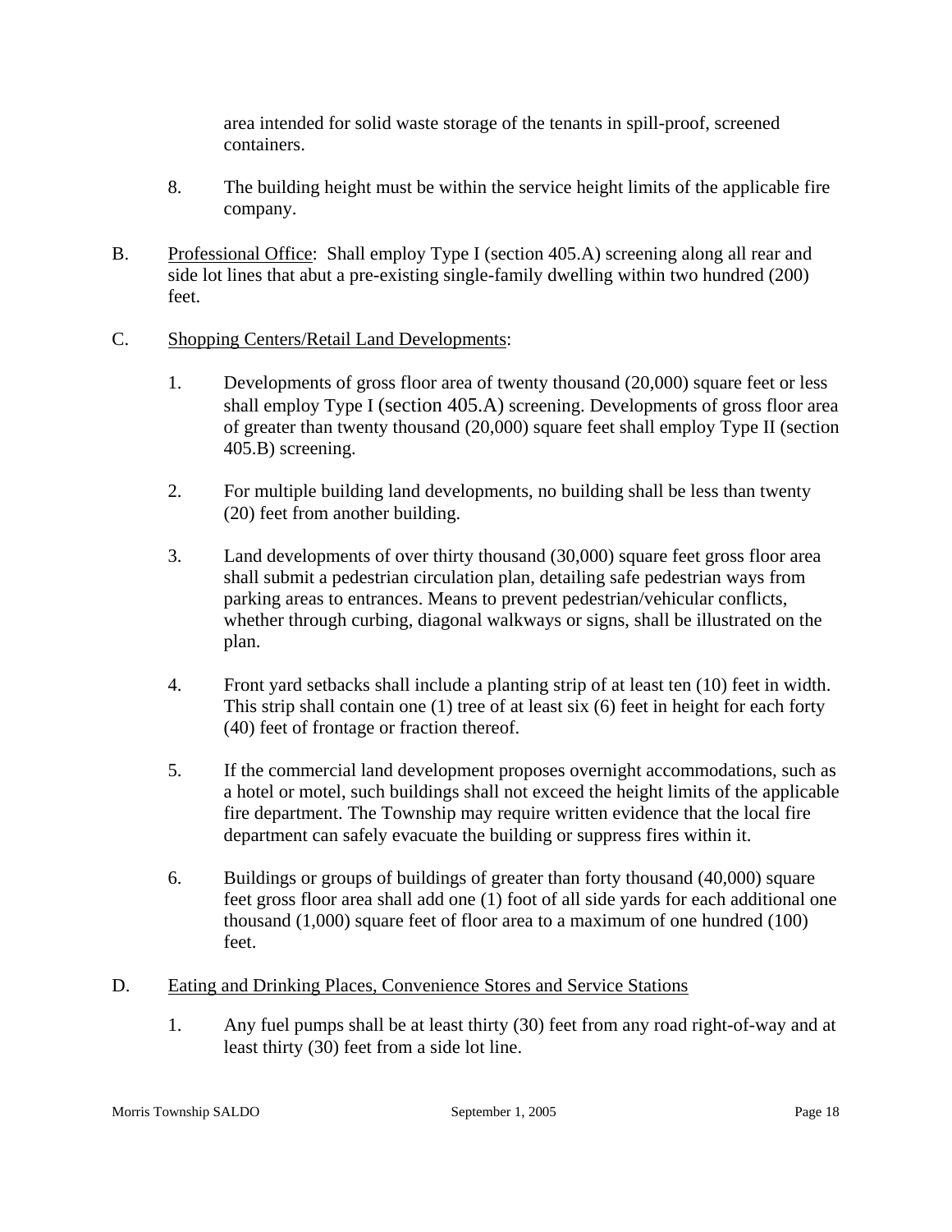area intended for solid waste storage of the tenants in spill-proof, screened containers.

8. The building height must be within the service height limits of the applicable fire company.

B. Professional Office: Shall employ Type I (section 405.A) screening along all rear and side lot lines that abut a pre-existing single-family dwelling within two hundred (200) feet.

C. Shopping Centers/Retail Land Developments:

1. Developments of gross floor area of twenty thousand (20,000) square feet or less shall employ Type I (section 405.A) screening. Developments of gross floor area of greater than twenty thousand (20,000) square feet shall employ Type II (section 405.B) screening.

2. For multiple building land developments, no building shall be less than twenty (20) feet from another building.

3. Land developments of over thirty thousand (30,000) square feet gross floor area shall submit a pedestrian circulation plan, detailing safe pedestrian ways from parking areas to entrances. Means to prevent pedestrian/vehicular conflicts, whether through curbing, diagonal walkways or signs, shall be illustrated on the plan.

4. Front yard setbacks shall include a planting strip of at least ten (10) feet in width. This strip shall contain one (1) tree of at least six (6) feet in height for each forty (40) feet of frontage or fraction thereof.

5. If the commercial land development proposes overnight accommodations, such as a hotel or motel, such buildings shall not exceed the height limits of the applicable fire department. The Township may require written evidence that the local fire department can safely evacuate the building or suppress fires within it.

6. Buildings or groups of buildings of greater than forty thousand (40,000) square feet gross floor area shall add one (1) foot of all side yards for each additional one thousand (1,000) square feet of floor area to a maximum of one hundred (100) feet.

D. Eating and Drinking Places, Convenience Stores and Service Stations

1. Any fuel pumps shall be at least thirty (30) feet from any road right-of-way and at least thirty (30) feet from a side lot line.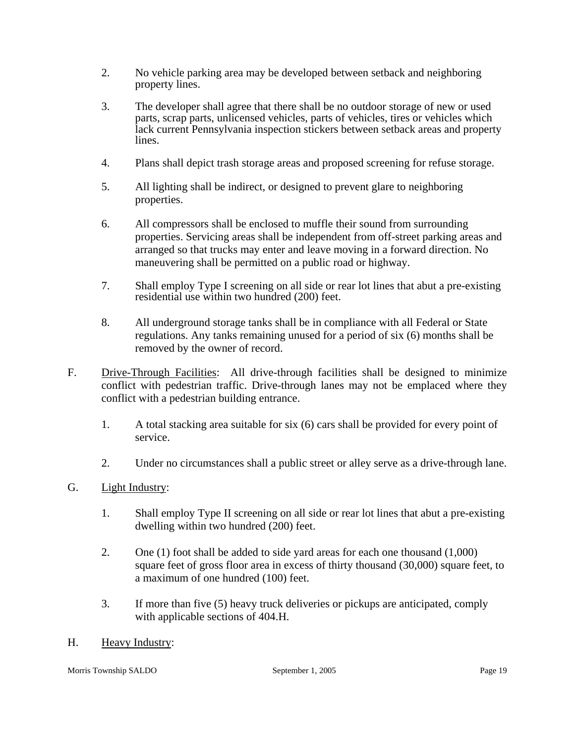2. No vehicle parking area may be developed between setback and neighboring property lines.

3. The developer shall agree that there shall be no outdoor storage of new or used parts, scrap parts, unlicensed vehicles, parts of vehicles, tires or vehicles which lack current Pennsylvania inspection stickers between setback areas and property lines.

4. Plans shall depict trash storage areas and proposed screening for refuse storage.

5. All lighting shall be indirect, or designed to prevent glare to neighboring properties.

6. All compressors shall be enclosed to muffle their sound from surrounding properties. Servicing areas shall be independent from off-street parking areas and arranged so that trucks may enter and leave moving in a forward direction. No maneuvering shall be permitted on a public road or highway.

7. Shall employ Type I screening on all side or rear lot lines that abut a pre-existing residential use within two hundred (200) feet.

8. All underground storage tanks shall be in compliance with all Federal or State regulations. Any tanks remaining unused for a period of six (6) months shall be removed by the owner of record.

F. <u>Drive-Through Facilities</u>: All drive-through facilities shall be designed to minimize conflict with pedestrian traffic. Drive-through lanes may not be emplaced where they conflict with a pedestrian building entrance.

1. A total stacking area suitable for six (6) cars shall be provided for every point of service.

2. Under no circumstances shall a public street or alley serve as a drive-through lane.

G. <u>Light Industry</u>:

1. Shall employ Type II screening on all side or rear lot lines that abut a pre-existing dwelling within two hundred (200) feet.

2. One (1) foot shall be added to side yard areas for each one thousand (1,000) square feet of gross floor area in excess of thirty thousand (30,000) square feet, to a maximum of one hundred (100) feet.

3. If more than five (5) heavy truck deliveries or pickups are anticipated, comply with applicable sections of 404.H.

H. <u>Heavy Industry</u>: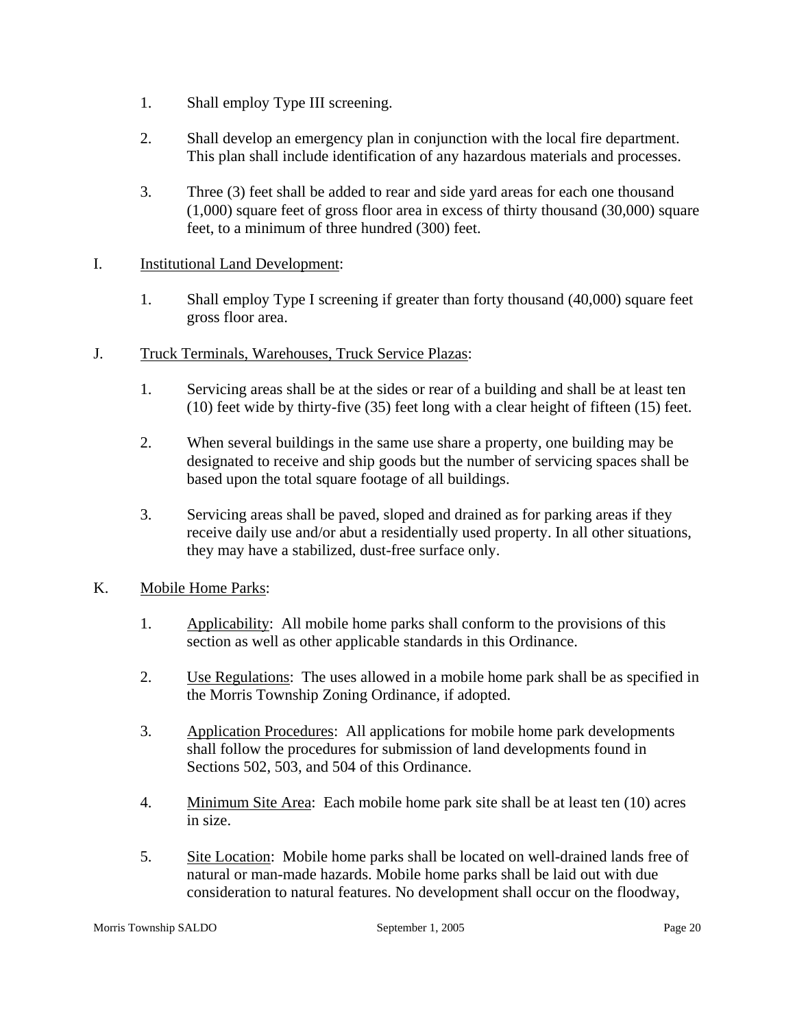1. Shall employ Type III screening.

2. Shall develop an emergency plan in conjunction with the local fire department. This plan shall include identification of any hazardous materials and processes.

3. Three (3) feet shall be added to rear and side yard areas for each one thousand (1,000) square feet of gross floor area in excess of thirty thousand (30,000) square feet, to a minimum of three hundred (300) feet.

I. Institutional Land Development:

1. Shall employ Type I screening if greater than forty thousand (40,000) square feet gross floor area.

J. Truck Terminals, Warehouses, Truck Service Plazas:

1. Servicing areas shall be at the sides or rear of a building and shall be at least ten (10) feet wide by thirty-five (35) feet long with a clear height of fifteen (15) feet.

2. When several buildings in the same use share a property, one building may be designated to receive and ship goods but the number of servicing spaces shall be based upon the total square footage of all buildings.

3. Servicing areas shall be paved, sloped and drained as for parking areas if they receive daily use and/or abut a residentially used property. In all other situations, they may have a stabilized, dust-free surface only.

K. Mobile Home Parks:

1. Applicability: All mobile home parks shall conform to the provisions of this section as well as other applicable standards in this Ordinance.

2. Use Regulations: The uses allowed in a mobile home park shall be as specified in the Morris Township Zoning Ordinance, if adopted.

3. Application Procedures: All applications for mobile home park developments shall follow the procedures for submission of land developments found in Sections 502, 503, and 504 of this Ordinance.

4. Minimum Site Area: Each mobile home park site shall be at least ten (10) acres in size.

5. Site Location: Mobile home parks shall be located on well-drained lands free of natural or man-made hazards. Mobile home parks shall be laid out with due consideration to natural features. No development shall occur on the floodway,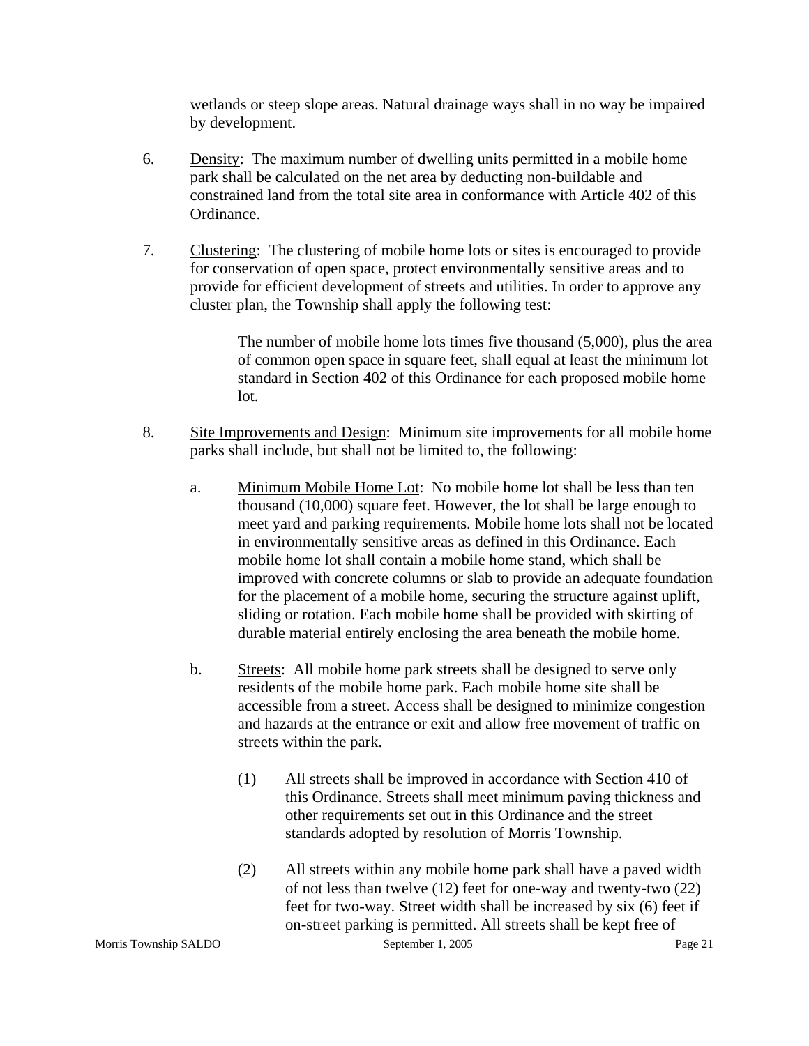wetlands or steep slope areas. Natural drainage ways shall in no way be impaired by development.

6. Density: The maximum number of dwelling units permitted in a mobile home park shall be calculated on the net area by deducting non-buildable and constrained land from the total site area in conformance with Article 402 of this Ordinance.

7. Clustering: The clustering of mobile home lots or sites is encouraged to provide for conservation of open space, protect environmentally sensitive areas and to provide for efficient development of streets and utilities. In order to approve any cluster plan, the Township shall apply the following test:

   The number of mobile home lots times five thousand (5,000), plus the area of common open space in square feet, shall equal at least the minimum lot standard in Section 402 of this Ordinance for each proposed mobile home lot.

8. Site Improvements and Design: Minimum site improvements for all mobile home parks shall include, but shall not be limited to, the following:

   a. Minimum Mobile Home Lot: No mobile home lot shall be less than ten thousand (10,000) square feet. However, the lot shall be large enough to meet yard and parking requirements. Mobile home lots shall not be located in environmentally sensitive areas as defined in this Ordinance. Each mobile home lot shall contain a mobile home stand, which shall be improved with concrete columns or slab to provide an adequate foundation for the placement of a mobile home, securing the structure against uplift, sliding or rotation. Each mobile home shall be provided with skirting of durable material entirely enclosing the area beneath the mobile home.

   b. Streets: All mobile home park streets shall be designed to serve only residents of the mobile home park. Each mobile home site shall be accessible from a street. Access shall be designed to minimize congestion and hazards at the entrance or exit and allow free movement of traffic on streets within the park.

      (1) All streets shall be improved in accordance with Section 410 of this Ordinance. Streets shall meet minimum paving thickness and other requirements set out in this Ordinance and the street standards adopted by resolution of Morris Township.

      (2) All streets within any mobile home park shall have a paved width of not less than twelve (12) feet for one-way and twenty-two (22) feet for two-way. Street width shall be increased by six (6) feet if on-street parking is permitted. All streets shall be kept free of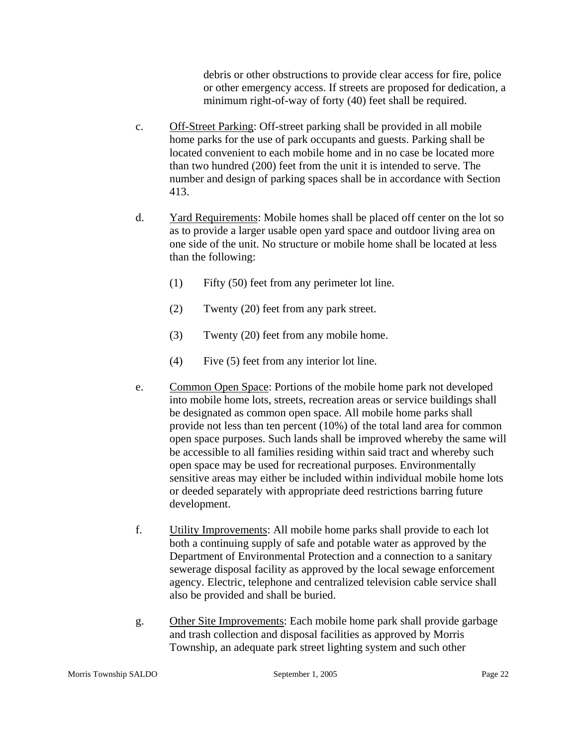debris or other obstructions to provide clear access for fire, police or other emergency access. If streets are proposed for dedication, a minimum right-of-way of forty (40) feet shall be required.

c. Off-Street Parking: Off-street parking shall be provided in all mobile home parks for the use of park occupants and guests. Parking shall be located convenient to each mobile home and in no case be located more than two hundred (200) feet from the unit it is intended to serve. The number and design of parking spaces shall be in accordance with Section 413.

d. Yard Requirements: Mobile homes shall be placed off center on the lot so as to provide a larger usable open yard space and outdoor living area on one side of the unit. No structure or mobile home shall be located at less than the following:

   (1) Fifty (50) feet from any perimeter lot line.

   (2) Twenty (20) feet from any park street.

   (3) Twenty (20) feet from any mobile home.

   (4) Five (5) feet from any interior lot line.

e. Common Open Space: Portions of the mobile home park not developed into mobile home lots, streets, recreation areas or service buildings shall be designated as common open space. All mobile home parks shall provide not less than ten percent (10%) of the total land area for common open space purposes. Such lands shall be improved whereby the same will be accessible to all families residing within said tract and whereby such open space may be used for recreational purposes. Environmentally sensitive areas may either be included within individual mobile home lots or deeded separately with appropriate deed restrictions barring future development.

f. Utility Improvements: All mobile home parks shall provide to each lot both a continuing supply of safe and potable water as approved by the Department of Environmental Protection and a connection to a sanitary sewerage disposal facility as approved by the local sewage enforcement agency. Electric, telephone and centralized television cable service shall also be provided and shall be buried.

g. Other Site Improvements: Each mobile home park shall provide garbage and trash collection and disposal facilities as approved by Morris Township, an adequate park street lighting system and such other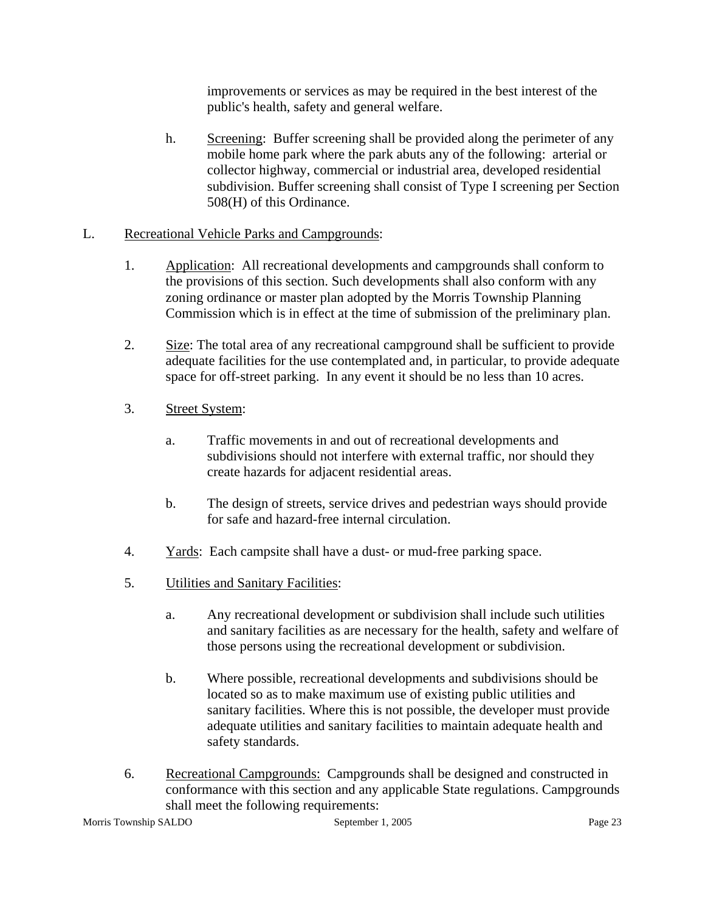improvements or services as may be required in the best interest of the public's health, safety and general welfare.

h. Screening: Buffer screening shall be provided along the perimeter of any mobile home park where the park abuts any of the following: arterial or collector highway, commercial or industrial area, developed residential subdivision. Buffer screening shall consist of Type I screening per Section 508(H) of this Ordinance.

L. Recreational Vehicle Parks and Campgrounds:

1. Application: All recreational developments and campgrounds shall conform to the provisions of this section. Such developments shall also conform with any zoning ordinance or master plan adopted by the Morris Township Planning Commission which is in effect at the time of submission of the preliminary plan.

2. Size: The total area of any recreational campground shall be sufficient to provide adequate facilities for the use contemplated and, in particular, to provide adequate space for off-street parking. In any event it should be no less than 10 acres.

3. Street System:

   a. Traffic movements in and out of recreational developments and subdivisions should not interfere with external traffic, nor should they create hazards for adjacent residential areas.

   b. The design of streets, service drives and pedestrian ways should provide for safe and hazard-free internal circulation.

4. Yards: Each campsite shall have a dust- or mud-free parking space.

5. Utilities and Sanitary Facilities:

   a. Any recreational development or subdivision shall include such utilities and sanitary facilities as are necessary for the health, safety and welfare of those persons using the recreational development or subdivision.

   b. Where possible, recreational developments and subdivisions should be located so as to make maximum use of existing public utilities and sanitary facilities. Where this is not possible, the developer must provide adequate utilities and sanitary facilities to maintain adequate health and safety standards.

6. Recreational Campgrounds: Campgrounds shall be designed and constructed in conformance with this section and any applicable State regulations. Campgrounds shall meet the following requirements: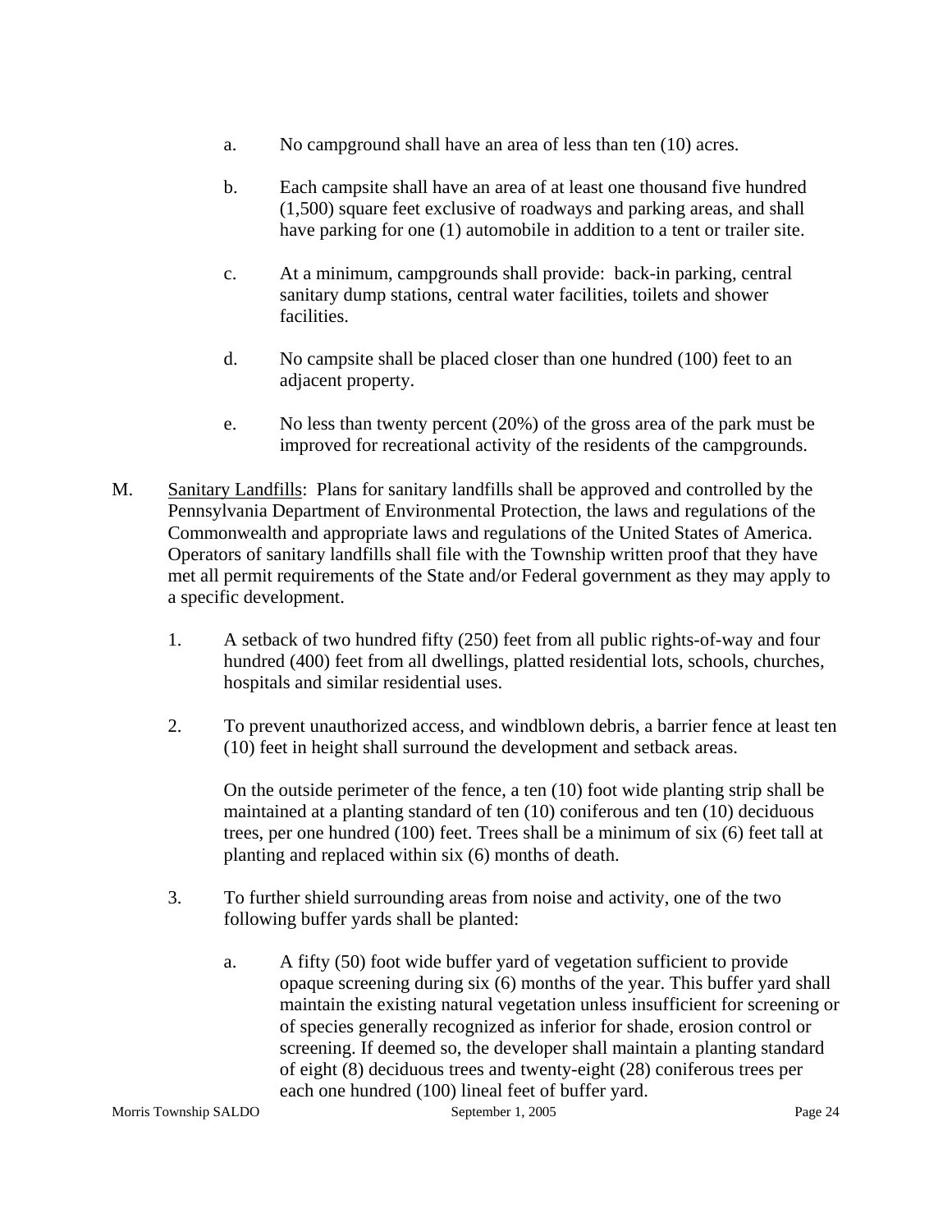a. No campground shall have an area of less than ten (10) acres.

b. Each campsite shall have an area of at least one thousand five hundred (1,500) square feet exclusive of roadways and parking areas, and shall have parking for one (1) automobile in addition to a tent or trailer site.

c. At a minimum, campgrounds shall provide: back-in parking, central sanitary dump stations, central water facilities, toilets and shower facilities.

d. No campsite shall be placed closer than one hundred (100) feet to an adjacent property.

e. No less than twenty percent (20%) of the gross area of the park must be improved for recreational activity of the residents of the campgrounds.

M. Sanitary Landfills: Plans for sanitary landfills shall be approved and controlled by the Pennsylvania Department of Environmental Protection, the laws and regulations of the Commonwealth and appropriate laws and regulations of the United States of America. Operators of sanitary landfills shall file with the Township written proof that they have met all permit requirements of the State and/or Federal government as they may apply to a specific development.

1. A setback of two hundred fifty (250) feet from all public rights-of-way and four hundred (400) feet from all dwellings, platted residential lots, schools, churches, hospitals and similar residential uses.

2. To prevent unauthorized access, and windblown debris, a barrier fence at least ten (10) feet in height shall surround the development and setback areas.

   On the outside perimeter of the fence, a ten (10) foot wide planting strip shall be maintained at a planting standard of ten (10) coniferous and ten (10) deciduous trees, per one hundred (100) feet. Trees shall be a minimum of six (6) feet tall at planting and replaced within six (6) months of death.

3. To further shield surrounding areas from noise and activity, one of the two following buffer yards shall be planted:

   a. A fifty (50) foot wide buffer yard of vegetation sufficient to provide opaque screening during six (6) months of the year. This buffer yard shall maintain the existing natural vegetation unless insufficient for screening or of species generally recognized as inferior for shade, erosion control or screening. If deemed so, the developer shall maintain a planting standard of eight (8) deciduous trees and twenty-eight (28) coniferous trees per each one hundred (100) lineal feet of buffer yard.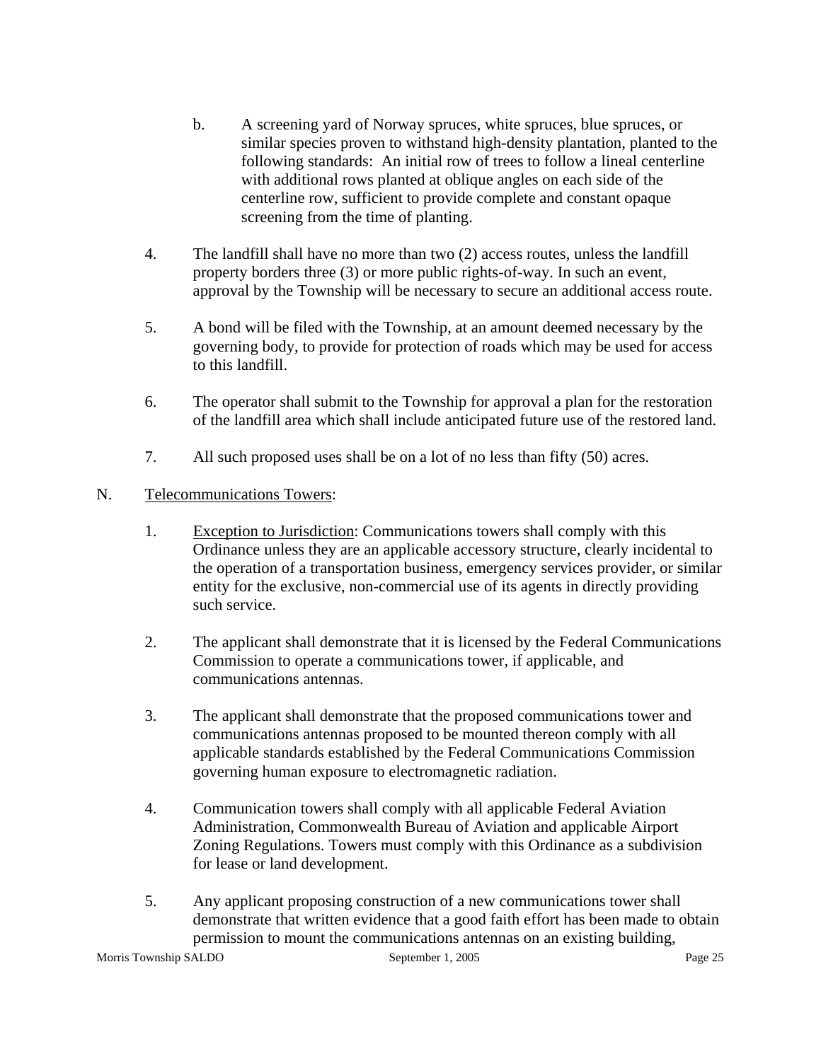b. A screening yard of Norway spruces, white spruces, blue spruces, or similar species proven to withstand high-density plantation, planted to the following standards: An initial row of trees to follow a lineal centerline with additional rows planted at oblique angles on each side of the centerline row, sufficient to provide complete and constant opaque screening from the time of planting.

4. The landfill shall have no more than two (2) access routes, unless the landfill property borders three (3) or more public rights-of-way. In such an event, approval by the Township will be necessary to secure an additional access route.

5. A bond will be filed with the Township, at an amount deemed necessary by the governing body, to provide for protection of roads which may be used for access to this landfill.

6. The operator shall submit to the Township for approval a plan for the restoration of the landfill area which shall include anticipated future use of the restored land.

7. All such proposed uses shall be on a lot of no less than fifty (50) acres.

N. Telecommunications Towers:

1. Exception to Jurisdiction: Communications towers shall comply with this Ordinance unless they are an applicable accessory structure, clearly incidental to the operation of a transportation business, emergency services provider, or similar entity for the exclusive, non-commercial use of its agents in directly providing such service.

2. The applicant shall demonstrate that it is licensed by the Federal Communications Commission to operate a communications tower, if applicable, and communications antennas.

3. The applicant shall demonstrate that the proposed communications tower and communications antennas proposed to be mounted thereon comply with all applicable standards established by the Federal Communications Commission governing human exposure to electromagnetic radiation.

4. Communication towers shall comply with all applicable Federal Aviation Administration, Commonwealth Bureau of Aviation and applicable Airport Zoning Regulations. Towers must comply with this Ordinance as a subdivision for lease or land development.

5. Any applicant proposing construction of a new communications tower shall demonstrate that written evidence that a good faith effort has been made to obtain permission to mount the communications antennas on an existing building,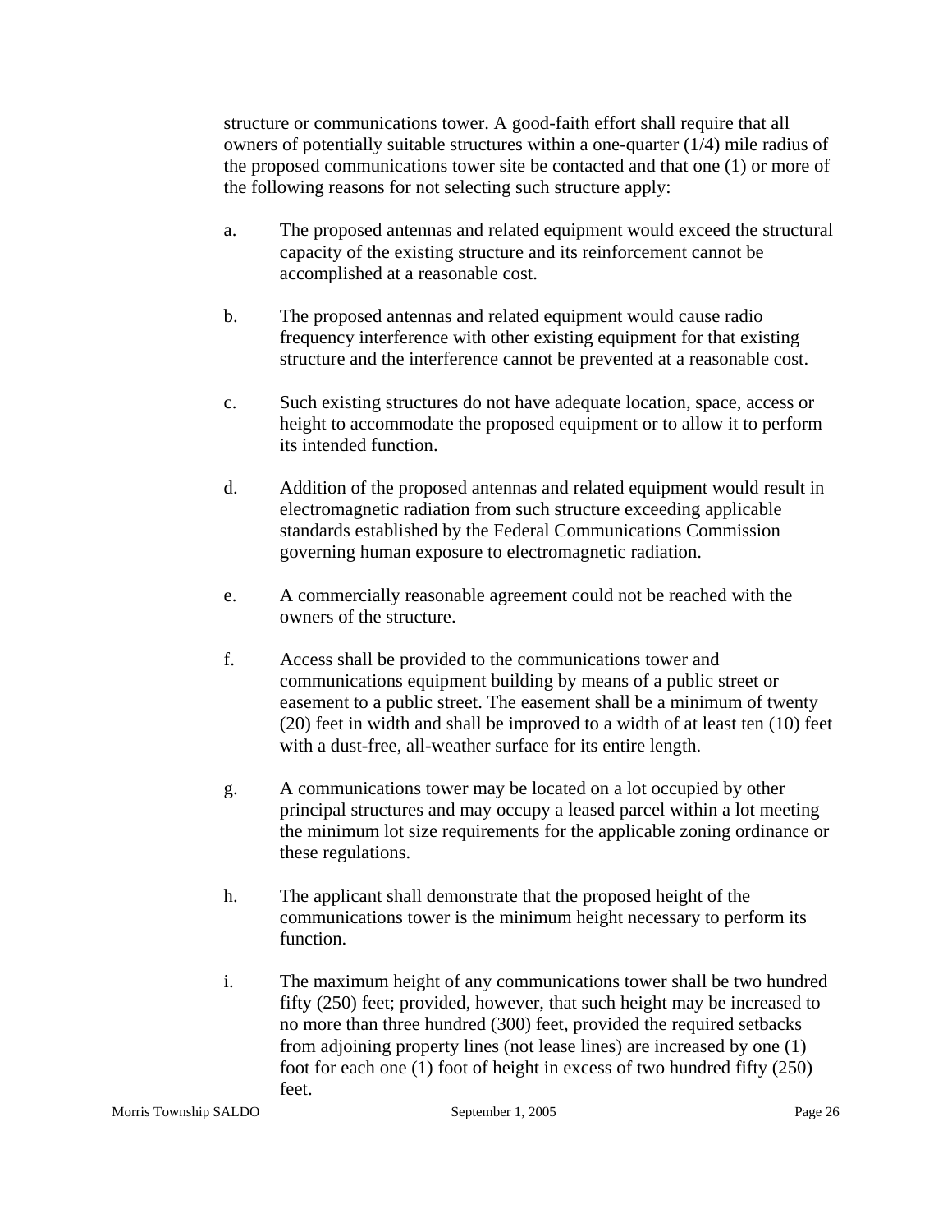structure or communications tower. A good-faith effort shall require that all owners of potentially suitable structures within a one-quarter (1/4) mile radius of the proposed communications tower site be contacted and that one (1) or more of the following reasons for not selecting such structure apply:

a. The proposed antennas and related equipment would exceed the structural capacity of the existing structure and its reinforcement cannot be accomplished at a reasonable cost.

b. The proposed antennas and related equipment would cause radio frequency interference with other existing equipment for that existing structure and the interference cannot be prevented at a reasonable cost.

c. Such existing structures do not have adequate location, space, access or height to accommodate the proposed equipment or to allow it to perform its intended function.

d. Addition of the proposed antennas and related equipment would result in electromagnetic radiation from such structure exceeding applicable standards established by the Federal Communications Commission governing human exposure to electromagnetic radiation.

e. A commercially reasonable agreement could not be reached with the owners of the structure.

f. Access shall be provided to the communications tower and communications equipment building by means of a public street or easement to a public street. The easement shall be a minimum of twenty (20) feet in width and shall be improved to a width of at least ten (10) feet with a dust-free, all-weather surface for its entire length.

g. A communications tower may be located on a lot occupied by other principal structures and may occupy a leased parcel within a lot meeting the minimum lot size requirements for the applicable zoning ordinance or these regulations.

h. The applicant shall demonstrate that the proposed height of the communications tower is the minimum height necessary to perform its function.

i. The maximum height of any communications tower shall be two hundred fifty (250) feet; provided, however, that such height may be increased to no more than three hundred (300) feet, provided the required setbacks from adjoining property lines (not lease lines) are increased by one (1) foot for each one (1) foot of height in excess of two hundred fifty (250) feet.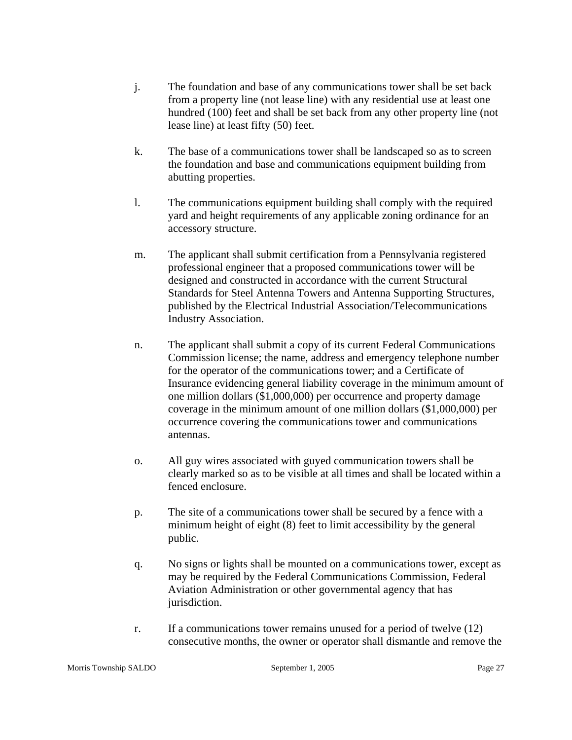j. The foundation and base of any communications tower shall be set back from a property line (not lease line) with any residential use at least one hundred (100) feet and shall be set back from any other property line (not lease line) at least fifty (50) feet.

k. The base of a communications tower shall be landscaped so as to screen the foundation and base and communications equipment building from abutting properties.

l. The communications equipment building shall comply with the required yard and height requirements of any applicable zoning ordinance for an accessory structure.

m. The applicant shall submit certification from a Pennsylvania registered professional engineer that a proposed communications tower will be designed and constructed in accordance with the current Structural Standards for Steel Antenna Towers and Antenna Supporting Structures, published by the Electrical Industrial Association/Telecommunications Industry Association.

n. The applicant shall submit a copy of its current Federal Communications Commission license; the name, address and emergency telephone number for the operator of the communications tower; and a Certificate of Insurance evidencing general liability coverage in the minimum amount of one million dollars ($1,000,000) per occurrence and property damage coverage in the minimum amount of one million dollars ($1,000,000) per occurrence covering the communications tower and communications antennas.

o. All guy wires associated with guyed communication towers shall be clearly marked so as to be visible at all times and shall be located within a fenced enclosure.

p. The site of a communications tower shall be secured by a fence with a minimum height of eight (8) feet to limit accessibility by the general public.

q. No signs or lights shall be mounted on a communications tower, except as may be required by the Federal Communications Commission, Federal Aviation Administration or other governmental agency that has jurisdiction.

r. If a communications tower remains unused for a period of twelve (12) consecutive months, the owner or operator shall dismantle and remove the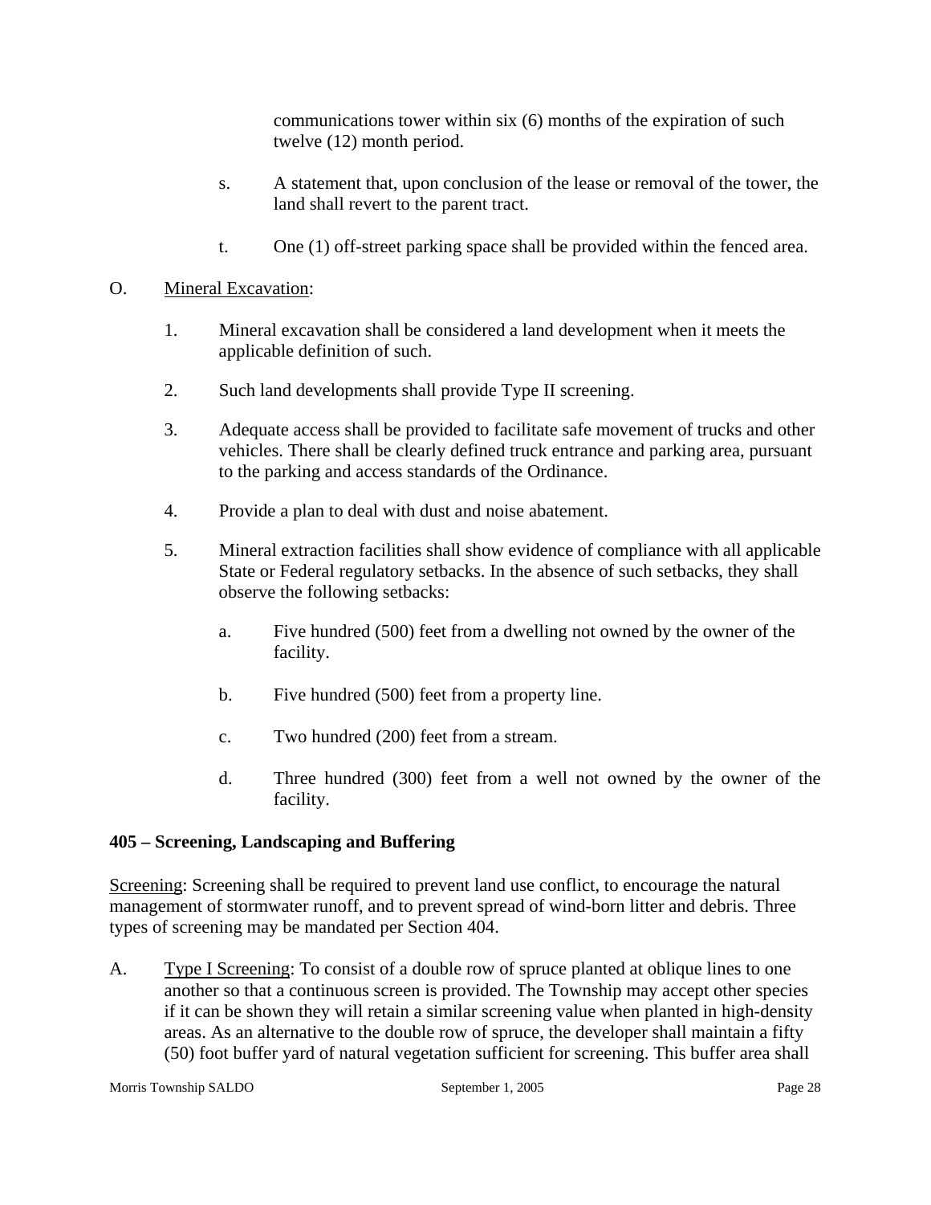communications tower within six (6) months of the expiration of such twelve (12) month period.

s. A statement that, upon conclusion of the lease or removal of the tower, the land shall revert to the parent tract.

t. One (1) off-street parking space shall be provided within the fenced area.

O. Mineral Excavation:

1. Mineral excavation shall be considered a land development when it meets the applicable definition of such.

2. Such land developments shall provide Type II screening.

3. Adequate access shall be provided to facilitate safe movement of trucks and other vehicles. There shall be clearly defined truck entrance and parking area, pursuant to the parking and access standards of the Ordinance.

4. Provide a plan to deal with dust and noise abatement.

5. Mineral extraction facilities shall show evidence of compliance with all applicable State or Federal regulatory setbacks. In the absence of such setbacks, they shall observe the following setbacks:

   a. Five hundred (500) feet from a dwelling not owned by the owner of the facility.

   b. Five hundred (500) feet from a property line.

   c. Two hundred (200) feet from a stream.

   d. Three hundred (300) feet from a well not owned by the owner of the facility.

**405 – Screening, Landscaping and Buffering**

Screening: Screening shall be required to prevent land use conflict, to encourage the natural management of stormwater runoff, and to prevent spread of wind-born litter and debris. Three types of screening may be mandated per Section 404.

A. Type I Screening: To consist of a double row of spruce planted at oblique lines to one another so that a continuous screen is provided. The Township may accept other species if it can be shown they will retain a similar screening value when planted in high-density areas. As an alternative to the double row of spruce, the developer shall maintain a fifty (50) foot buffer yard of natural vegetation sufficient for screening. This buffer area shall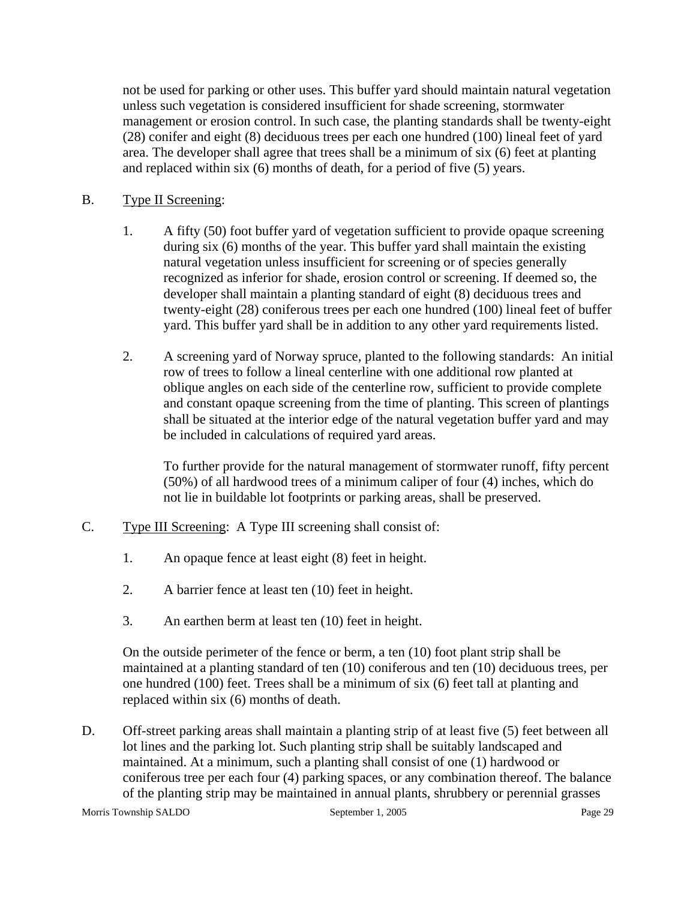not be used for parking or other uses. This buffer yard should maintain natural vegetation unless such vegetation is considered insufficient for shade screening, stormwater management or erosion control. In such case, the planting standards shall be twenty-eight (28) conifer and eight (8) deciduous trees per each one hundred (100) lineal feet of yard area. The developer shall agree that trees shall be a minimum of six (6) feet at planting and replaced within six (6) months of death, for a period of five (5) years.

B. Type II Screening:

1. A fifty (50) foot buffer yard of vegetation sufficient to provide opaque screening during six (6) months of the year. This buffer yard shall maintain the existing natural vegetation unless insufficient for screening or of species generally recognized as inferior for shade, erosion control or screening. If deemed so, the developer shall maintain a planting standard of eight (8) deciduous trees and twenty-eight (28) coniferous trees per each one hundred (100) lineal feet of buffer yard. This buffer yard shall be in addition to any other yard requirements listed.

2. A screening yard of Norway spruce, planted to the following standards: An initial row of trees to follow a lineal centerline with one additional row planted at oblique angles on each side of the centerline row, sufficient to provide complete and constant opaque screening from the time of planting. This screen of plantings shall be situated at the interior edge of the natural vegetation buffer yard and may be included in calculations of required yard areas.

   To further provide for the natural management of stormwater runoff, fifty percent (50%) of all hardwood trees of a minimum caliper of four (4) inches, which do not lie in buildable lot footprints or parking areas, shall be preserved.

C. Type III Screening: A Type III screening shall consist of:

1. An opaque fence at least eight (8) feet in height.

2. A barrier fence at least ten (10) feet in height.

3. An earthen berm at least ten (10) feet in height.

On the outside perimeter of the fence or berm, a ten (10) foot plant strip shall be maintained at a planting standard of ten (10) coniferous and ten (10) deciduous trees, per one hundred (100) feet. Trees shall be a minimum of six (6) feet tall at planting and replaced within six (6) months of death.

D. Off-street parking areas shall maintain a planting strip of at least five (5) feet between all lot lines and the parking lot. Such planting strip shall be suitably landscaped and maintained. At a minimum, such a planting shall consist of one (1) hardwood or coniferous tree per each four (4) parking spaces, or any combination thereof. The balance of the planting strip may be maintained in annual plants, shrubbery or perennial grasses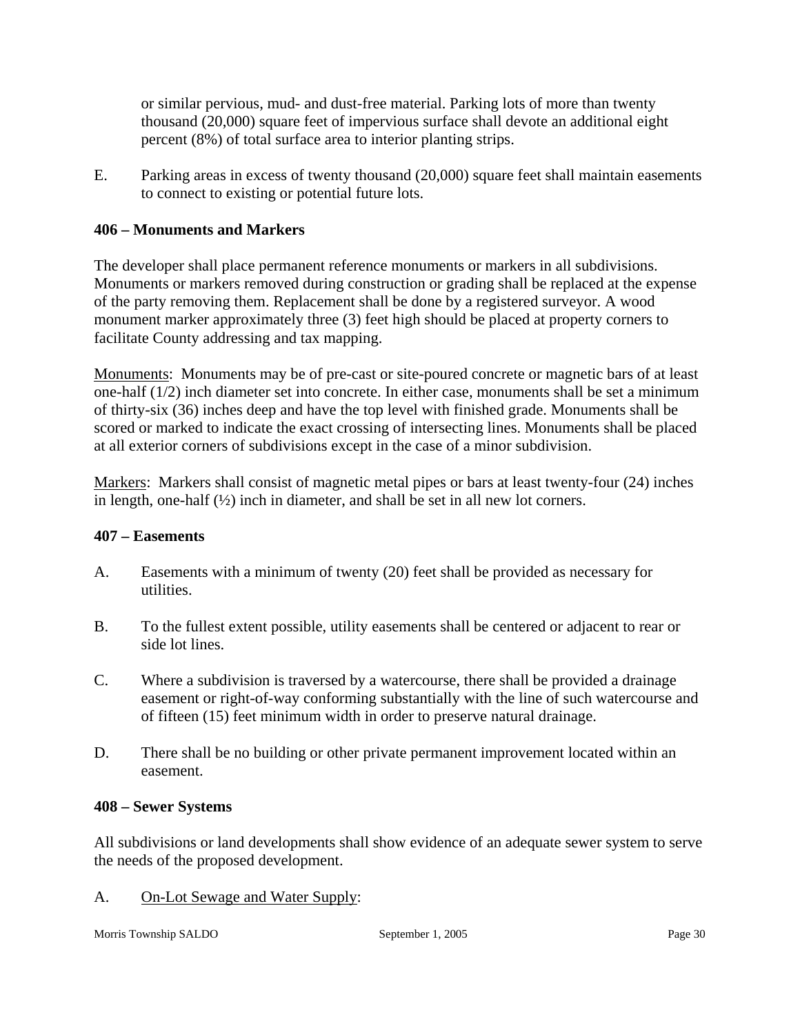or similar pervious, mud- and dust-free material. Parking lots of more than twenty thousand (20,000) square feet of impervious surface shall devote an additional eight percent (8%) of total surface area to interior planting strips.

E. Parking areas in excess of twenty thousand (20,000) square feet shall maintain easements to connect to existing or potential future lots.

**406 – Monuments and Markers**

The developer shall place permanent reference monuments or markers in all subdivisions. Monuments or markers removed during construction or grading shall be replaced at the expense of the party removing them. Replacement shall be done by a registered surveyor. A wood monument marker approximately three (3) feet high should be placed at property corners to facilitate County addressing and tax mapping.

<u>Monuments</u>: Monuments may be of pre-cast or site-poured concrete or magnetic bars of at least one-half (1/2) inch diameter set into concrete. In either case, monuments shall be set a minimum of thirty-six (36) inches deep and have the top level with finished grade. Monuments shall be scored or marked to indicate the exact crossing of intersecting lines. Monuments shall be placed at all exterior corners of subdivisions except in the case of a minor subdivision.

<u>Markers</u>: Markers shall consist of magnetic metal pipes or bars at least twenty-four (24) inches in length, one-half (½) inch in diameter, and shall be set in all new lot corners.

**407 – Easements**

A. Easements with a minimum of twenty (20) feet shall be provided as necessary for utilities.

B. To the fullest extent possible, utility easements shall be centered or adjacent to rear or side lot lines.

C. Where a subdivision is traversed by a watercourse, there shall be provided a drainage easement or right-of-way conforming substantially with the line of such watercourse and of fifteen (15) feet minimum width in order to preserve natural drainage.

D. There shall be no building or other private permanent improvement located within an easement.

**408 – Sewer Systems**

All subdivisions or land developments shall show evidence of an adequate sewer system to serve the needs of the proposed development.

A. <u>On-Lot Sewage and Water Supply</u>: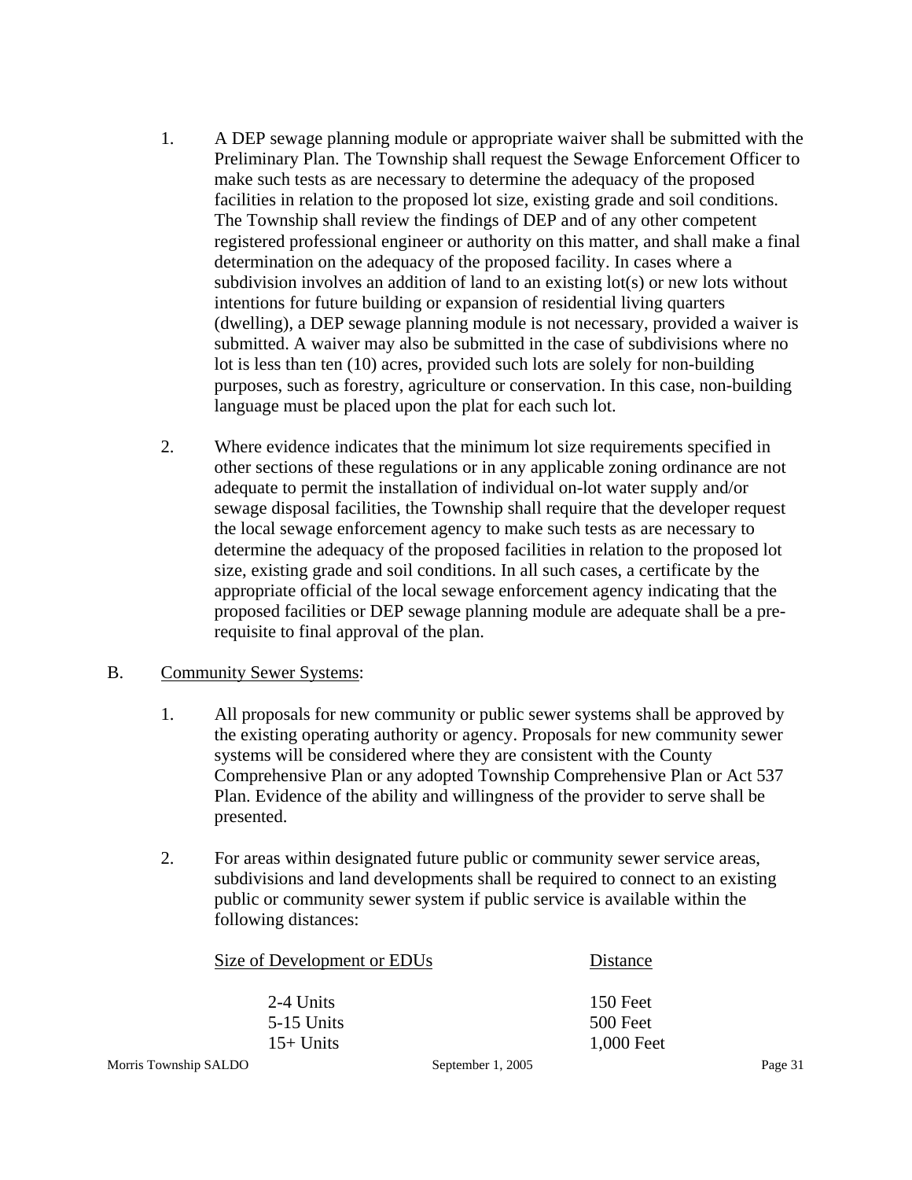1. A DEP sewage planning module or appropriate waiver shall be submitted with the Preliminary Plan. The Township shall request the Sewage Enforcement Officer to make such tests as are necessary to determine the adequacy of the proposed facilities in relation to the proposed lot size, existing grade and soil conditions. The Township shall review the findings of DEP and of any other competent registered professional engineer or authority on this matter, and shall make a final determination on the adequacy of the proposed facility. In cases where a subdivision involves an addition of land to an existing lot(s) or new lots without intentions for future building or expansion of residential living quarters (dwelling), a DEP sewage planning module is not necessary, provided a waiver is submitted. A waiver may also be submitted in the case of subdivisions where no lot is less than ten (10) acres, provided such lots are solely for non-building purposes, such as forestry, agriculture or conservation. In this case, non-building language must be placed upon the plat for each such lot.

2. Where evidence indicates that the minimum lot size requirements specified in other sections of these regulations or in any applicable zoning ordinance are not adequate to permit the installation of individual on-lot water supply and/or sewage disposal facilities, the Township shall require that the developer request the local sewage enforcement agency to make such tests as are necessary to determine the adequacy of the proposed facilities in relation to the proposed lot size, existing grade and soil conditions. In all such cases, a certificate by the appropriate official of the local sewage enforcement agency indicating that the proposed facilities or DEP sewage planning module are adequate shall be a pre-requisite to final approval of the plan.

B. Community Sewer Systems:

1. All proposals for new community or public sewer systems shall be approved by the existing operating authority or agency. Proposals for new community sewer systems will be considered where they are consistent with the County Comprehensive Plan or any adopted Township Comprehensive Plan or Act 537 Plan. Evidence of the ability and willingness of the provider to serve shall be presented.

2. For areas within designated future public or community sewer service areas, subdivisions and land developments shall be required to connect to an existing public or community sewer system if public service is available within the following distances:

| Size of Development or EDUs | Distance |
|---|---|
| 2-4 Units | 150 Feet |
| 5-15 Units | 500 Feet |
| 15+ Units | 1,000 Feet |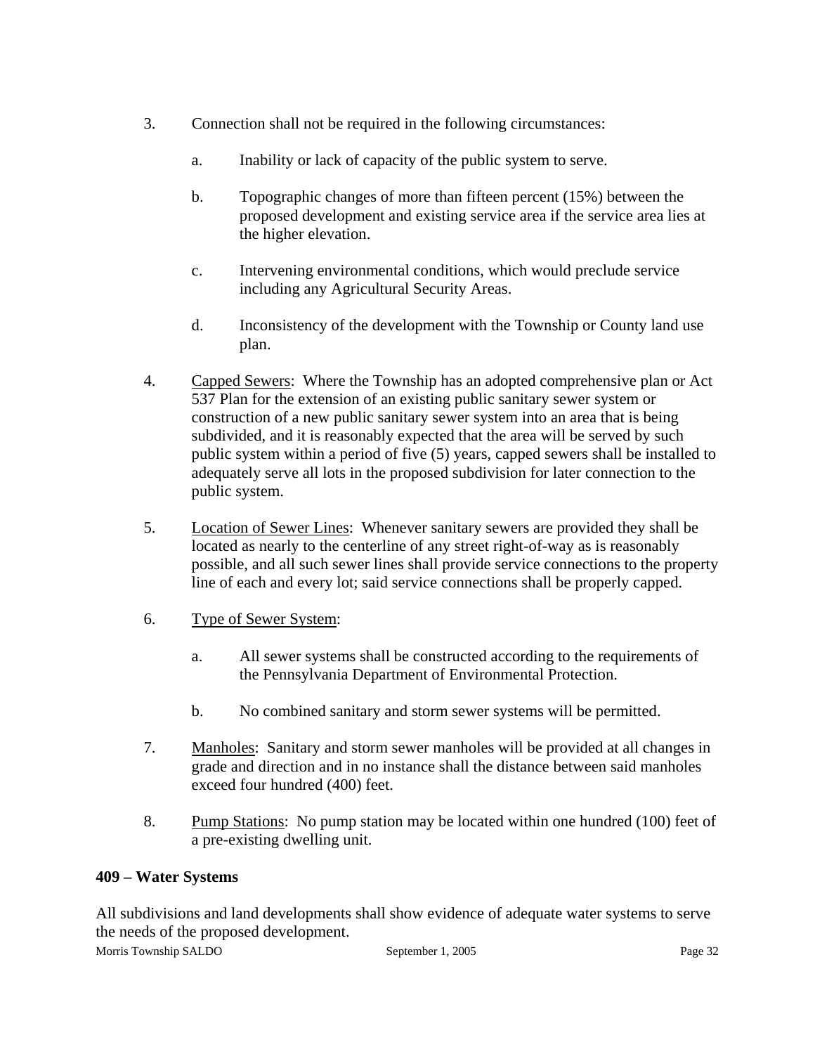3. Connection shall not be required in the following circumstances:

    a. Inability or lack of capacity of the public system to serve.

    b. Topographic changes of more than fifteen percent (15%) between the proposed development and existing service area if the service area lies at the higher elevation.

    c. Intervening environmental conditions, which would preclude service including any Agricultural Security Areas.

    d. Inconsistency of the development with the Township or County land use plan.

4. Capped Sewers: Where the Township has an adopted comprehensive plan or Act 537 Plan for the extension of an existing public sanitary sewer system or construction of a new public sanitary sewer system into an area that is being subdivided, and it is reasonably expected that the area will be served by such public system within a period of five (5) years, capped sewers shall be installed to adequately serve all lots in the proposed subdivision for later connection to the public system.

5. Location of Sewer Lines: Whenever sanitary sewers are provided they shall be located as nearly to the centerline of any street right-of-way as is reasonably possible, and all such sewer lines shall provide service connections to the property line of each and every lot; said service connections shall be properly capped.

6. Type of Sewer System:

    a. All sewer systems shall be constructed according to the requirements of the Pennsylvania Department of Environmental Protection.

    b. No combined sanitary and storm sewer systems will be permitted.

7. Manholes: Sanitary and storm sewer manholes will be provided at all changes in grade and direction and in no instance shall the distance between said manholes exceed four hundred (400) feet.

8. Pump Stations: No pump station may be located within one hundred (100) feet of a pre-existing dwelling unit.

**409 – Water Systems**

All subdivisions and land developments shall show evidence of adequate water systems to serve the needs of the proposed development.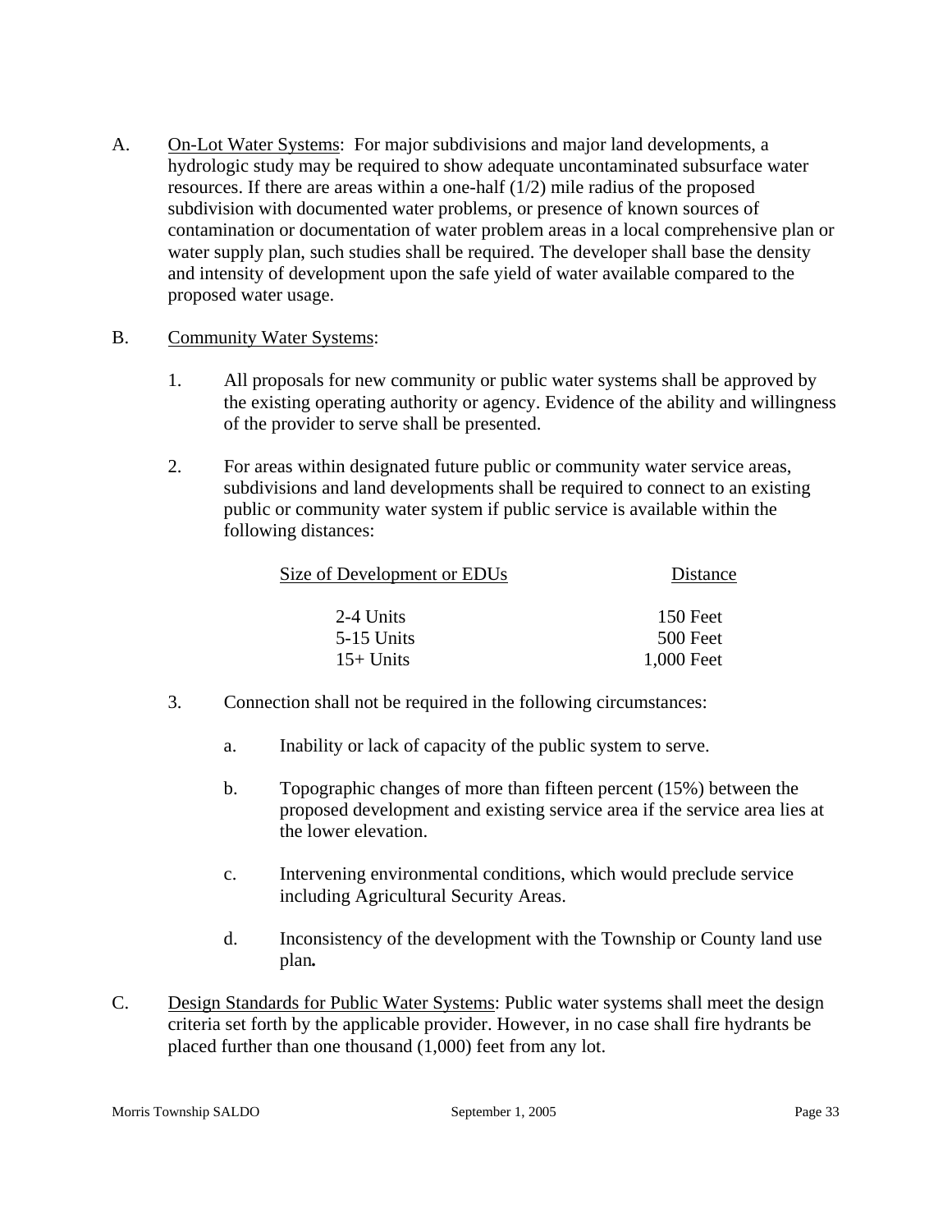A. <u>On-Lot Water Systems</u>: For major subdivisions and major land developments, a hydrologic study may be required to show adequate uncontaminated subsurface water resources. If there are areas within a one-half (1/2) mile radius of the proposed subdivision with documented water problems, or presence of known sources of contamination or documentation of water problem areas in a local comprehensive plan or water supply plan, such studies shall be required. The developer shall base the density and intensity of development upon the safe yield of water available compared to the proposed water usage.

B. <u>Community Water Systems</u>:

1. All proposals for new community or public water systems shall be approved by the existing operating authority or agency. Evidence of the ability and willingness of the provider to serve shall be presented.

2. For areas within designated future public or community water service areas, subdivisions and land developments shall be required to connect to an existing public or community water system if public service is available within the following distances:

| Size of Development or EDUs | Distance |
|---|---|
| 2-4 Units | 150 Feet |
| 5-15 Units | 500 Feet |
| 15+ Units | 1,000 Feet |

3. Connection shall not be required in the following circumstances:

   a. Inability or lack of capacity of the public system to serve.

   b. Topographic changes of more than fifteen percent (15%) between the proposed development and existing service area if the service area lies at the lower elevation.

   c. Intervening environmental conditions, which would preclude service including Agricultural Security Areas.

   d. Inconsistency of the development with the Township or County land use plan**.**

C. <u>Design Standards for Public Water Systems</u>: Public water systems shall meet the design criteria set forth by the applicable provider. However, in no case shall fire hydrants be placed further than one thousand (1,000) feet from any lot.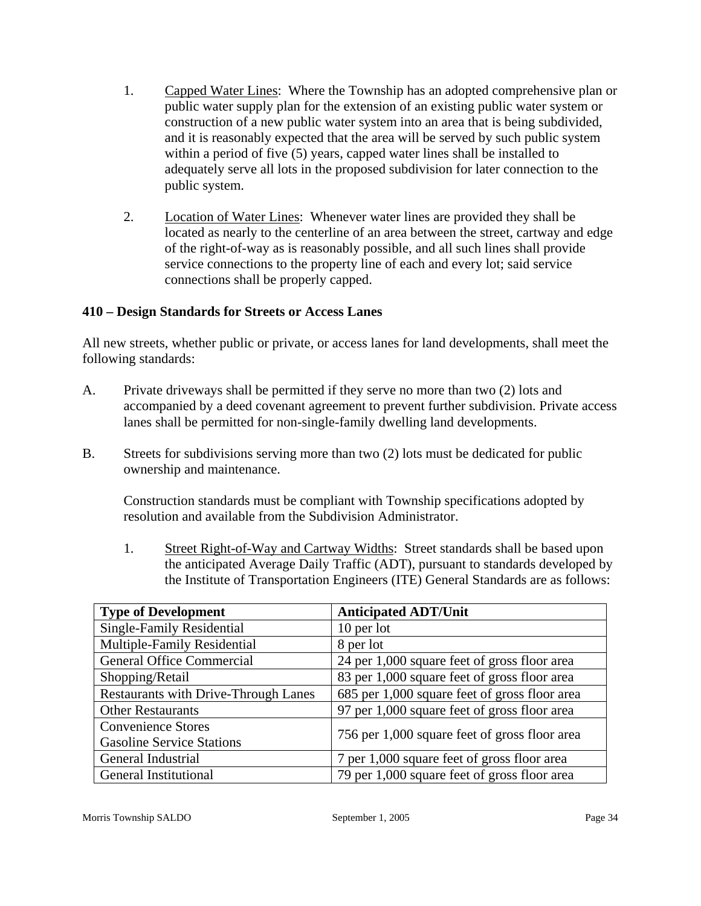1. Capped Water Lines: Where the Township has an adopted comprehensive plan or public water supply plan for the extension of an existing public water system or construction of a new public water system into an area that is being subdivided, and it is reasonably expected that the area will be served by such public system within a period of five (5) years, capped water lines shall be installed to adequately serve all lots in the proposed subdivision for later connection to the public system.

2. Location of Water Lines: Whenever water lines are provided they shall be located as nearly to the centerline of an area between the street, cartway and edge of the right-of-way as is reasonably possible, and all such lines shall provide service connections to the property line of each and every lot; said service connections shall be properly capped.

### 410 – Design Standards for Streets or Access Lanes

All new streets, whether public or private, or access lanes for land developments, shall meet the following standards:

A. Private driveways shall be permitted if they serve no more than two (2) lots and accompanied by a deed covenant agreement to prevent further subdivision. Private access lanes shall be permitted for non-single-family dwelling land developments.

B. Streets for subdivisions serving more than two (2) lots must be dedicated for public ownership and maintenance.

   Construction standards must be compliant with Township specifications adopted by resolution and available from the Subdivision Administrator.

   1. Street Right-of-Way and Cartway Widths: Street standards shall be based upon the anticipated Average Daily Traffic (ADT), pursuant to standards developed by the Institute of Transportation Engineers (ITE) General Standards are as follows:

| Type of Development | Anticipated ADT/Unit |
|---|---|
| Single-Family Residential | 10 per lot |
| Multiple-Family Residential | 8 per lot |
| General Office Commercial | 24 per 1,000 square feet of gross floor area |
| Shopping/Retail | 83 per 1,000 square feet of gross floor area |
| Restaurants with Drive-Through Lanes | 685 per 1,000 square feet of gross floor area |
| Other Restaurants | 97 per 1,000 square feet of gross floor area |
| Convenience Stores<br>Gasoline Service Stations | 756 per 1,000 square feet of gross floor area |
| General Industrial | 7 per 1,000 square feet of gross floor area |
| General Institutional | 79 per 1,000 square feet of gross floor area |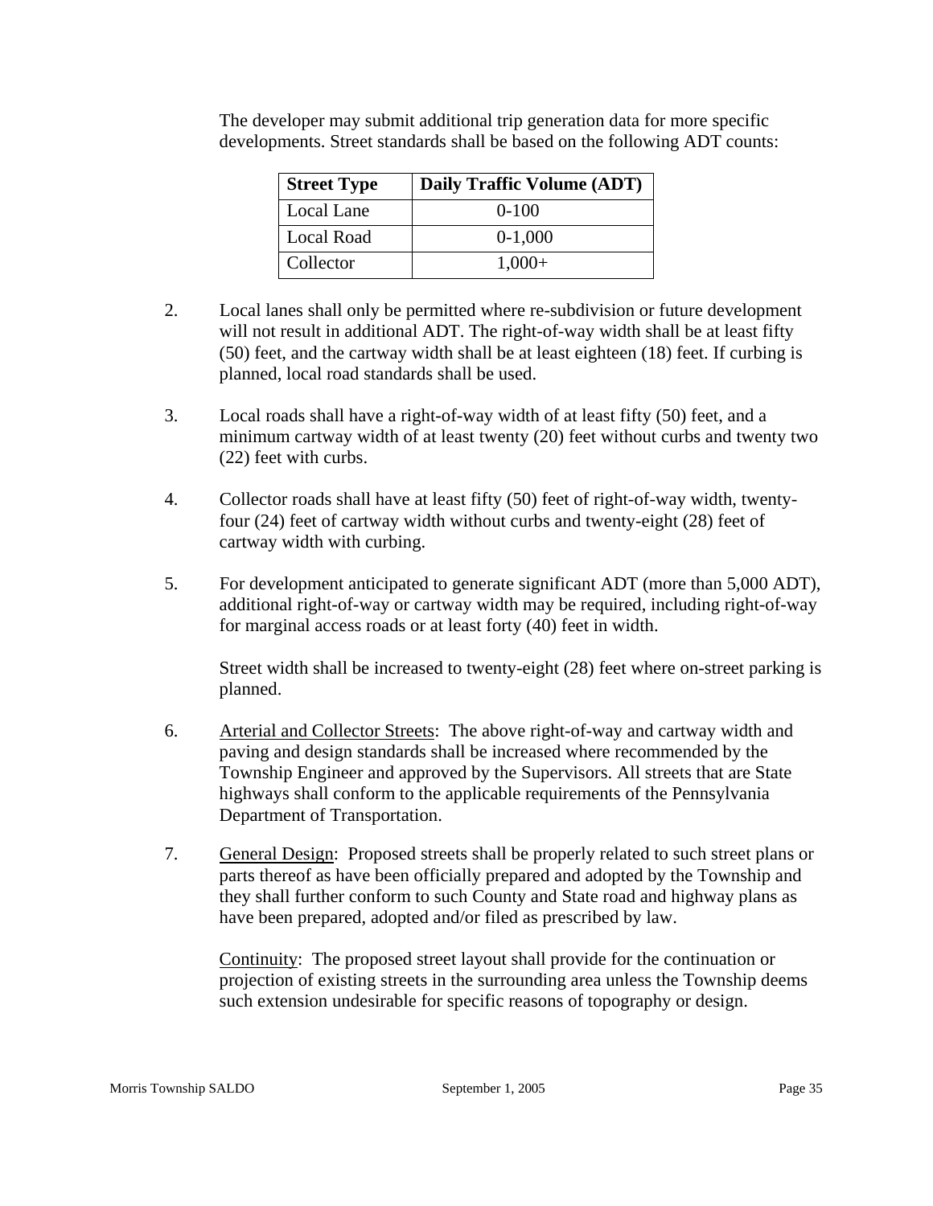The developer may submit additional trip generation data for more specific developments. Street standards shall be based on the following ADT counts:

| Street Type | Daily Traffic Volume (ADT) |
| --- | --- |
| Local Lane | 0-100 |
| Local Road | 0-1,000 |
| Collector | 1,000+ |

2. Local lanes shall only be permitted where re-subdivision or future development will not result in additional ADT. The right-of-way width shall be at least fifty (50) feet, and the cartway width shall be at least eighteen (18) feet. If curbing is planned, local road standards shall be used.

3. Local roads shall have a right-of-way width of at least fifty (50) feet, and a minimum cartway width of at least twenty (20) feet without curbs and twenty two (22) feet with curbs.

4. Collector roads shall have at least fifty (50) feet of right-of-way width, twenty-four (24) feet of cartway width without curbs and twenty-eight (28) feet of cartway width with curbing.

5. For development anticipated to generate significant ADT (more than 5,000 ADT), additional right-of-way or cartway width may be required, including right-of-way for marginal access roads or at least forty (40) feet in width.

   Street width shall be increased to twenty-eight (28) feet where on-street parking is planned.

6. Arterial and Collector Streets: The above right-of-way and cartway width and paving and design standards shall be increased where recommended by the Township Engineer and approved by the Supervisors. All streets that are State highways shall conform to the applicable requirements of the Pennsylvania Department of Transportation.

7. General Design: Proposed streets shall be properly related to such street plans or parts thereof as have been officially prepared and adopted by the Township and they shall further conform to such County and State road and highway plans as have been prepared, adopted and/or filed as prescribed by law.

   Continuity: The proposed street layout shall provide for the continuation or projection of existing streets in the surrounding area unless the Township deems such extension undesirable for specific reasons of topography or design.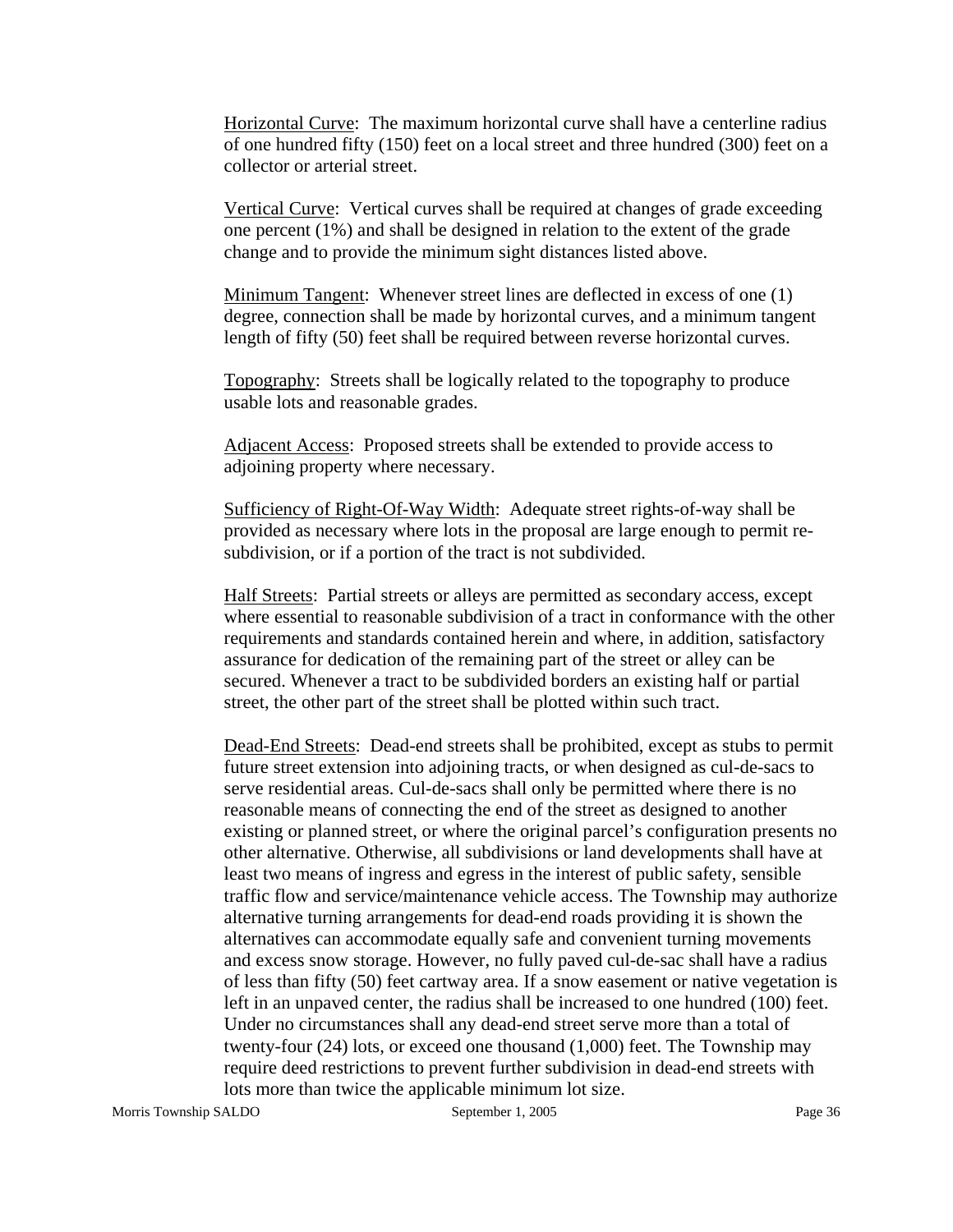Horizontal Curve: The maximum horizontal curve shall have a centerline radius of one hundred fifty (150) feet on a local street and three hundred (300) feet on a collector or arterial street.

Vertical Curve: Vertical curves shall be required at changes of grade exceeding one percent (1%) and shall be designed in relation to the extent of the grade change and to provide the minimum sight distances listed above.

Minimum Tangent: Whenever street lines are deflected in excess of one (1) degree, connection shall be made by horizontal curves, and a minimum tangent length of fifty (50) feet shall be required between reverse horizontal curves.

Topography: Streets shall be logically related to the topography to produce usable lots and reasonable grades.

Adjacent Access: Proposed streets shall be extended to provide access to adjoining property where necessary.

Sufficiency of Right-Of-Way Width: Adequate street rights-of-way shall be provided as necessary where lots in the proposal are large enough to permit re-subdivision, or if a portion of the tract is not subdivided.

Half Streets: Partial streets or alleys are permitted as secondary access, except where essential to reasonable subdivision of a tract in conformance with the other requirements and standards contained herein and where, in addition, satisfactory assurance for dedication of the remaining part of the street or alley can be secured. Whenever a tract to be subdivided borders an existing half or partial street, the other part of the street shall be plotted within such tract.

Dead-End Streets: Dead-end streets shall be prohibited, except as stubs to permit future street extension into adjoining tracts, or when designed as cul-de-sacs to serve residential areas. Cul-de-sacs shall only be permitted where there is no reasonable means of connecting the end of the street as designed to another existing or planned street, or where the original parcel's configuration presents no other alternative. Otherwise, all subdivisions or land developments shall have at least two means of ingress and egress in the interest of public safety, sensible traffic flow and service/maintenance vehicle access. The Township may authorize alternative turning arrangements for dead-end roads providing it is shown the alternatives can accommodate equally safe and convenient turning movements and excess snow storage. However, no fully paved cul-de-sac shall have a radius of less than fifty (50) feet cartway area. If a snow easement or native vegetation is left in an unpaved center, the radius shall be increased to one hundred (100) feet. Under no circumstances shall any dead-end street serve more than a total of twenty-four (24) lots, or exceed one thousand (1,000) feet. The Township may require deed restrictions to prevent further subdivision in dead-end streets with lots more than twice the applicable minimum lot size.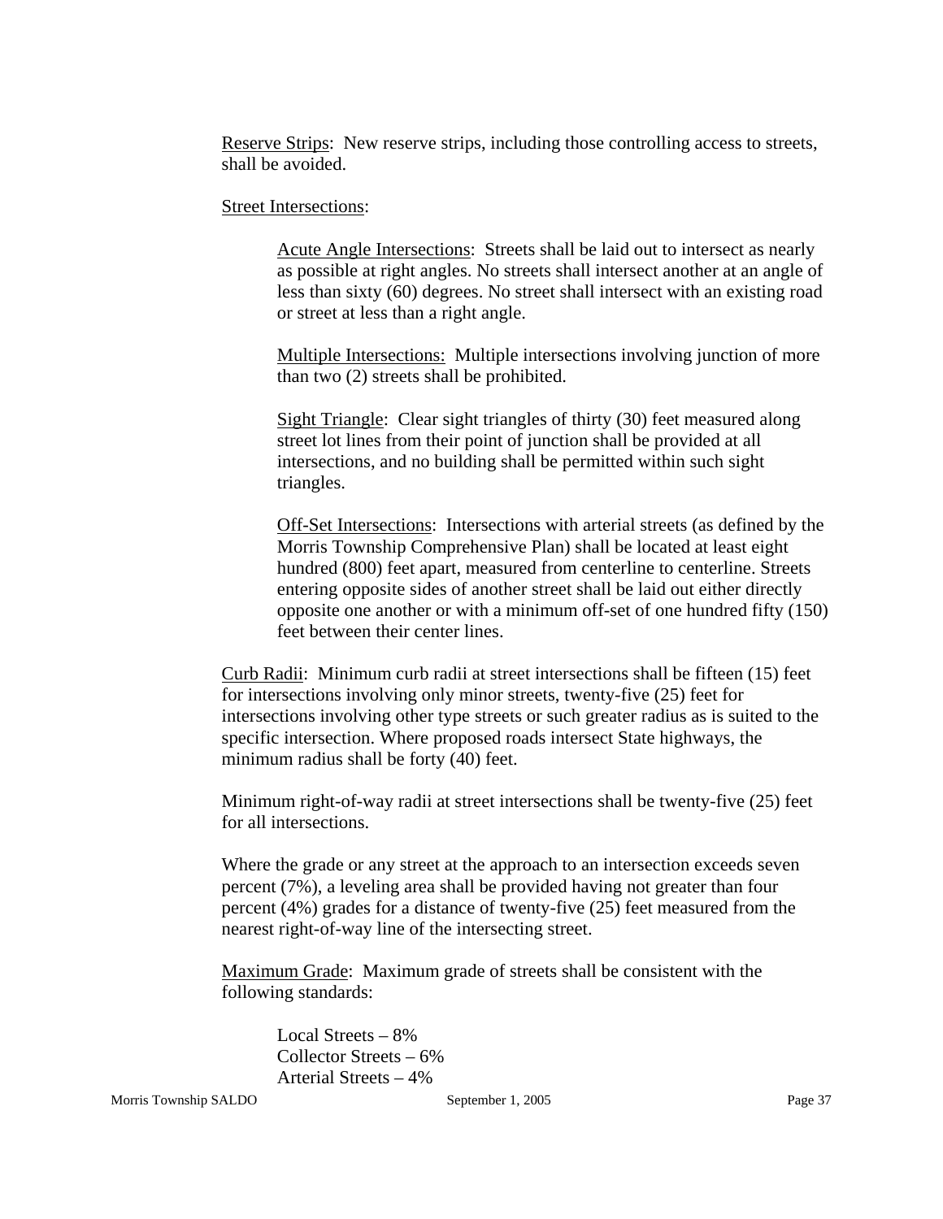Reserve Strips: New reserve strips, including those controlling access to streets, shall be avoided.

Street Intersections:

> Acute Angle Intersections: Streets shall be laid out to intersect as nearly as possible at right angles. No streets shall intersect another at an angle of less than sixty (60) degrees. No street shall intersect with an existing road or street at less than a right angle.
>
> Multiple Intersections: Multiple intersections involving junction of more than two (2) streets shall be prohibited.
>
> Sight Triangle: Clear sight triangles of thirty (30) feet measured along street lot lines from their point of junction shall be provided at all intersections, and no building shall be permitted within such sight triangles.
>
> Off-Set Intersections: Intersections with arterial streets (as defined by the Morris Township Comprehensive Plan) shall be located at least eight hundred (800) feet apart, measured from centerline to centerline. Streets entering opposite sides of another street shall be laid out either directly opposite one another or with a minimum off-set of one hundred fifty (150) feet between their center lines.

Curb Radii: Minimum curb radii at street intersections shall be fifteen (15) feet for intersections involving only minor streets, twenty-five (25) feet for intersections involving other type streets or such greater radius as is suited to the specific intersection. Where proposed roads intersect State highways, the minimum radius shall be forty (40) feet.

Minimum right-of-way radii at street intersections shall be twenty-five (25) feet for all intersections.

Where the grade or any street at the approach to an intersection exceeds seven percent (7%), a leveling area shall be provided having not greater than four percent (4%) grades for a distance of twenty-five (25) feet measured from the nearest right-of-way line of the intersecting street.

Maximum Grade: Maximum grade of streets shall be consistent with the following standards:

> Local Streets – 8%
> Collector Streets – 6%
> Arterial Streets – 4%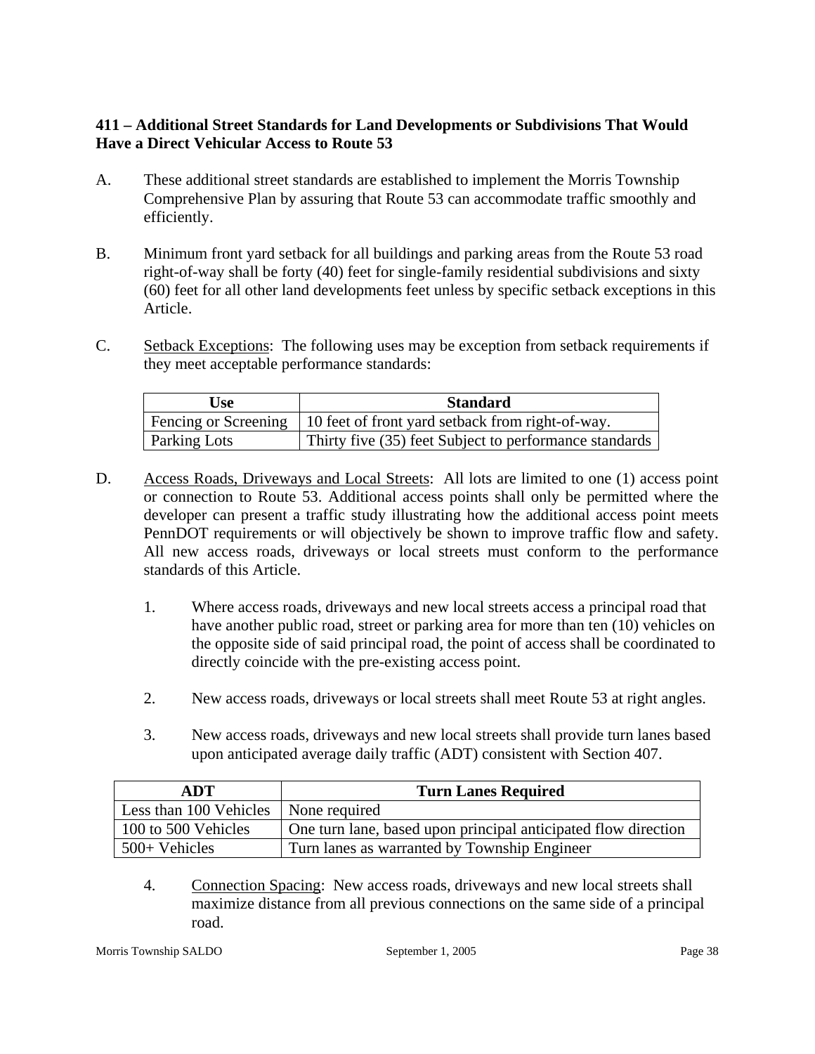**411 – Additional Street Standards for Land Developments or Subdivisions That Would Have a Direct Vehicular Access to Route 53**

A. These additional street standards are established to implement the Morris Township Comprehensive Plan by assuring that Route 53 can accommodate traffic smoothly and efficiently.

B. Minimum front yard setback for all buildings and parking areas from the Route 53 road right-of-way shall be forty (40) feet for single-family residential subdivisions and sixty (60) feet for all other land developments feet unless by specific setback exceptions in this Article.

C. Setback Exceptions: The following uses may be exception from setback requirements if they meet acceptable performance standards:

| Use | Standard |
|---|---|
| Fencing or Screening | 10 feet of front yard setback from right-of-way. |
| Parking Lots | Thirty five (35) feet Subject to performance standards |

D. Access Roads, Driveways and Local Streets: All lots are limited to one (1) access point or connection to Route 53. Additional access points shall only be permitted where the developer can present a traffic study illustrating how the additional access point meets PennDOT requirements or will objectively be shown to improve traffic flow and safety. All new access roads, driveways or local streets must conform to the performance standards of this Article.

1. Where access roads, driveways and new local streets access a principal road that have another public road, street or parking area for more than ten (10) vehicles on the opposite side of said principal road, the point of access shall be coordinated to directly coincide with the pre-existing access point.

2. New access roads, driveways or local streets shall meet Route 53 at right angles.

3. New access roads, driveways and new local streets shall provide turn lanes based upon anticipated average daily traffic (ADT) consistent with Section 407.

| ADT | Turn Lanes Required |
|---|---|
| Less than 100 Vehicles | None required |
| 100 to 500 Vehicles | One turn lane, based upon principal anticipated flow direction |
| 500+ Vehicles | Turn lanes as warranted by Township Engineer |

4. Connection Spacing: New access roads, driveways and new local streets shall maximize distance from all previous connections on the same side of a principal road.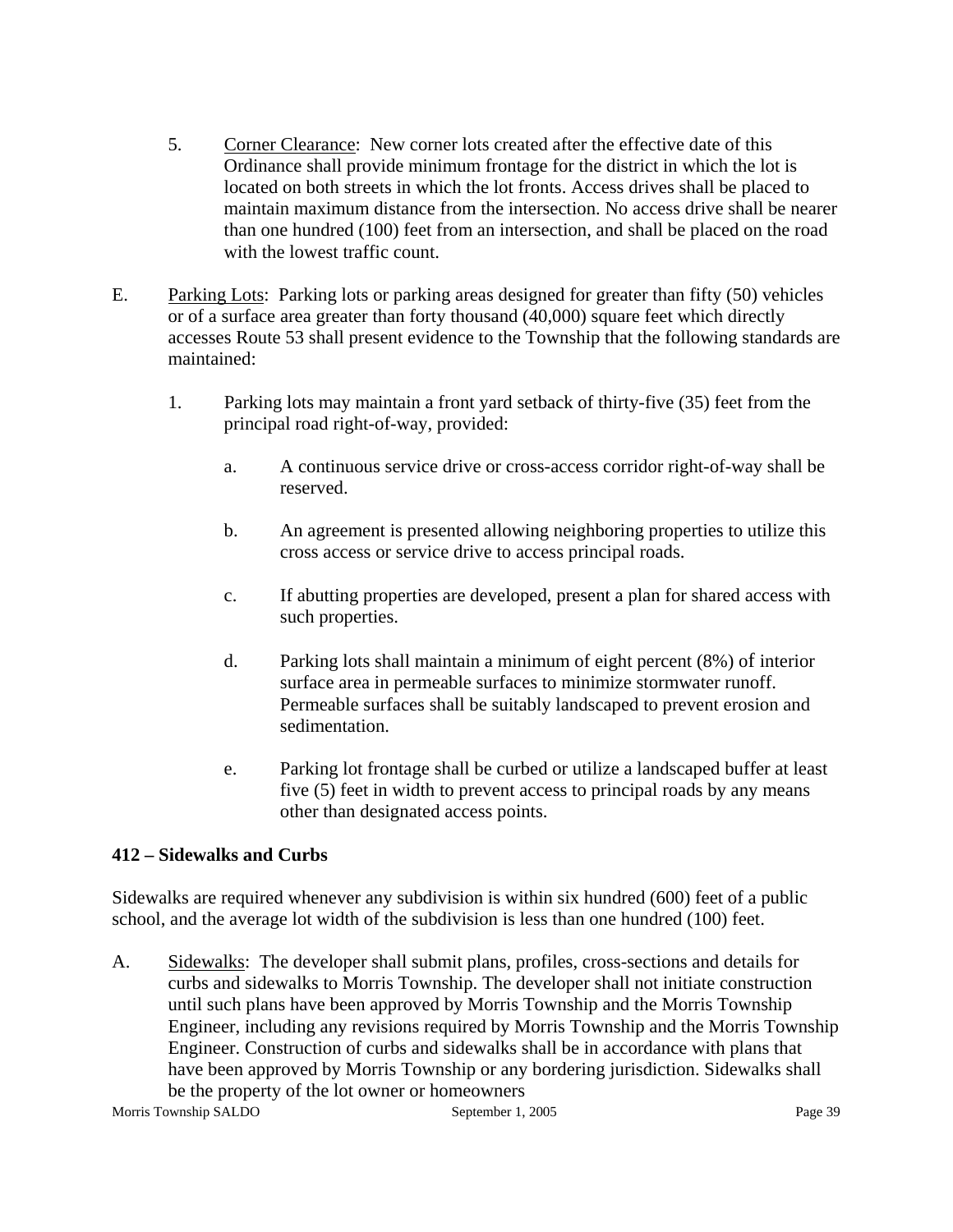5. <u>Corner Clearance</u>: New corner lots created after the effective date of this Ordinance shall provide minimum frontage for the district in which the lot is located on both streets in which the lot fronts. Access drives shall be placed to maintain maximum distance from the intersection. No access drive shall be nearer than one hundred (100) feet from an intersection, and shall be placed on the road with the lowest traffic count.

E. <u>Parking Lots</u>: Parking lots or parking areas designed for greater than fifty (50) vehicles or of a surface area greater than forty thousand (40,000) square feet which directly accesses Route 53 shall present evidence to the Township that the following standards are maintained:

   1. Parking lots may maintain a front yard setback of thirty-five (35) feet from the principal road right-of-way, provided:

      a. A continuous service drive or cross-access corridor right-of-way shall be reserved.

      b. An agreement is presented allowing neighboring properties to utilize this cross access or service drive to access principal roads.

      c. If abutting properties are developed, present a plan for shared access with such properties.

      d. Parking lots shall maintain a minimum of eight percent (8%) of interior surface area in permeable surfaces to minimize stormwater runoff. Permeable surfaces shall be suitably landscaped to prevent erosion and sedimentation.

      e. Parking lot frontage shall be curbed or utilize a landscaped buffer at least five (5) feet in width to prevent access to principal roads by any means other than designated access points.

## 412 – Sidewalks and Curbs

Sidewalks are required whenever any subdivision is within six hundred (600) feet of a public school, and the average lot width of the subdivision is less than one hundred (100) feet.

A. <u>Sidewalks</u>: The developer shall submit plans, profiles, cross-sections and details for curbs and sidewalks to Morris Township. The developer shall not initiate construction until such plans have been approved by Morris Township and the Morris Township Engineer, including any revisions required by Morris Township and the Morris Township Engineer. Construction of curbs and sidewalks shall be in accordance with plans that have been approved by Morris Township or any bordering jurisdiction. Sidewalks shall be the property of the lot owner or homeowners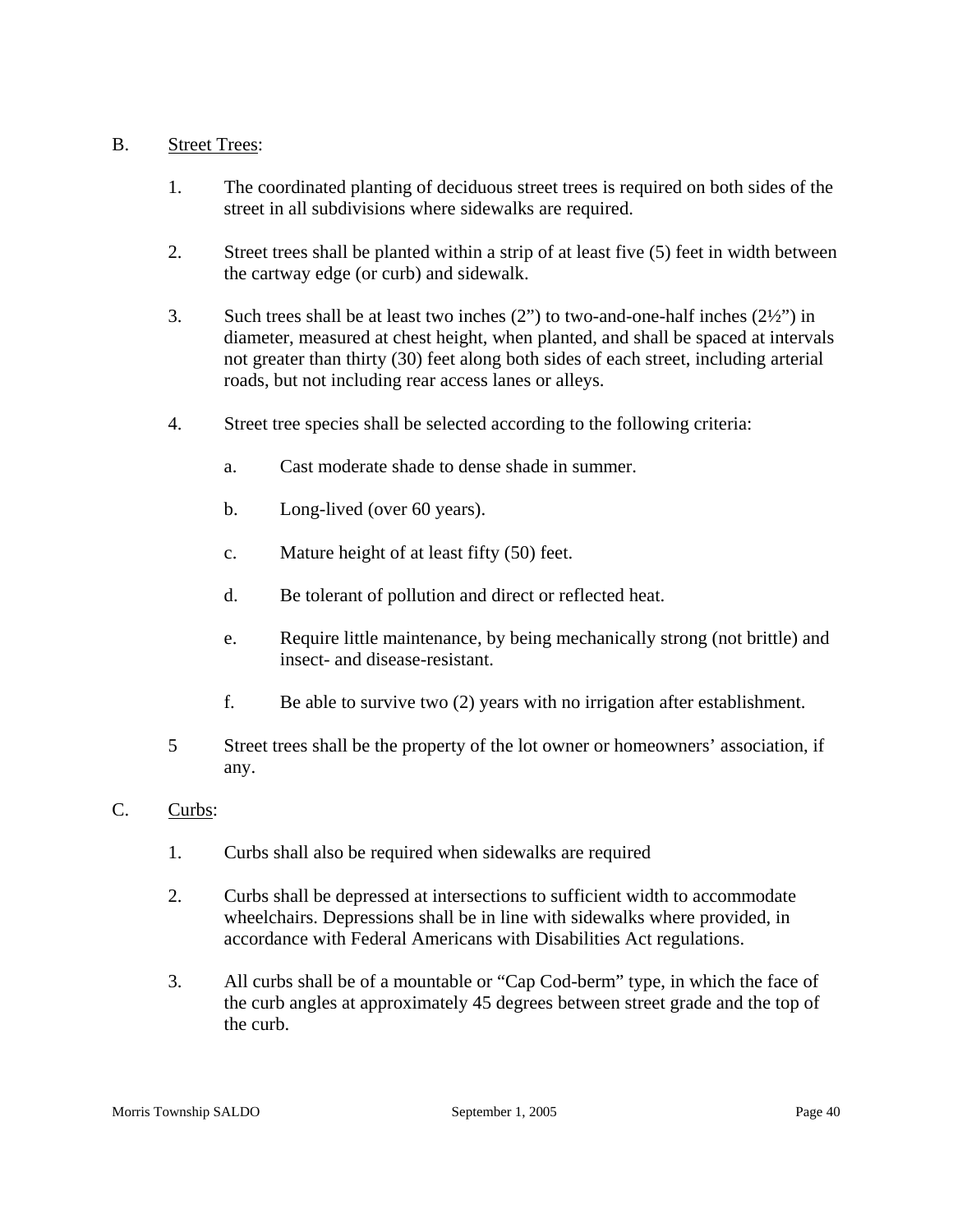B. <u>Street Trees</u>:

1. The coordinated planting of deciduous street trees is required on both sides of the street in all subdivisions where sidewalks are required.

2. Street trees shall be planted within a strip of at least five (5) feet in width between the cartway edge (or curb) and sidewalk.

3. Such trees shall be at least two inches (2”) to two-and-one-half inches (2½”) in diameter, measured at chest height, when planted, and shall be spaced at intervals not greater than thirty (30) feet along both sides of each street, including arterial roads, but not including rear access lanes or alleys.

4. Street tree species shall be selected according to the following criteria:

   a. Cast moderate shade to dense shade in summer.

   b. Long-lived (over 60 years).

   c. Mature height of at least fifty (50) feet.

   d. Be tolerant of pollution and direct or reflected heat.

   e. Require little maintenance, by being mechanically strong (not brittle) and insect- and disease-resistant.

   f. Be able to survive two (2) years with no irrigation after establishment.

5 Street trees shall be the property of the lot owner or homeowners’ association, if any.

C. <u>Curbs</u>:

1. Curbs shall also be required when sidewalks are required

2. Curbs shall be depressed at intersections to sufficient width to accommodate wheelchairs. Depressions shall be in line with sidewalks where provided, in accordance with Federal Americans with Disabilities Act regulations.

3. All curbs shall be of a mountable or “Cap Cod-berm” type, in which the face of the curb angles at approximately 45 degrees between street grade and the top of the curb.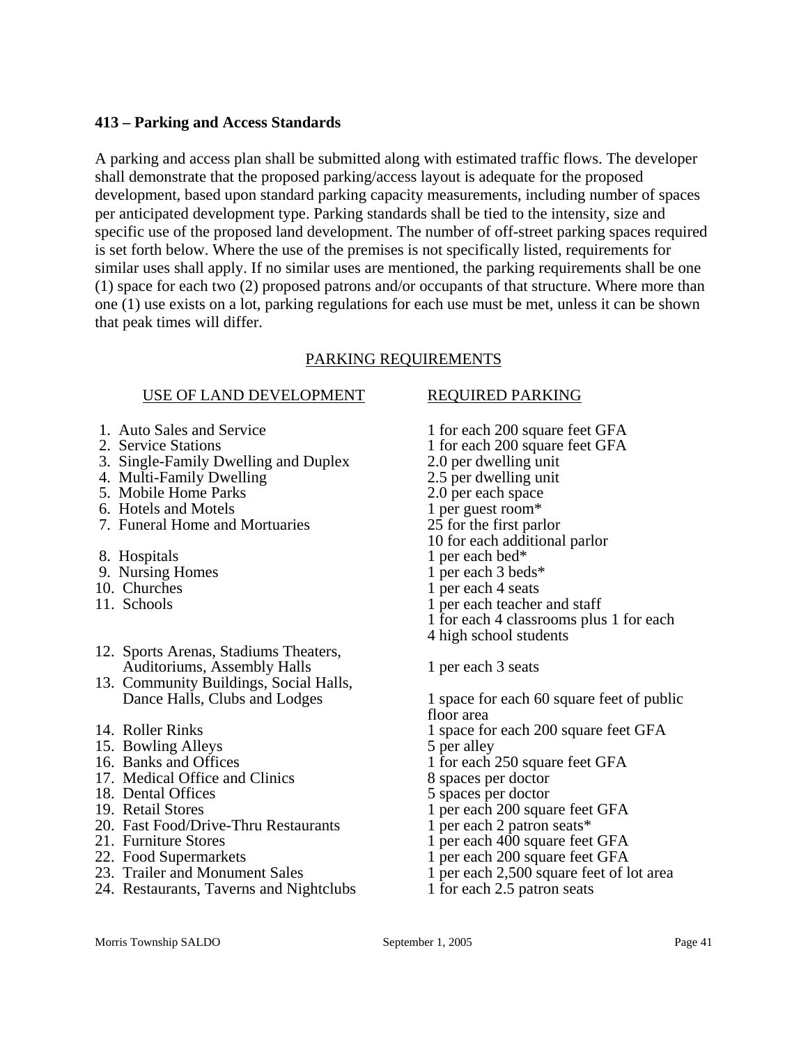### 413 – Parking and Access Standards

A parking and access plan shall be submitted along with estimated traffic flows. The developer shall demonstrate that the proposed parking/access layout is adequate for the proposed development, based upon standard parking capacity measurements, including number of spaces per anticipated development type. Parking standards shall be tied to the intensity, size and specific use of the proposed land development. The number of off-street parking spaces required is set forth below. Where the use of the premises is not specifically listed, requirements for similar uses shall apply. If no similar uses are mentioned, the parking requirements shall be one (1) space for each two (2) proposed patrons and/or occupants of that structure. Where more than one (1) use exists on a lot, parking regulations for each use must be met, unless it can be shown that peak times will differ.

PARKING REQUIREMENTS

| USE OF LAND DEVELOPMENT | REQUIRED PARKING |
|---|---|
| 1. Auto Sales and Service | 1 for each 200 square feet GFA |
| 2. Service Stations | 1 for each 200 square feet GFA |
| 3. Single-Family Dwelling and Duplex | 2.0 per dwelling unit |
| 4. Multi-Family Dwelling | 2.5 per dwelling unit |
| 5. Mobile Home Parks | 2.0 per each space |
| 6. Hotels and Motels | 1 per guest room* |
| 7. Funeral Home and Mortuaries | 25 for the first parlor<br>10 for each additional parlor |
| 8. Hospitals | 1 per each bed* |
| 9. Nursing Homes | 1 per each 3 beds* |
| 10. Churches | 1 per each 4 seats |
| 11. Schools | 1 per each teacher and staff<br>1 for each 4 classrooms plus 1 for each 4 high school students |
| 12. Sports Arenas, Stadiums Theaters, Auditoriums, Assembly Halls | 1 per each 3 seats |
| 13. Community Buildings, Social Halls, Dance Halls, Clubs and Lodges | 1 space for each 60 square feet of public floor area |
| 14. Roller Rinks | 1 space for each 200 square feet GFA |
| 15. Bowling Alleys | 5 per alley |
| 16. Banks and Offices | 1 for each 250 square feet GFA |
| 17. Medical Office and Clinics | 8 spaces per doctor |
| 18. Dental Offices | 5 spaces per doctor |
| 19. Retail Stores | 1 per each 200 square feet GFA |
| 20. Fast Food/Drive-Thru Restaurants | 1 per each 2 patron seats* |
| 21. Furniture Stores | 1 per each 400 square feet GFA |
| 22. Food Supermarkets | 1 per each 200 square feet GFA |
| 23. Trailer and Monument Sales | 1 per each 2,500 square feet of lot area |
| 24. Restaurants, Taverns and Nightclubs | 1 for each 2.5 patron seats |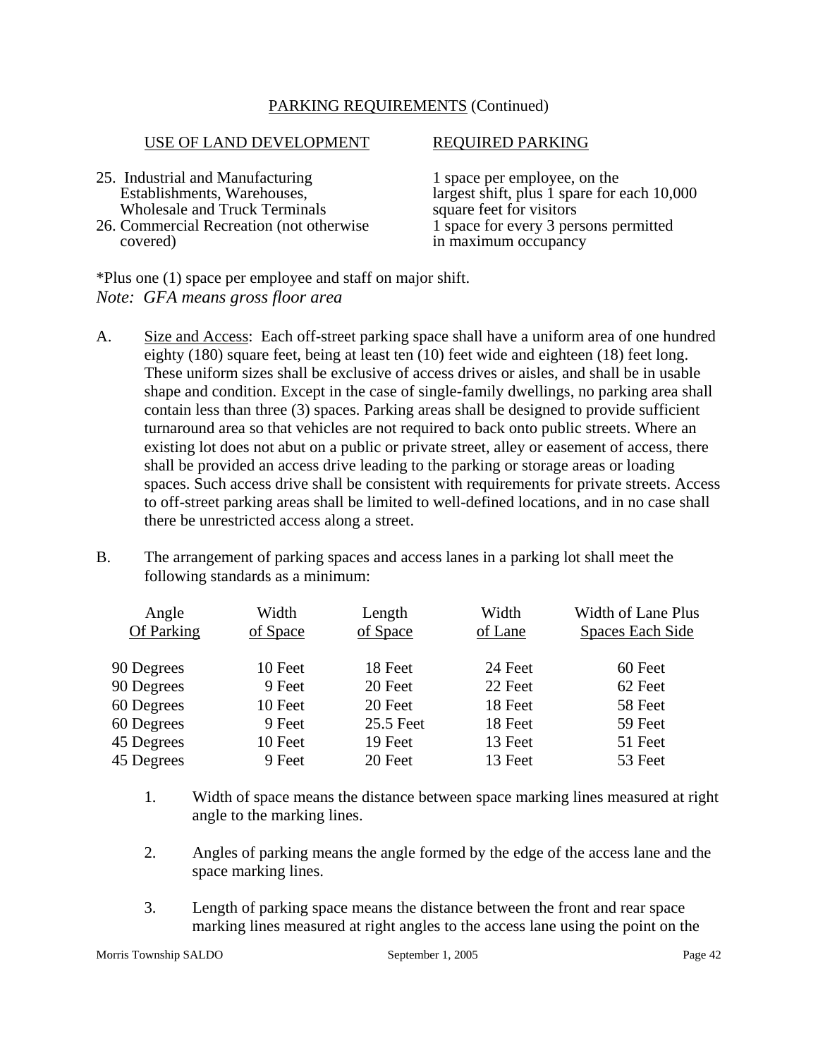PARKING REQUIREMENTS (Continued)

| USE OF LAND DEVELOPMENT | REQUIRED PARKING |
|---|---|
| 25. Industrial and Manufacturing Establishments, Warehouses, Wholesale and Truck Terminals | 1 space per employee, on the largest shift, plus 1 spare for each 10,000 square feet for visitors |
| 26. Commercial Recreation (not otherwise covered) | 1 space for every 3 persons permitted in maximum occupancy |

*Plus one (1) space per employee and staff on major shift.

*Note: GFA means gross floor area*

A. Size and Access: Each off-street parking space shall have a uniform area of one hundred eighty (180) square feet, being at least ten (10) feet wide and eighteen (18) feet long. These uniform sizes shall be exclusive of access drives or aisles, and shall be in usable shape and condition. Except in the case of single-family dwellings, no parking area shall contain less than three (3) spaces. Parking areas shall be designed to provide sufficient turnaround area so that vehicles are not required to back onto public streets. Where an existing lot does not abut on a public or private street, alley or easement of access, there shall be provided an access drive leading to the parking or storage areas or loading spaces. Such access drive shall be consistent with requirements for private streets. Access to off-street parking areas shall be limited to well-defined locations, and in no case shall there be unrestricted access along a street.

B. The arrangement of parking spaces and access lanes in a parking lot shall meet the following standards as a minimum:

| Angle Of Parking | Width of Space | Length of Space | Width of Lane | Width of Lane Plus Spaces Each Side |
|---|---|---|---|---|
| 90 Degrees | 10 Feet | 18 Feet | 24 Feet | 60 Feet |
| 90 Degrees | 9 Feet | 20 Feet | 22 Feet | 62 Feet |
| 60 Degrees | 10 Feet | 20 Feet | 18 Feet | 58 Feet |
| 60 Degrees | 9 Feet | 25.5 Feet | 18 Feet | 59 Feet |
| 45 Degrees | 10 Feet | 19 Feet | 13 Feet | 51 Feet |
| 45 Degrees | 9 Feet | 20 Feet | 13 Feet | 53 Feet |

1. Width of space means the distance between space marking lines measured at right angle to the marking lines.

2. Angles of parking means the angle formed by the edge of the access lane and the space marking lines.

3. Length of parking space means the distance between the front and rear space marking lines measured at right angles to the access lane using the point on the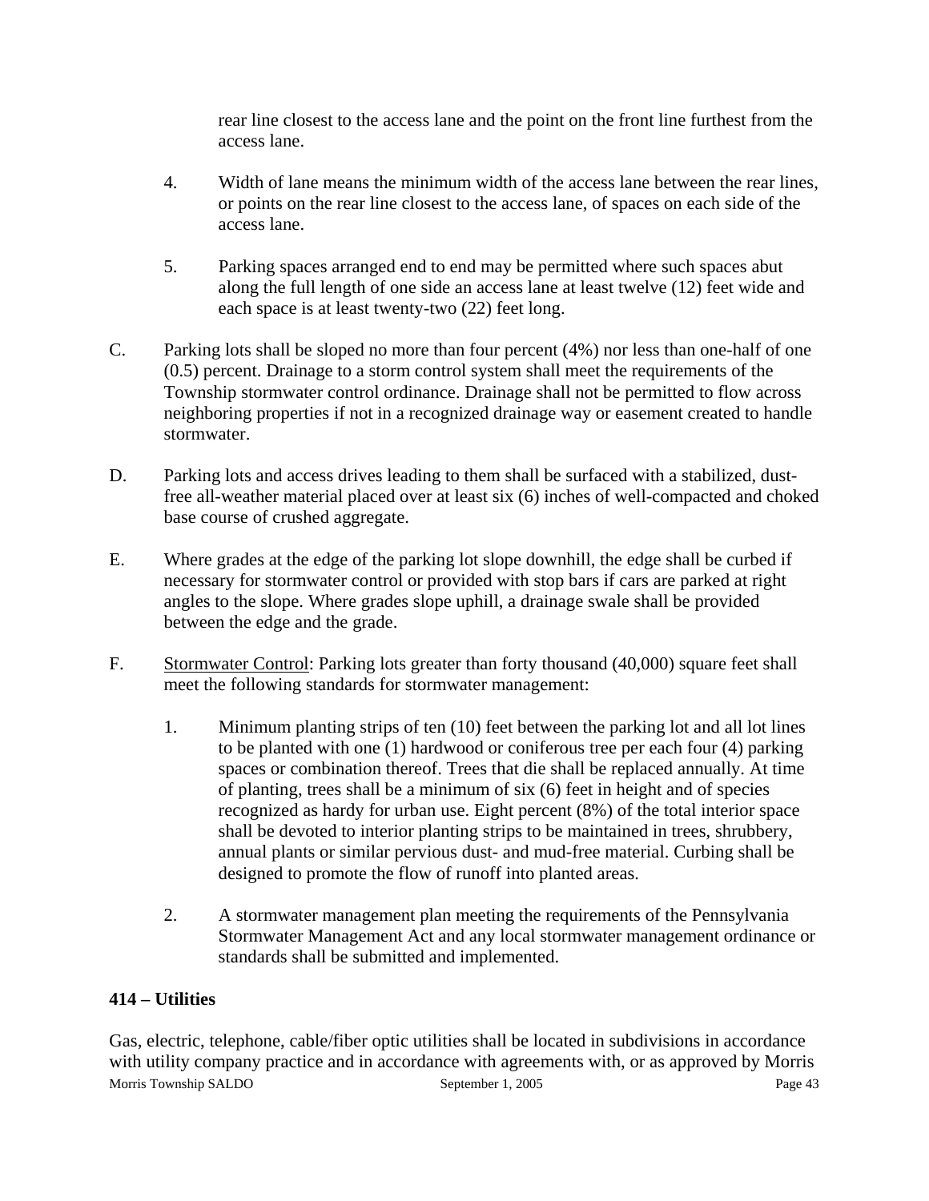rear line closest to the access lane and the point on the front line furthest from the access lane.

4. Width of lane means the minimum width of the access lane between the rear lines, or points on the rear line closest to the access lane, of spaces on each side of the access lane.

5. Parking spaces arranged end to end may be permitted where such spaces abut along the full length of one side an access lane at least twelve (12) feet wide and each space is at least twenty-two (22) feet long.

C. Parking lots shall be sloped no more than four percent (4%) nor less than one-half of one (0.5) percent. Drainage to a storm control system shall meet the requirements of the Township stormwater control ordinance. Drainage shall not be permitted to flow across neighboring properties if not in a recognized drainage way or easement created to handle stormwater.

D. Parking lots and access drives leading to them shall be surfaced with a stabilized, dust-free all-weather material placed over at least six (6) inches of well-compacted and choked base course of crushed aggregate.

E. Where grades at the edge of the parking lot slope downhill, the edge shall be curbed if necessary for stormwater control or provided with stop bars if cars are parked at right angles to the slope. Where grades slope uphill, a drainage swale shall be provided between the edge and the grade.

F. Stormwater Control: Parking lots greater than forty thousand (40,000) square feet shall meet the following standards for stormwater management:

1. Minimum planting strips of ten (10) feet between the parking lot and all lot lines to be planted with one (1) hardwood or coniferous tree per each four (4) parking spaces or combination thereof. Trees that die shall be replaced annually. At time of planting, trees shall be a minimum of six (6) feet in height and of species recognized as hardy for urban use. Eight percent (8%) of the total interior space shall be devoted to interior planting strips to be maintained in trees, shrubbery, annual plants or similar pervious dust- and mud-free material. Curbing shall be designed to promote the flow of runoff into planted areas.

2. A stormwater management plan meeting the requirements of the Pennsylvania Stormwater Management Act and any local stormwater management ordinance or standards shall be submitted and implemented.

**414 – Utilities**

Gas, electric, telephone, cable/fiber optic utilities shall be located in subdivisions in accordance with utility company practice and in accordance with agreements with, or as approved by Morris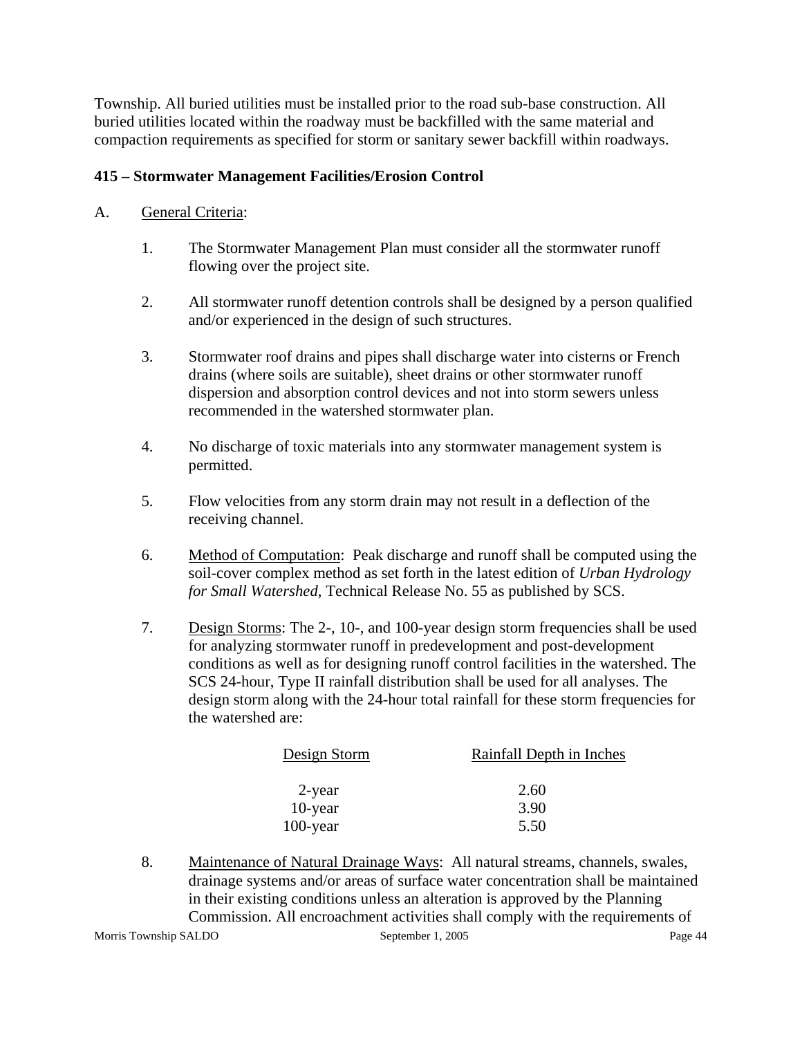Township. All buried utilities must be installed prior to the road sub-base construction. All buried utilities located within the roadway must be backfilled with the same material and compaction requirements as specified for storm or sanitary sewer backfill within roadways.

**415 – Stormwater Management Facilities/Erosion Control**

A. General Criteria:

1. The Stormwater Management Plan must consider all the stormwater runoff flowing over the project site.

2. All stormwater runoff detention controls shall be designed by a person qualified and/or experienced in the design of such structures.

3. Stormwater roof drains and pipes shall discharge water into cisterns or French drains (where soils are suitable), sheet drains or other stormwater runoff dispersion and absorption control devices and not into storm sewers unless recommended in the watershed stormwater plan.

4. No discharge of toxic materials into any stormwater management system is permitted.

5. Flow velocities from any storm drain may not result in a deflection of the receiving channel.

6. Method of Computation: Peak discharge and runoff shall be computed using the soil-cover complex method as set forth in the latest edition of *Urban Hydrology for Small Watershed*, Technical Release No. 55 as published by SCS.

7. Design Storms: The 2-, 10-, and 100-year design storm frequencies shall be used for analyzing stormwater runoff in predevelopment and post-development conditions as well as for designing runoff control facilities in the watershed. The SCS 24-hour, Type II rainfall distribution shall be used for all analyses. The design storm along with the 24-hour total rainfall for these storm frequencies for the watershed are:

| Design Storm | Rainfall Depth in Inches |
| --- | --- |
| 2-year | 2.60 |
| 10-year | 3.90 |
| 100-year | 5.50 |

8. Maintenance of Natural Drainage Ways: All natural streams, channels, swales, drainage systems and/or areas of surface water concentration shall be maintained in their existing conditions unless an alteration is approved by the Planning Commission. All encroachment activities shall comply with the requirements of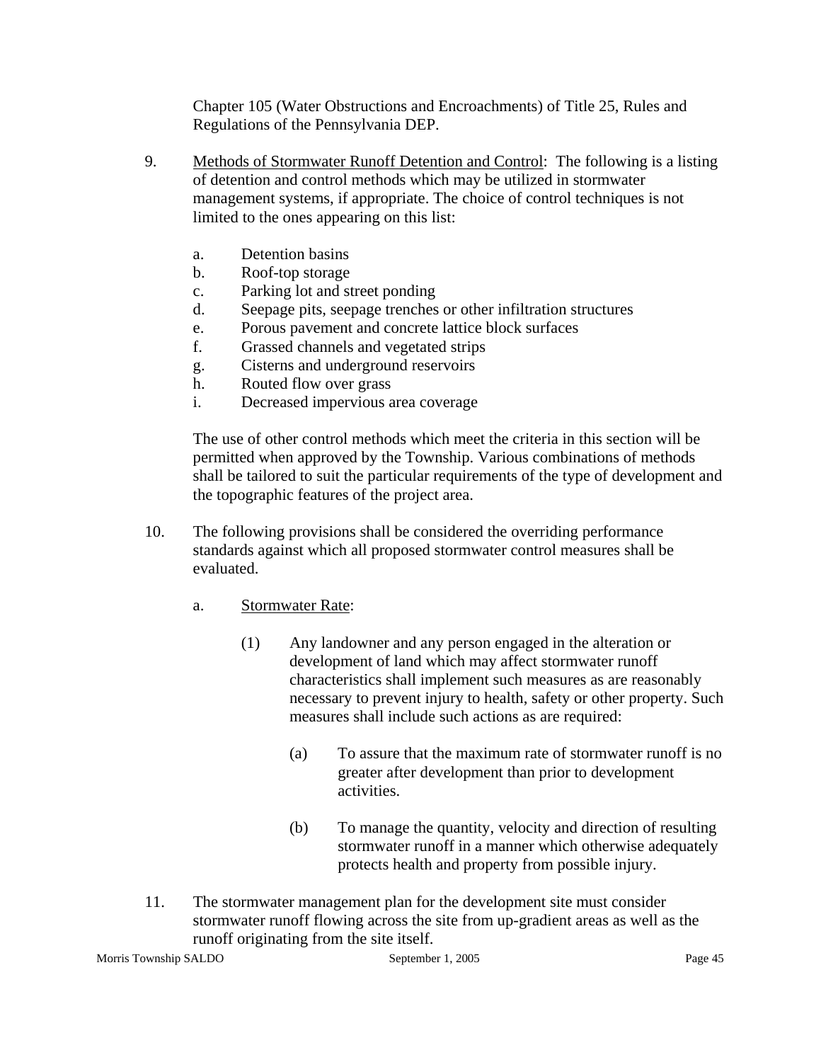Chapter 105 (Water Obstructions and Encroachments) of Title 25, Rules and Regulations of the Pennsylvania DEP.

9. <u>Methods of Stormwater Runoff Detention and Control</u>: The following is a listing of detention and control methods which may be utilized in stormwater management systems, if appropriate. The choice of control techniques is not limited to the ones appearing on this list:

   a. Detention basins
   b. Roof-top storage
   c. Parking lot and street ponding
   d. Seepage pits, seepage trenches or other infiltration structures
   e. Porous pavement and concrete lattice block surfaces
   f. Grassed channels and vegetated strips
   g. Cisterns and underground reservoirs
   h. Routed flow over grass
   i. Decreased impervious area coverage

   The use of other control methods which meet the criteria in this section will be permitted when approved by the Township. Various combinations of methods shall be tailored to suit the particular requirements of the type of development and the topographic features of the project area.

10. The following provisions shall be considered the overriding performance standards against which all proposed stormwater control measures shall be evaluated.

    a. <u>Stormwater Rate</u>:

       (1) Any landowner and any person engaged in the alteration or development of land which may affect stormwater runoff characteristics shall implement such measures as are reasonably necessary to prevent injury to health, safety or other property. Such measures shall include such actions as are required:

          (a) To assure that the maximum rate of stormwater runoff is no greater after development than prior to development activities.

          (b) To manage the quantity, velocity and direction of resulting stormwater runoff in a manner which otherwise adequately protects health and property from possible injury.

11. The stormwater management plan for the development site must consider stormwater runoff flowing across the site from up-gradient areas as well as the runoff originating from the site itself.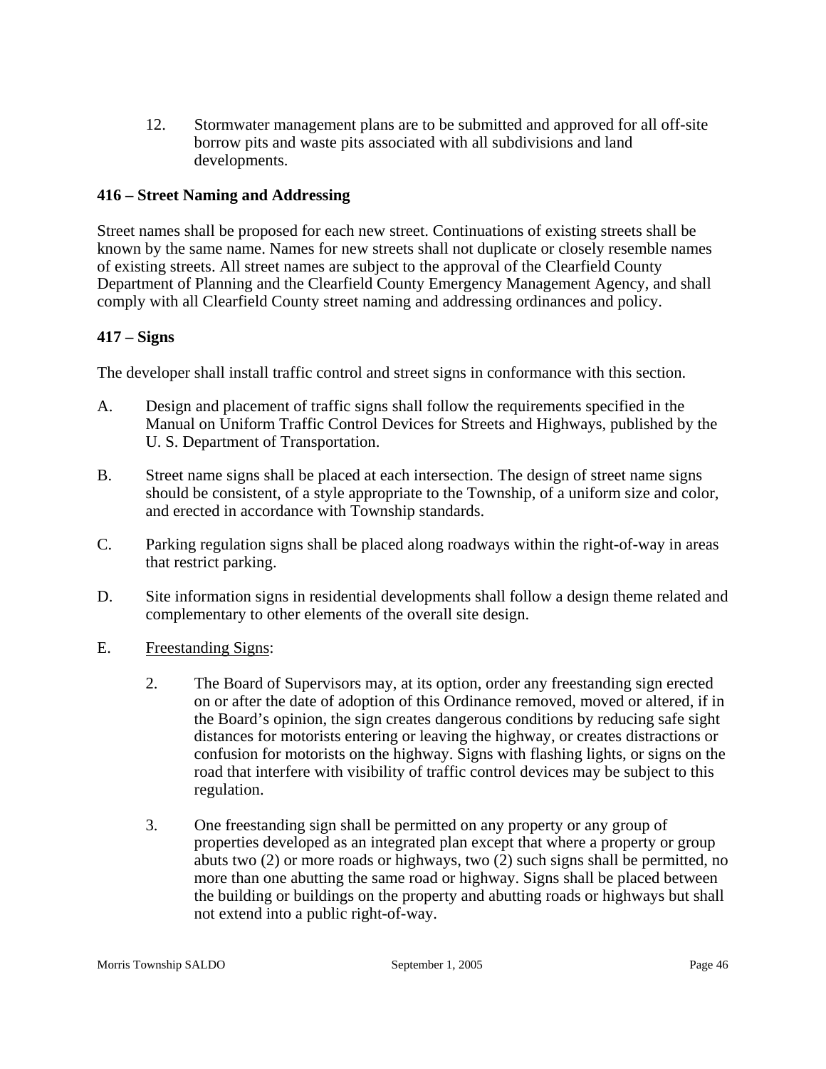12. Stormwater management plans are to be submitted and approved for all off-site borrow pits and waste pits associated with all subdivisions and land developments.

**416 – Street Naming and Addressing**

Street names shall be proposed for each new street. Continuations of existing streets shall be known by the same name. Names for new streets shall not duplicate or closely resemble names of existing streets. All street names are subject to the approval of the Clearfield County Department of Planning and the Clearfield County Emergency Management Agency, and shall comply with all Clearfield County street naming and addressing ordinances and policy.

**417 – Signs**

The developer shall install traffic control and street signs in conformance with this section.

A. Design and placement of traffic signs shall follow the requirements specified in the Manual on Uniform Traffic Control Devices for Streets and Highways, published by the U. S. Department of Transportation.

B. Street name signs shall be placed at each intersection. The design of street name signs should be consistent, of a style appropriate to the Township, of a uniform size and color, and erected in accordance with Township standards.

C. Parking regulation signs shall be placed along roadways within the right-of-way in areas that restrict parking.

D. Site information signs in residential developments shall follow a design theme related and complementary to other elements of the overall site design.

E. <u>Freestanding Signs</u>:

  2. The Board of Supervisors may, at its option, order any freestanding sign erected on or after the date of adoption of this Ordinance removed, moved or altered, if in the Board's opinion, the sign creates dangerous conditions by reducing safe sight distances for motorists entering or leaving the highway, or creates distractions or confusion for motorists on the highway. Signs with flashing lights, or signs on the road that interfere with visibility of traffic control devices may be subject to this regulation.

  3. One freestanding sign shall be permitted on any property or any group of properties developed as an integrated plan except that where a property or group abuts two (2) or more roads or highways, two (2) such signs shall be permitted, no more than one abutting the same road or highway. Signs shall be placed between the building or buildings on the property and abutting roads or highways but shall not extend into a public right-of-way.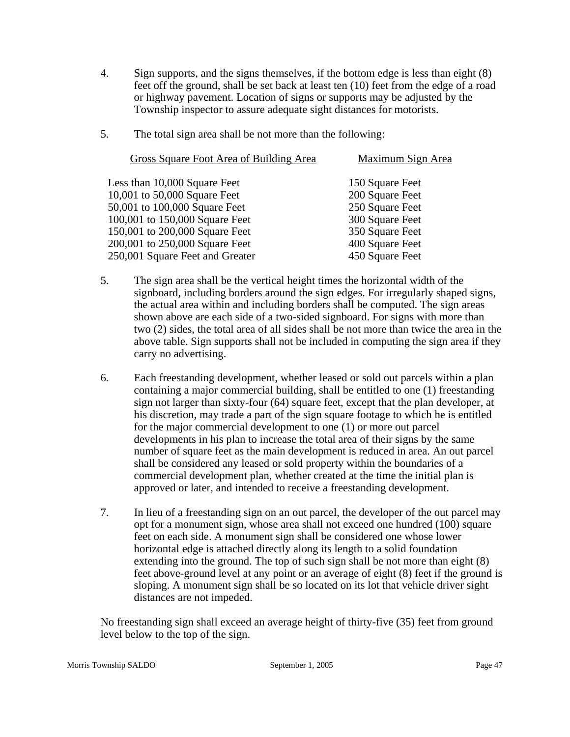4. Sign supports, and the signs themselves, if the bottom edge is less than eight (8) feet off the ground, shall be set back at least ten (10) feet from the edge of a road or highway pavement. Location of signs or supports may be adjusted by the Township inspector to assure adequate sight distances for motorists.

5. The total sign area shall be not more than the following:

| Gross Square Foot Area of Building Area | Maximum Sign Area |
|---|---|
| Less than 10,000 Square Feet | 150 Square Feet |
| 10,001 to 50,000 Square Feet | 200 Square Feet |
| 50,001 to 100,000 Square Feet | 250 Square Feet |
| 100,001 to 150,000 Square Feet | 300 Square Feet |
| 150,001 to 200,000 Square Feet | 350 Square Feet |
| 200,001 to 250,000 Square Feet | 400 Square Feet |
| 250,001 Square Feet and Greater | 450 Square Feet |

5. The sign area shall be the vertical height times the horizontal width of the signboard, including borders around the sign edges. For irregularly shaped signs, the actual area within and including borders shall be computed. The sign areas shown above are each side of a two-sided signboard. For signs with more than two (2) sides, the total area of all sides shall be not more than twice the area in the above table. Sign supports shall not be included in computing the sign area if they carry no advertising.

6. Each freestanding development, whether leased or sold out parcels within a plan containing a major commercial building, shall be entitled to one (1) freestanding sign not larger than sixty-four (64) square feet, except that the plan developer, at his discretion, may trade a part of the sign square footage to which he is entitled for the major commercial development to one (1) or more out parcel developments in his plan to increase the total area of their signs by the same number of square feet as the main development is reduced in area. An out parcel shall be considered any leased or sold property within the boundaries of a commercial development plan, whether created at the time the initial plan is approved or later, and intended to receive a freestanding development.

7. In lieu of a freestanding sign on an out parcel, the developer of the out parcel may opt for a monument sign, whose area shall not exceed one hundred (100) square feet on each side. A monument sign shall be considered one whose lower horizontal edge is attached directly along its length to a solid foundation extending into the ground. The top of such sign shall be not more than eight (8) feet above-ground level at any point or an average of eight (8) feet if the ground is sloping. A monument sign shall be so located on its lot that vehicle driver sight distances are not impeded.

No freestanding sign shall exceed an average height of thirty-five (35) feet from ground level below to the top of the sign.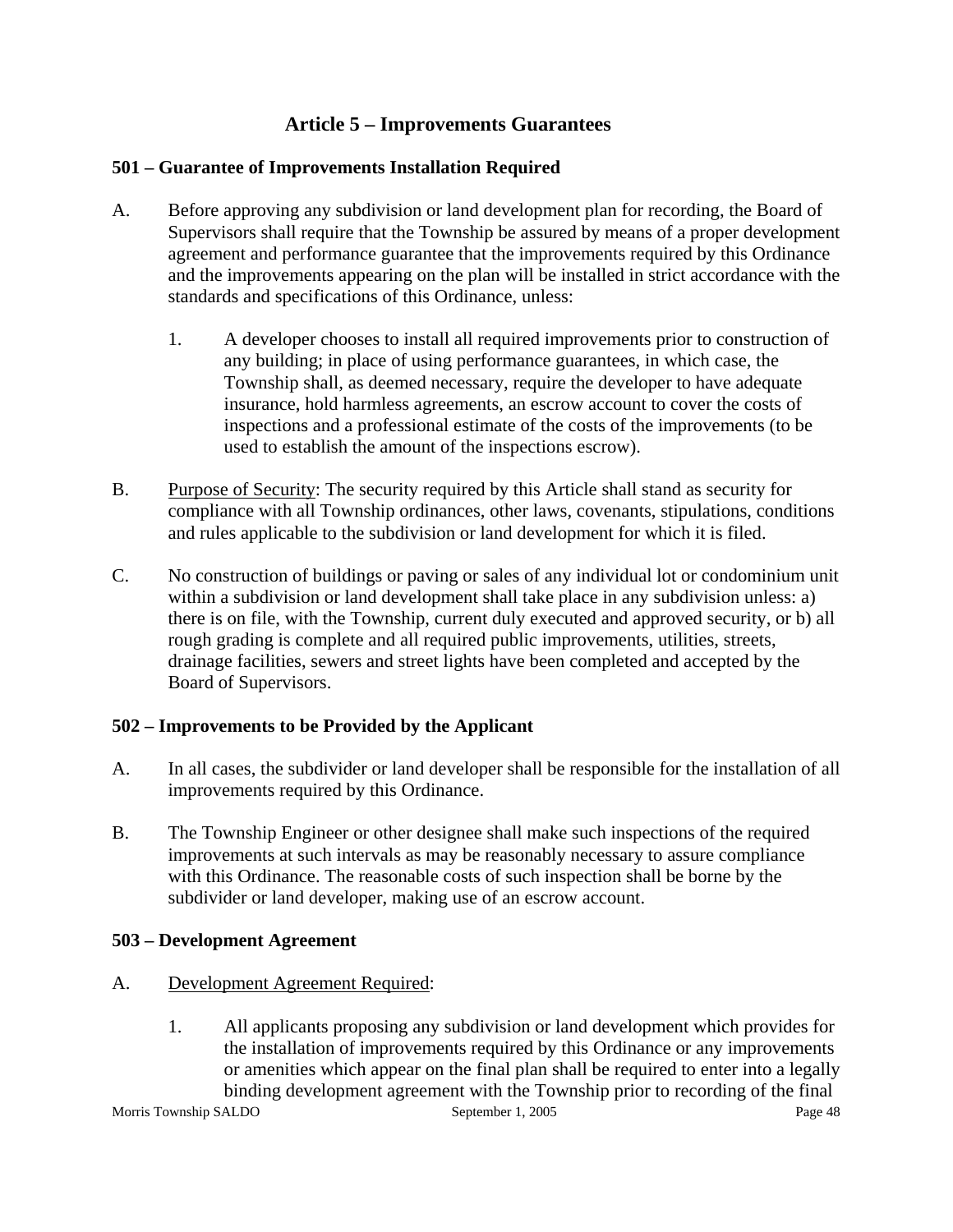# Article 5 – Improvements Guarantees

## 501 – Guarantee of Improvements Installation Required

A. Before approving any subdivision or land development plan for recording, the Board of Supervisors shall require that the Township be assured by means of a proper development agreement and performance guarantee that the improvements required by this Ordinance and the improvements appearing on the plan will be installed in strict accordance with the standards and specifications of this Ordinance, unless:

   1. A developer chooses to install all required improvements prior to construction of any building; in place of using performance guarantees, in which case, the Township shall, as deemed necessary, require the developer to have adequate insurance, hold harmless agreements, an escrow account to cover the costs of inspections and a professional estimate of the costs of the improvements (to be used to establish the amount of the inspections escrow).

B. Purpose of Security: The security required by this Article shall stand as security for compliance with all Township ordinances, other laws, covenants, stipulations, conditions and rules applicable to the subdivision or land development for which it is filed.

C. No construction of buildings or paving or sales of any individual lot or condominium unit within a subdivision or land development shall take place in any subdivision unless: a) there is on file, with the Township, current duly executed and approved security, or b) all rough grading is complete and all required public improvements, utilities, streets, drainage facilities, sewers and street lights have been completed and accepted by the Board of Supervisors.

## 502 – Improvements to be Provided by the Applicant

A. In all cases, the subdivider or land developer shall be responsible for the installation of all improvements required by this Ordinance.

B. The Township Engineer or other designee shall make such inspections of the required improvements at such intervals as may be reasonably necessary to assure compliance with this Ordinance. The reasonable costs of such inspection shall be borne by the subdivider or land developer, making use of an escrow account.

## 503 – Development Agreement

A. Development Agreement Required:

   1. All applicants proposing any subdivision or land development which provides for the installation of improvements required by this Ordinance or any improvements or amenities which appear on the final plan shall be required to enter into a legally binding development agreement with the Township prior to recording of the final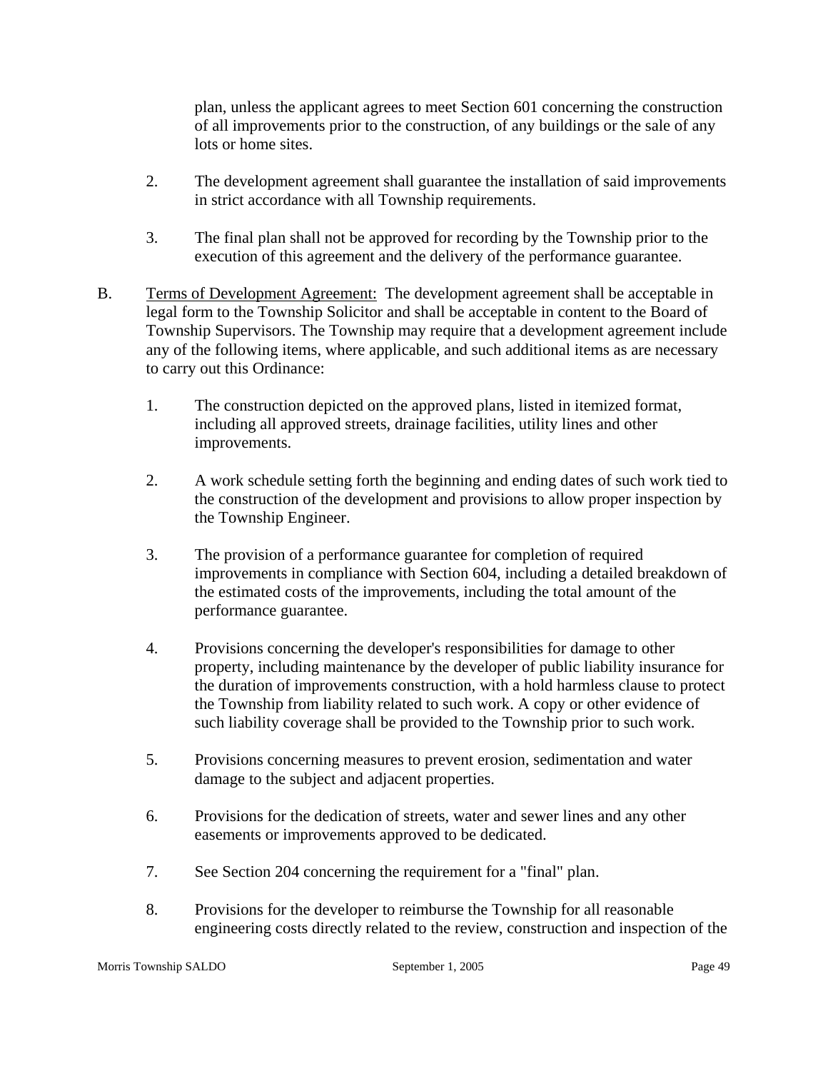plan, unless the applicant agrees to meet Section 601 concerning the construction of all improvements prior to the construction, of any buildings or the sale of any lots or home sites.

2. The development agreement shall guarantee the installation of said improvements in strict accordance with all Township requirements.

3. The final plan shall not be approved for recording by the Township prior to the execution of this agreement and the delivery of the performance guarantee.

B. Terms of Development Agreement: The development agreement shall be acceptable in legal form to the Township Solicitor and shall be acceptable in content to the Board of Township Supervisors. The Township may require that a development agreement include any of the following items, where applicable, and such additional items as are necessary to carry out this Ordinance:

1. The construction depicted on the approved plans, listed in itemized format, including all approved streets, drainage facilities, utility lines and other improvements.

2. A work schedule setting forth the beginning and ending dates of such work tied to the construction of the development and provisions to allow proper inspection by the Township Engineer.

3. The provision of a performance guarantee for completion of required improvements in compliance with Section 604, including a detailed breakdown of the estimated costs of the improvements, including the total amount of the performance guarantee.

4. Provisions concerning the developer's responsibilities for damage to other property, including maintenance by the developer of public liability insurance for the duration of improvements construction, with a hold harmless clause to protect the Township from liability related to such work. A copy or other evidence of such liability coverage shall be provided to the Township prior to such work.

5. Provisions concerning measures to prevent erosion, sedimentation and water damage to the subject and adjacent properties.

6. Provisions for the dedication of streets, water and sewer lines and any other easements or improvements approved to be dedicated.

7. See Section 204 concerning the requirement for a "final" plan.

8. Provisions for the developer to reimburse the Township for all reasonable engineering costs directly related to the review, construction and inspection of the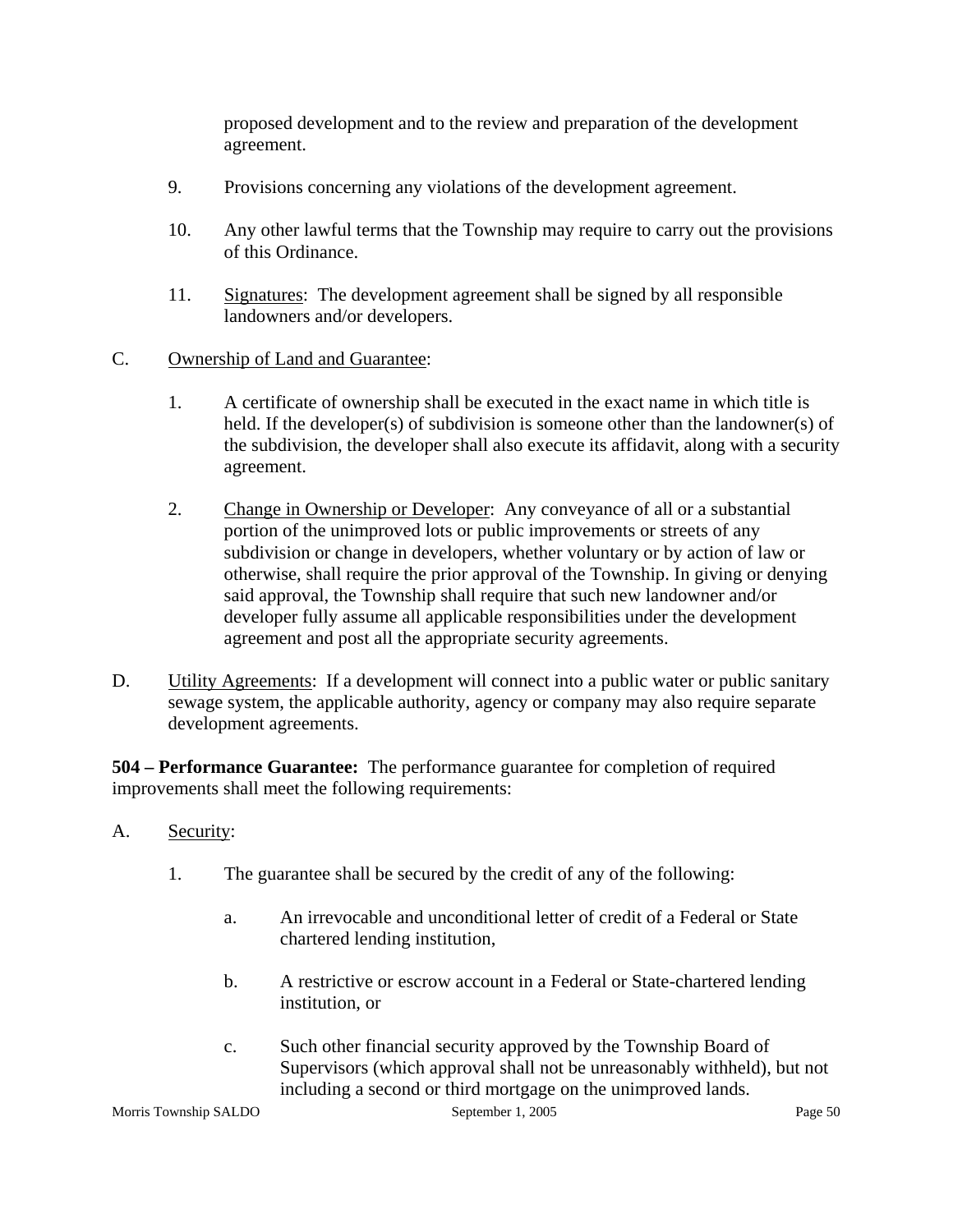proposed development and to the review and preparation of the development agreement.

9. Provisions concerning any violations of the development agreement.

10. Any other lawful terms that the Township may require to carry out the provisions of this Ordinance.

11. Signatures: The development agreement shall be signed by all responsible landowners and/or developers.

C. Ownership of Land and Guarantee:

1. A certificate of ownership shall be executed in the exact name in which title is held. If the developer(s) of subdivision is someone other than the landowner(s) of the subdivision, the developer shall also execute its affidavit, along with a security agreement.

2. Change in Ownership or Developer: Any conveyance of all or a substantial portion of the unimproved lots or public improvements or streets of any subdivision or change in developers, whether voluntary or by action of law or otherwise, shall require the prior approval of the Township. In giving or denying said approval, the Township shall require that such new landowner and/or developer fully assume all applicable responsibilities under the development agreement and post all the appropriate security agreements.

D. Utility Agreements: If a development will connect into a public water or public sanitary sewage system, the applicable authority, agency or company may also require separate development agreements.

**504 – Performance Guarantee:** The performance guarantee for completion of required improvements shall meet the following requirements:

A. Security:

1. The guarantee shall be secured by the credit of any of the following:

   a. An irrevocable and unconditional letter of credit of a Federal or State chartered lending institution,

   b. A restrictive or escrow account in a Federal or State-chartered lending institution, or

   c. Such other financial security approved by the Township Board of Supervisors (which approval shall not be unreasonably withheld), but not including a second or third mortgage on the unimproved lands.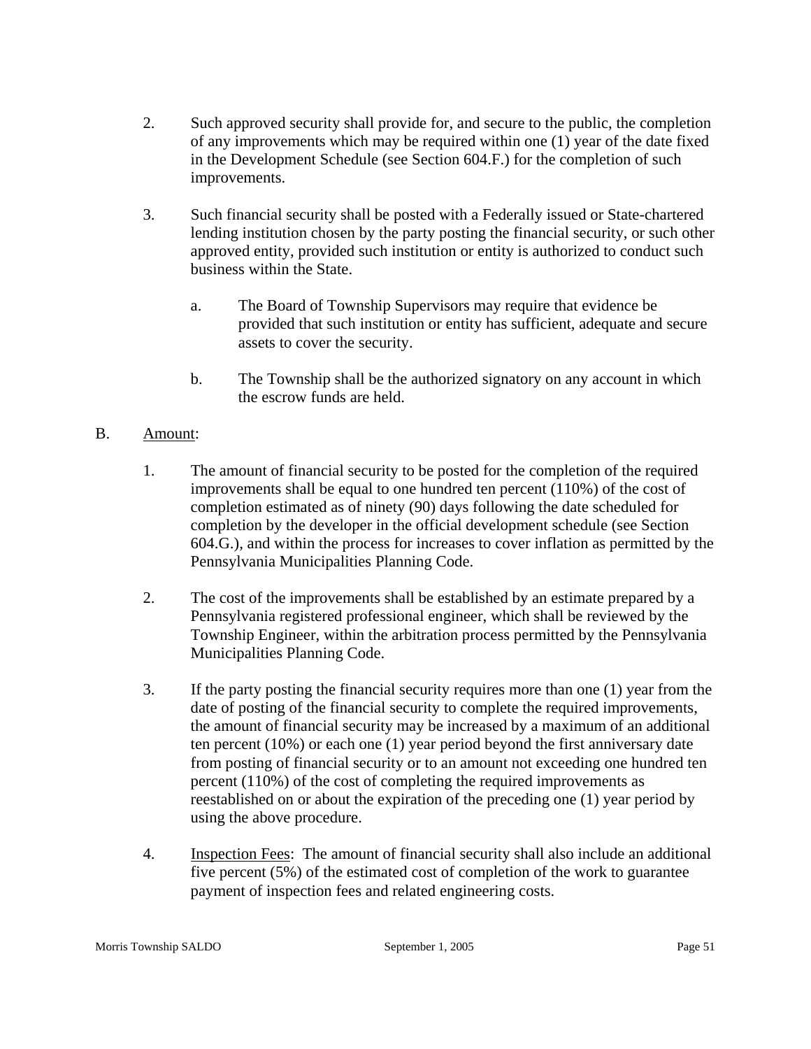2. Such approved security shall provide for, and secure to the public, the completion of any improvements which may be required within one (1) year of the date fixed in the Development Schedule (see Section 604.F.) for the completion of such improvements.

3. Such financial security shall be posted with a Federally issued or State-chartered lending institution chosen by the party posting the financial security, or such other approved entity, provided such institution or entity is authorized to conduct such business within the State.

   a. The Board of Township Supervisors may require that evidence be provided that such institution or entity has sufficient, adequate and secure assets to cover the security.

   b. The Township shall be the authorized signatory on any account in which the escrow funds are held.

B. <u>Amount</u>:

1. The amount of financial security to be posted for the completion of the required improvements shall be equal to one hundred ten percent (110%) of the cost of completion estimated as of ninety (90) days following the date scheduled for completion by the developer in the official development schedule (see Section 604.G.), and within the process for increases to cover inflation as permitted by the Pennsylvania Municipalities Planning Code.

2. The cost of the improvements shall be established by an estimate prepared by a Pennsylvania registered professional engineer, which shall be reviewed by the Township Engineer, within the arbitration process permitted by the Pennsylvania Municipalities Planning Code.

3. If the party posting the financial security requires more than one (1) year from the date of posting of the financial security to complete the required improvements, the amount of financial security may be increased by a maximum of an additional ten percent (10%) or each one (1) year period beyond the first anniversary date from posting of financial security or to an amount not exceeding one hundred ten percent (110%) of the cost of completing the required improvements as reestablished on or about the expiration of the preceding one (1) year period by using the above procedure.

4. <u>Inspection Fees</u>: The amount of financial security shall also include an additional five percent (5%) of the estimated cost of completion of the work to guarantee payment of inspection fees and related engineering costs.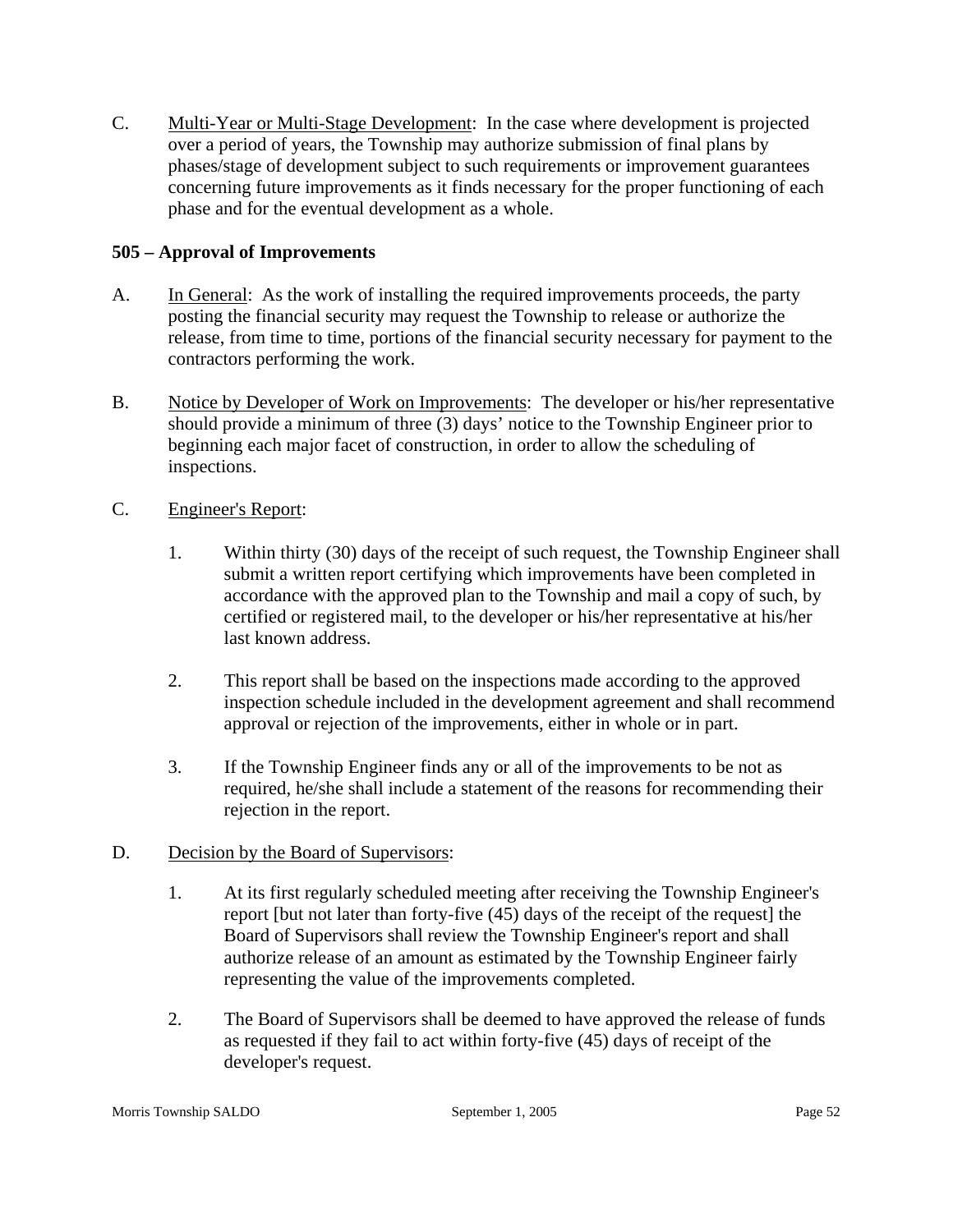C. Multi-Year or Multi-Stage Development: In the case where development is projected over a period of years, the Township may authorize submission of final plans by phases/stage of development subject to such requirements or improvement guarantees concerning future improvements as it finds necessary for the proper functioning of each phase and for the eventual development as a whole.

### 505 – Approval of Improvements

A. In General: As the work of installing the required improvements proceeds, the party posting the financial security may request the Township to release or authorize the release, from time to time, portions of the financial security necessary for payment to the contractors performing the work.

B. Notice by Developer of Work on Improvements: The developer or his/her representative should provide a minimum of three (3) days' notice to the Township Engineer prior to beginning each major facet of construction, in order to allow the scheduling of inspections.

C. Engineer's Report:

1. Within thirty (30) days of the receipt of such request, the Township Engineer shall submit a written report certifying which improvements have been completed in accordance with the approved plan to the Township and mail a copy of such, by certified or registered mail, to the developer or his/her representative at his/her last known address.

2. This report shall be based on the inspections made according to the approved inspection schedule included in the development agreement and shall recommend approval or rejection of the improvements, either in whole or in part.

3. If the Township Engineer finds any or all of the improvements to be not as required, he/she shall include a statement of the reasons for recommending their rejection in the report.

D. Decision by the Board of Supervisors:

1. At its first regularly scheduled meeting after receiving the Township Engineer's report [but not later than forty-five (45) days of the receipt of the request] the Board of Supervisors shall review the Township Engineer's report and shall authorize release of an amount as estimated by the Township Engineer fairly representing the value of the improvements completed.

2. The Board of Supervisors shall be deemed to have approved the release of funds as requested if they fail to act within forty-five (45) days of receipt of the developer's request.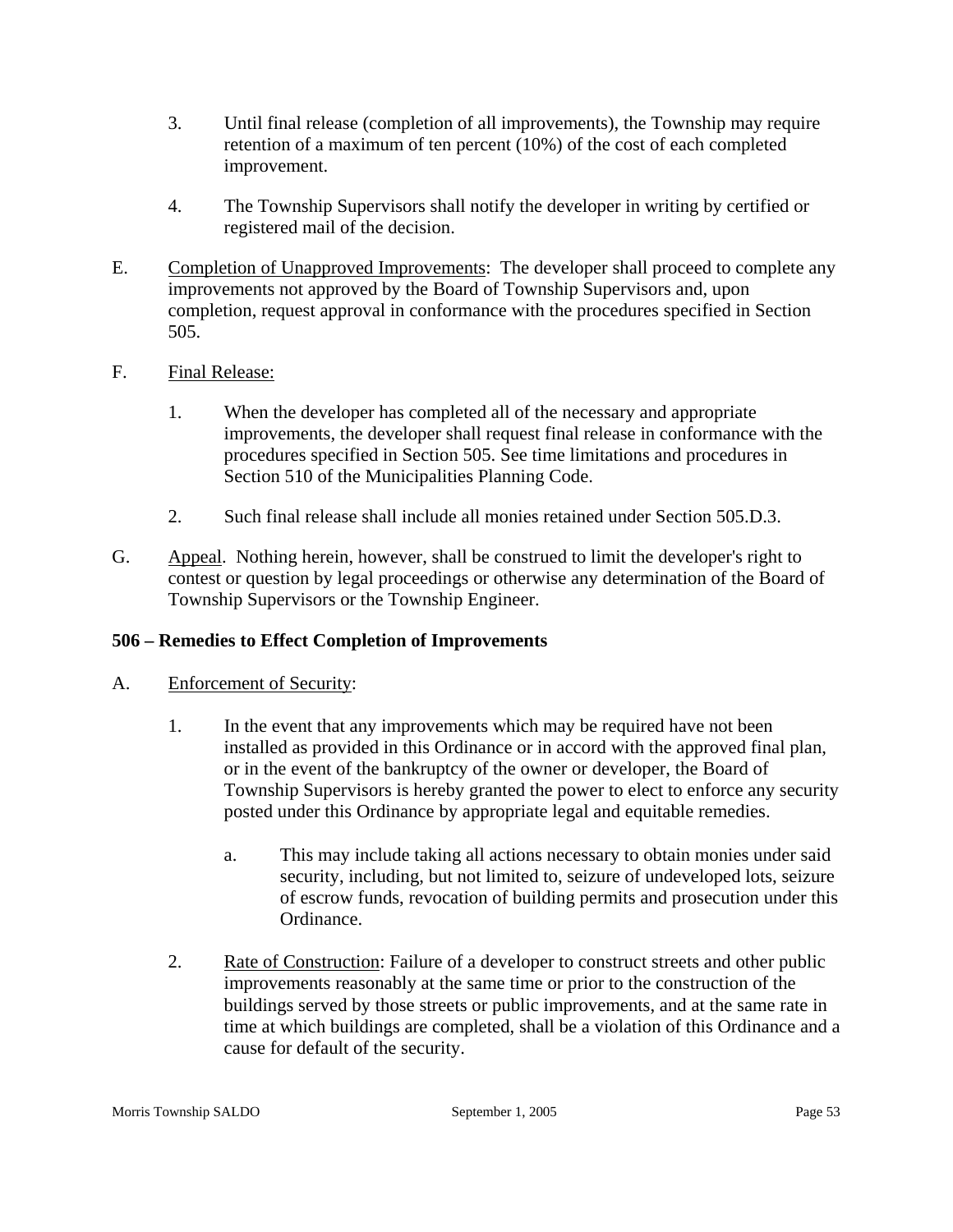3. Until final release (completion of all improvements), the Township may require retention of a maximum of ten percent (10%) of the cost of each completed improvement.

4. The Township Supervisors shall notify the developer in writing by certified or registered mail of the decision.

E. Completion of Unapproved Improvements: The developer shall proceed to complete any improvements not approved by the Board of Township Supervisors and, upon completion, request approval in conformance with the procedures specified in Section 505.

F. Final Release:

1. When the developer has completed all of the necessary and appropriate improvements, the developer shall request final release in conformance with the procedures specified in Section 505. See time limitations and procedures in Section 510 of the Municipalities Planning Code.

2. Such final release shall include all monies retained under Section 505.D.3.

G. Appeal. Nothing herein, however, shall be construed to limit the developer's right to contest or question by legal proceedings or otherwise any determination of the Board of Township Supervisors or the Township Engineer.

**506 – Remedies to Effect Completion of Improvements**

A. Enforcement of Security:

1. In the event that any improvements which may be required have not been installed as provided in this Ordinance or in accord with the approved final plan, or in the event of the bankruptcy of the owner or developer, the Board of Township Supervisors is hereby granted the power to elect to enforce any security posted under this Ordinance by appropriate legal and equitable remedies.

   a. This may include taking all actions necessary to obtain monies under said security, including, but not limited to, seizure of undeveloped lots, seizure of escrow funds, revocation of building permits and prosecution under this Ordinance.

2. Rate of Construction: Failure of a developer to construct streets and other public improvements reasonably at the same time or prior to the construction of the buildings served by those streets or public improvements, and at the same rate in time at which buildings are completed, shall be a violation of this Ordinance and a cause for default of the security.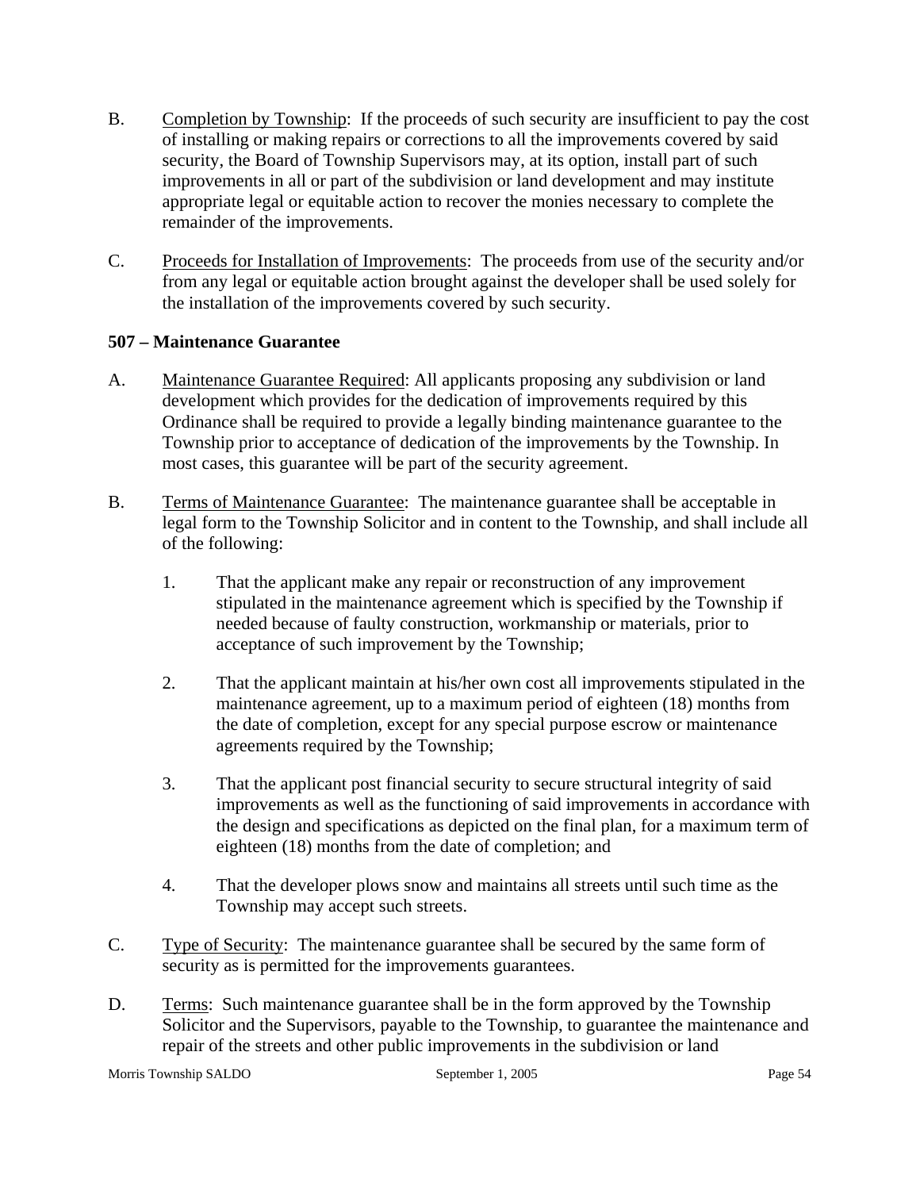B. Completion by Township: If the proceeds of such security are insufficient to pay the cost of installing or making repairs or corrections to all the improvements covered by said security, the Board of Township Supervisors may, at its option, install part of such improvements in all or part of the subdivision or land development and may institute appropriate legal or equitable action to recover the monies necessary to complete the remainder of the improvements.

C. Proceeds for Installation of Improvements: The proceeds from use of the security and/or from any legal or equitable action brought against the developer shall be used solely for the installation of the improvements covered by such security.

**507 – Maintenance Guarantee**

A. Maintenance Guarantee Required: All applicants proposing any subdivision or land development which provides for the dedication of improvements required by this Ordinance shall be required to provide a legally binding maintenance guarantee to the Township prior to acceptance of dedication of the improvements by the Township. In most cases, this guarantee will be part of the security agreement.

B. Terms of Maintenance Guarantee: The maintenance guarantee shall be acceptable in legal form to the Township Solicitor and in content to the Township, and shall include all of the following:

1. That the applicant make any repair or reconstruction of any improvement stipulated in the maintenance agreement which is specified by the Township if needed because of faulty construction, workmanship or materials, prior to acceptance of such improvement by the Township;

2. That the applicant maintain at his/her own cost all improvements stipulated in the maintenance agreement, up to a maximum period of eighteen (18) months from the date of completion, except for any special purpose escrow or maintenance agreements required by the Township;

3. That the applicant post financial security to secure structural integrity of said improvements as well as the functioning of said improvements in accordance with the design and specifications as depicted on the final plan, for a maximum term of eighteen (18) months from the date of completion; and

4. That the developer plows snow and maintains all streets until such time as the Township may accept such streets.

C. Type of Security: The maintenance guarantee shall be secured by the same form of security as is permitted for the improvements guarantees.

D. Terms: Such maintenance guarantee shall be in the form approved by the Township Solicitor and the Supervisors, payable to the Township, to guarantee the maintenance and repair of the streets and other public improvements in the subdivision or land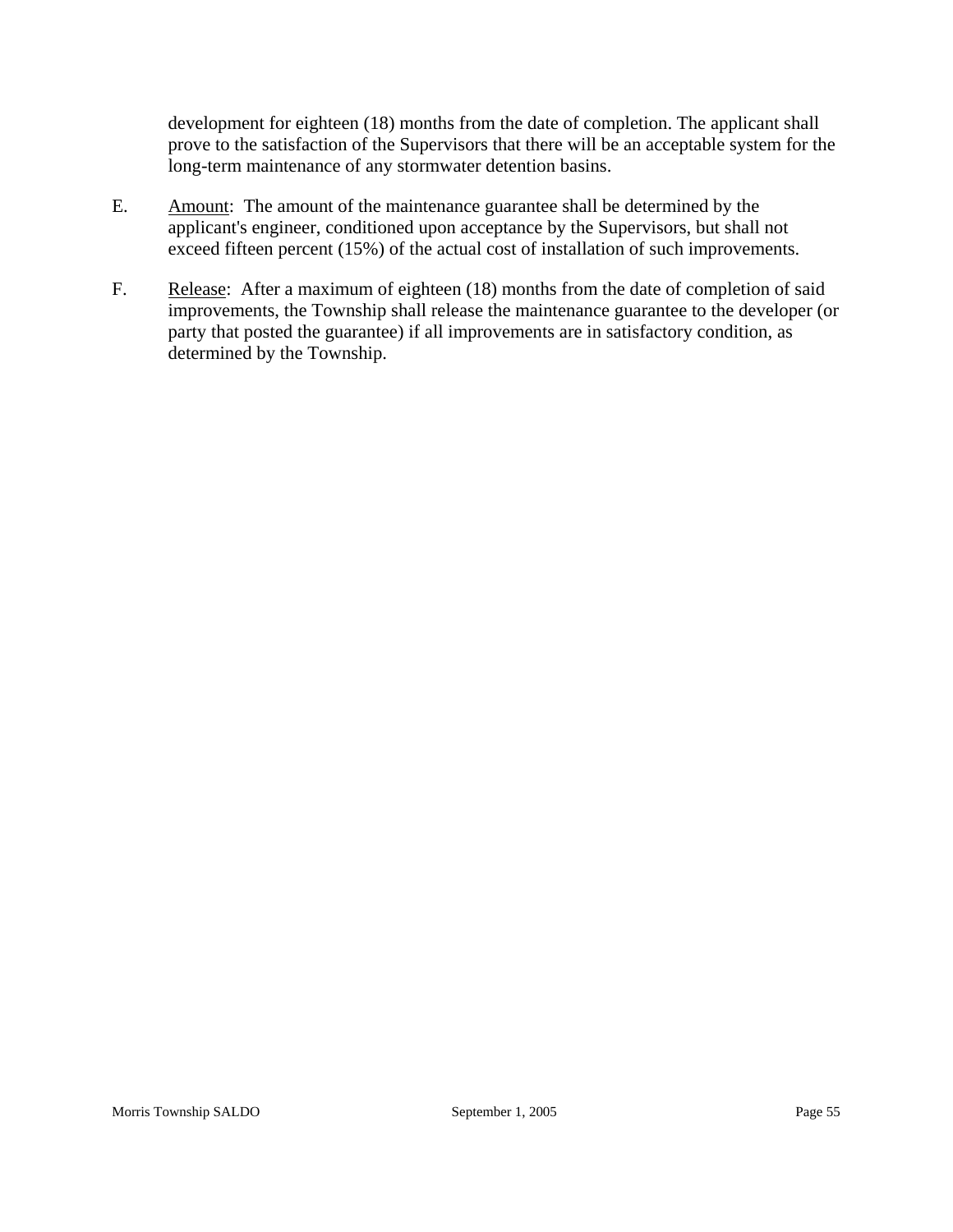development for eighteen (18) months from the date of completion. The applicant shall prove to the satisfaction of the Supervisors that there will be an acceptable system for the long-term maintenance of any stormwater detention basins.

E. Amount: The amount of the maintenance guarantee shall be determined by the applicant's engineer, conditioned upon acceptance by the Supervisors, but shall not exceed fifteen percent (15%) of the actual cost of installation of such improvements.

F. Release: After a maximum of eighteen (18) months from the date of completion of said improvements, the Township shall release the maintenance guarantee to the developer (or party that posted the guarantee) if all improvements are in satisfactory condition, as determined by the Township.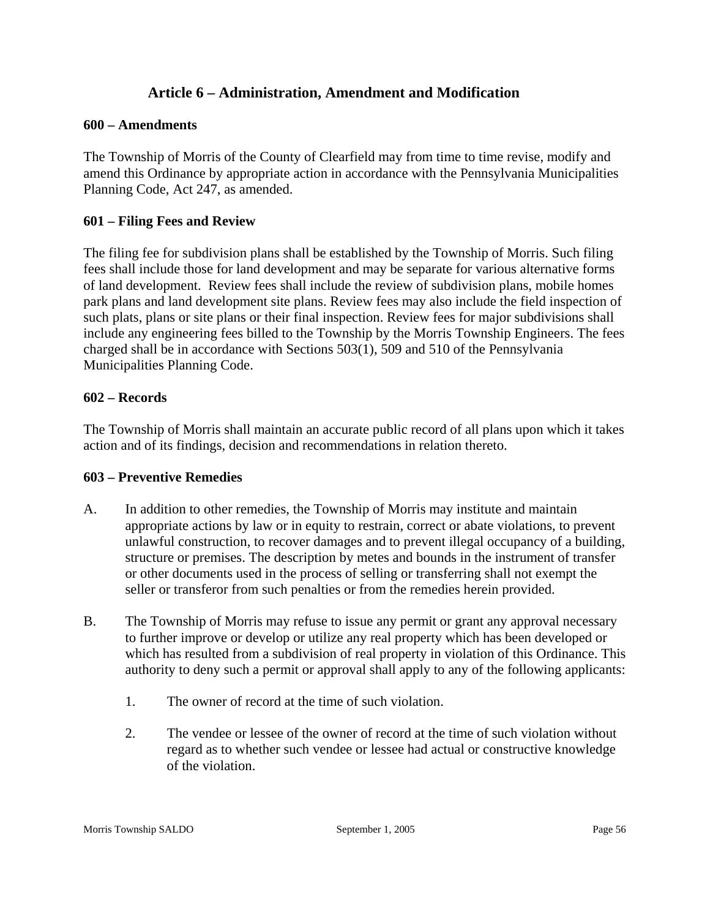# Article 6 – Administration, Amendment and Modification

## 600 – Amendments

The Township of Morris of the County of Clearfield may from time to time revise, modify and amend this Ordinance by appropriate action in accordance with the Pennsylvania Municipalities Planning Code, Act 247, as amended.

## 601 – Filing Fees and Review

The filing fee for subdivision plans shall be established by the Township of Morris. Such filing fees shall include those for land development and may be separate for various alternative forms of land development. Review fees shall include the review of subdivision plans, mobile homes park plans and land development site plans. Review fees may also include the field inspection of such plats, plans or site plans or their final inspection. Review fees for major subdivisions shall include any engineering fees billed to the Township by the Morris Township Engineers. The fees charged shall be in accordance with Sections 503(1), 509 and 510 of the Pennsylvania Municipalities Planning Code.

## 602 – Records

The Township of Morris shall maintain an accurate public record of all plans upon which it takes action and of its findings, decision and recommendations in relation thereto.

## 603 – Preventive Remedies

A. In addition to other remedies, the Township of Morris may institute and maintain appropriate actions by law or in equity to restrain, correct or abate violations, to prevent unlawful construction, to recover damages and to prevent illegal occupancy of a building, structure or premises. The description by metes and bounds in the instrument of transfer or other documents used in the process of selling or transferring shall not exempt the seller or transferor from such penalties or from the remedies herein provided.

B. The Township of Morris may refuse to issue any permit or grant any approval necessary to further improve or develop or utilize any real property which has been developed or which has resulted from a subdivision of real property in violation of this Ordinance. This authority to deny such a permit or approval shall apply to any of the following applicants:

   1. The owner of record at the time of such violation.

   2. The vendee or lessee of the owner of record at the time of such violation without regard as to whether such vendee or lessee had actual or constructive knowledge of the violation.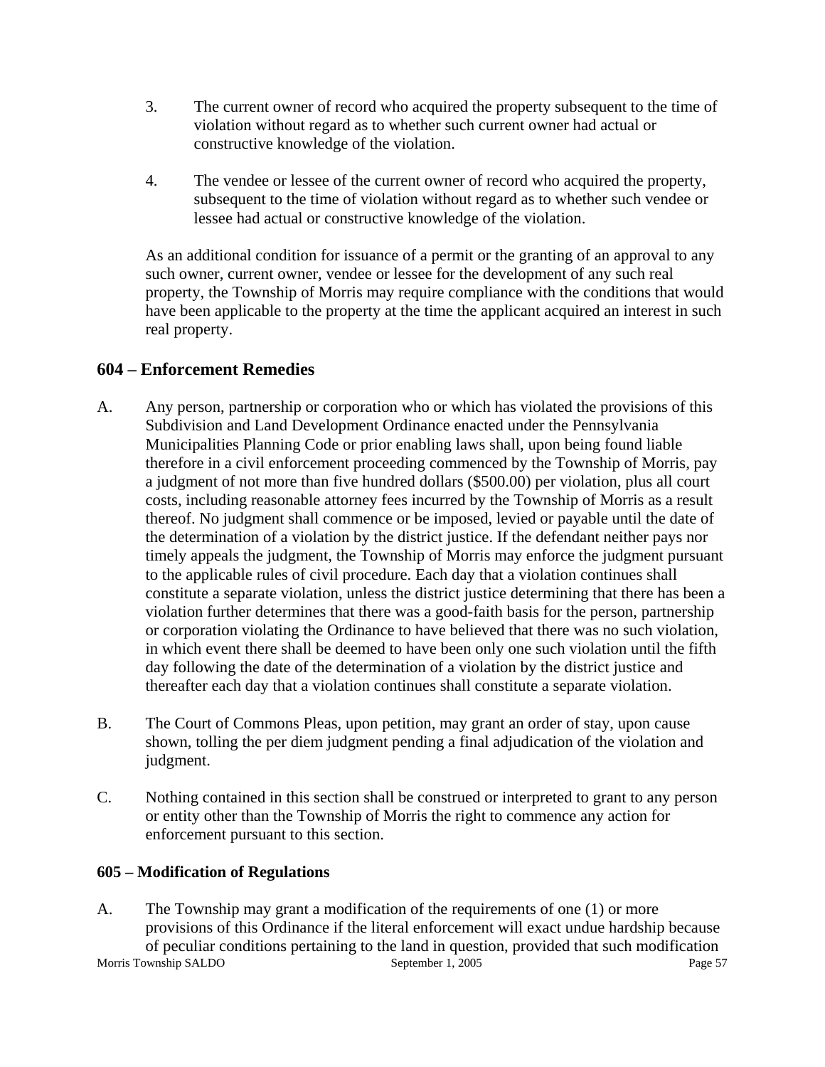3. The current owner of record who acquired the property subsequent to the time of violation without regard as to whether such current owner had actual or constructive knowledge of the violation.

4. The vendee or lessee of the current owner of record who acquired the property, subsequent to the time of violation without regard as to whether such vendee or lessee had actual or constructive knowledge of the violation.

As an additional condition for issuance of a permit or the granting of an approval to any such owner, current owner, vendee or lessee for the development of any such real property, the Township of Morris may require compliance with the conditions that would have been applicable to the property at the time the applicant acquired an interest in such real property.

## 604 – Enforcement Remedies

A. Any person, partnership or corporation who or which has violated the provisions of this Subdivision and Land Development Ordinance enacted under the Pennsylvania Municipalities Planning Code or prior enabling laws shall, upon being found liable therefore in a civil enforcement proceeding commenced by the Township of Morris, pay a judgment of not more than five hundred dollars ($500.00) per violation, plus all court costs, including reasonable attorney fees incurred by the Township of Morris as a result thereof. No judgment shall commence or be imposed, levied or payable until the date of the determination of a violation by the district justice. If the defendant neither pays nor timely appeals the judgment, the Township of Morris may enforce the judgment pursuant to the applicable rules of civil procedure. Each day that a violation continues shall constitute a separate violation, unless the district justice determining that there has been a violation further determines that there was a good-faith basis for the person, partnership or corporation violating the Ordinance to have believed that there was no such violation, in which event there shall be deemed to have been only one such violation until the fifth day following the date of the determination of a violation by the district justice and thereafter each day that a violation continues shall constitute a separate violation.

B. The Court of Commons Pleas, upon petition, may grant an order of stay, upon cause shown, tolling the per diem judgment pending a final adjudication of the violation and judgment.

C. Nothing contained in this section shall be construed or interpreted to grant to any person or entity other than the Township of Morris the right to commence any action for enforcement pursuant to this section.

### 605 – Modification of Regulations

A. The Township may grant a modification of the requirements of one (1) or more provisions of this Ordinance if the literal enforcement will exact undue hardship because of peculiar conditions pertaining to the land in question, provided that such modification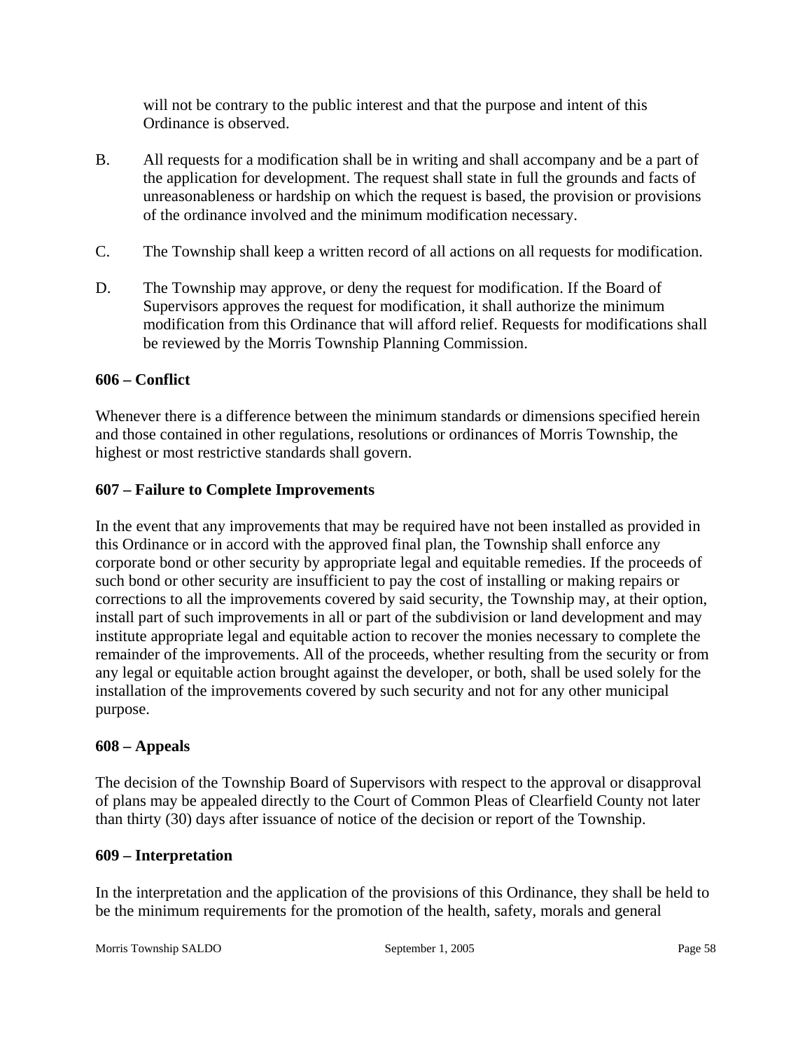will not be contrary to the public interest and that the purpose and intent of this Ordinance is observed.

B. All requests for a modification shall be in writing and shall accompany and be a part of the application for development. The request shall state in full the grounds and facts of unreasonableness or hardship on which the request is based, the provision or provisions of the ordinance involved and the minimum modification necessary.

C. The Township shall keep a written record of all actions on all requests for modification.

D. The Township may approve, or deny the request for modification. If the Board of Supervisors approves the request for modification, it shall authorize the minimum modification from this Ordinance that will afford relief. Requests for modifications shall be reviewed by the Morris Township Planning Commission.

**606 – Conflict**

Whenever there is a difference between the minimum standards or dimensions specified herein and those contained in other regulations, resolutions or ordinances of Morris Township, the highest or most restrictive standards shall govern.

**607 – Failure to Complete Improvements**

In the event that any improvements that may be required have not been installed as provided in this Ordinance or in accord with the approved final plan, the Township shall enforce any corporate bond or other security by appropriate legal and equitable remedies. If the proceeds of such bond or other security are insufficient to pay the cost of installing or making repairs or corrections to all the improvements covered by said security, the Township may, at their option, install part of such improvements in all or part of the subdivision or land development and may institute appropriate legal and equitable action to recover the monies necessary to complete the remainder of the improvements. All of the proceeds, whether resulting from the security or from any legal or equitable action brought against the developer, or both, shall be used solely for the installation of the improvements covered by such security and not for any other municipal purpose.

**608 – Appeals**

The decision of the Township Board of Supervisors with respect to the approval or disapproval of plans may be appealed directly to the Court of Common Pleas of Clearfield County not later than thirty (30) days after issuance of notice of the decision or report of the Township.

**609 – Interpretation**

In the interpretation and the application of the provisions of this Ordinance, they shall be held to be the minimum requirements for the promotion of the health, safety, morals and general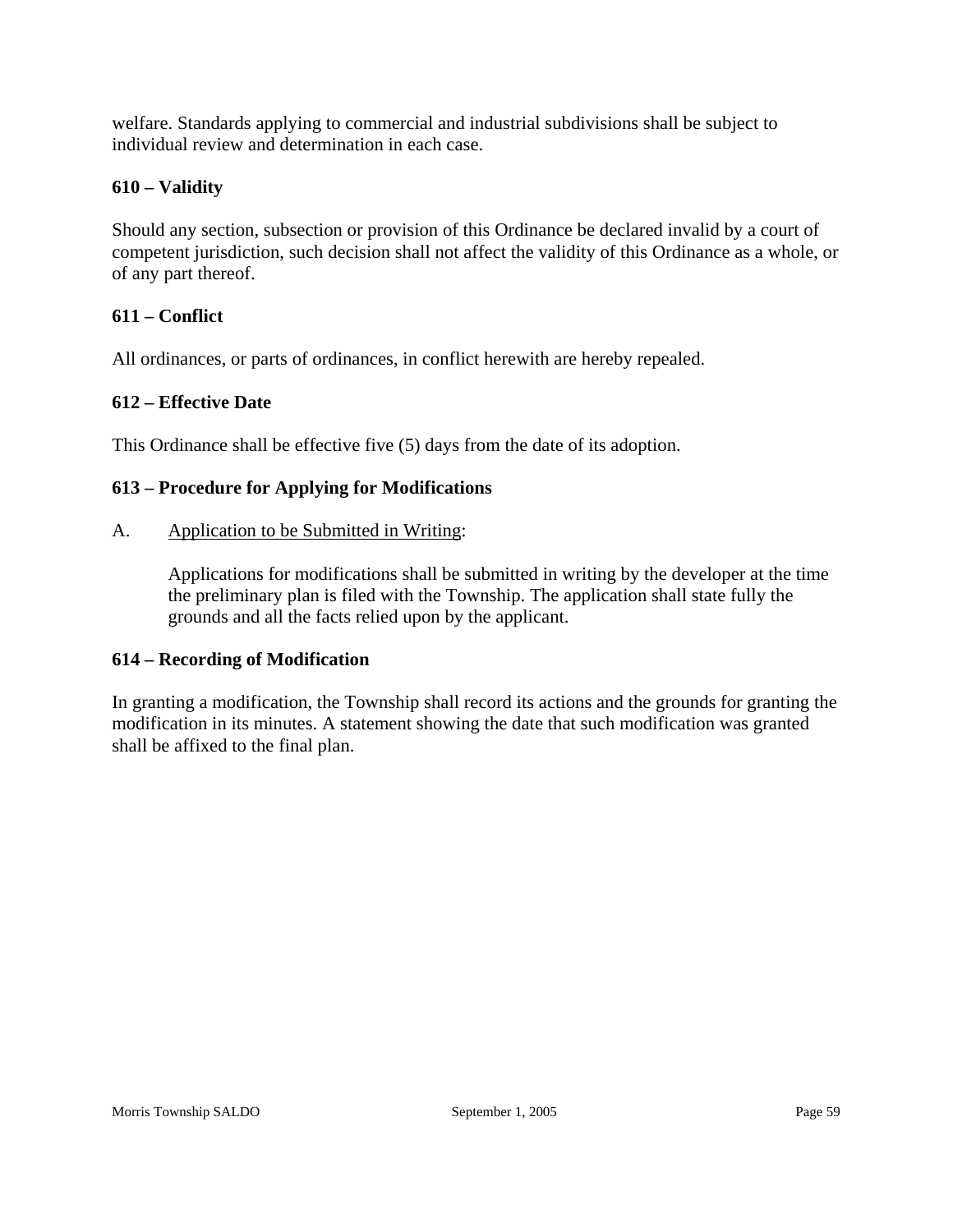welfare. Standards applying to commercial and industrial subdivisions shall be subject to individual review and determination in each case.

### 610 – Validity

Should any section, subsection or provision of this Ordinance be declared invalid by a court of competent jurisdiction, such decision shall not affect the validity of this Ordinance as a whole, or of any part thereof.

### 611 – Conflict

All ordinances, or parts of ordinances, in conflict herewith are hereby repealed.

### 612 – Effective Date

This Ordinance shall be effective five (5) days from the date of its adoption.

### 613 – Procedure for Applying for Modifications

A. Application to be Submitted in Writing:

Applications for modifications shall be submitted in writing by the developer at the time the preliminary plan is filed with the Township. The application shall state fully the grounds and all the facts relied upon by the applicant.

### 614 – Recording of Modification

In granting a modification, the Township shall record its actions and the grounds for granting the modification in its minutes. A statement showing the date that such modification was granted shall be affixed to the final plan.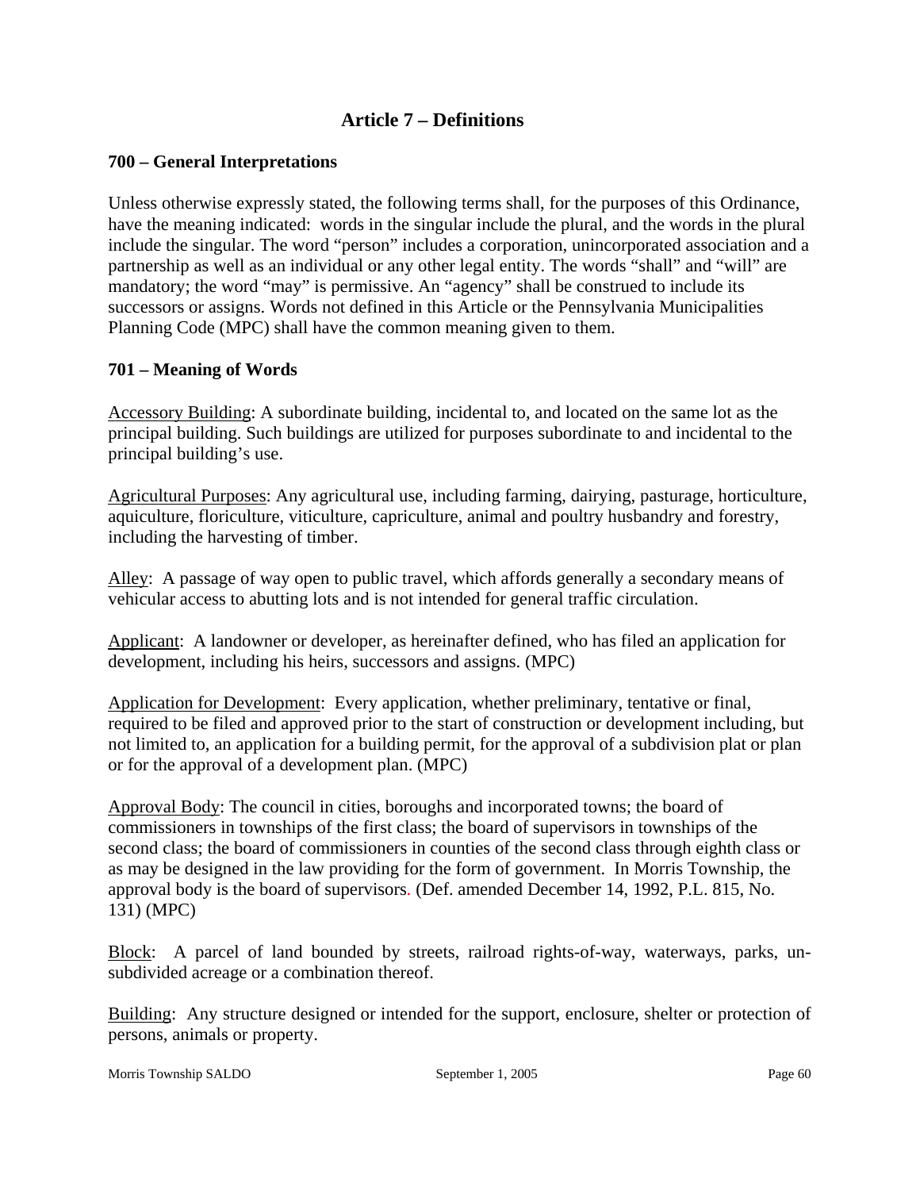# Article 7 – Definitions

## 700 – General Interpretations

Unless otherwise expressly stated, the following terms shall, for the purposes of this Ordinance, have the meaning indicated: words in the singular include the plural, and the words in the plural include the singular. The word "person" includes a corporation, unincorporated association and a partnership as well as an individual or any other legal entity. The words "shall" and "will" are mandatory; the word "may" is permissive. An "agency" shall be construed to include its successors or assigns. Words not defined in this Article or the Pennsylvania Municipalities Planning Code (MPC) shall have the common meaning given to them.

## 701 – Meaning of Words

<u>Accessory Building</u>: A subordinate building, incidental to, and located on the same lot as the principal building. Such buildings are utilized for purposes subordinate to and incidental to the principal building's use.

<u>Agricultural Purposes</u>: Any agricultural use, including farming, dairying, pasturage, horticulture, aquiculture, floriculture, viticulture, capriculture, animal and poultry husbandry and forestry, including the harvesting of timber.

<u>Alley</u>: A passage of way open to public travel, which affords generally a secondary means of vehicular access to abutting lots and is not intended for general traffic circulation.

<u>Applicant</u>: A landowner or developer, as hereinafter defined, who has filed an application for development, including his heirs, successors and assigns. (MPC)

<u>Application for Development</u>: Every application, whether preliminary, tentative or final, required to be filed and approved prior to the start of construction or development including, but not limited to, an application for a building permit, for the approval of a subdivision plat or plan or for the approval of a development plan. (MPC)

<u>Approval Body</u>: The council in cities, boroughs and incorporated towns; the board of commissioners in townships of the first class; the board of supervisors in townships of the second class; the board of commissioners in counties of the second class through eighth class or as may be designed in the law providing for the form of government. In Morris Township, the approval body is the board of supervisors. (Def. amended December 14, 1992, P.L. 815, No. 131) (MPC)

<u>Block</u>: A parcel of land bounded by streets, railroad rights-of-way, waterways, parks, un-subdivided acreage or a combination thereof.

<u>Building</u>: Any structure designed or intended for the support, enclosure, shelter or protection of persons, animals or property.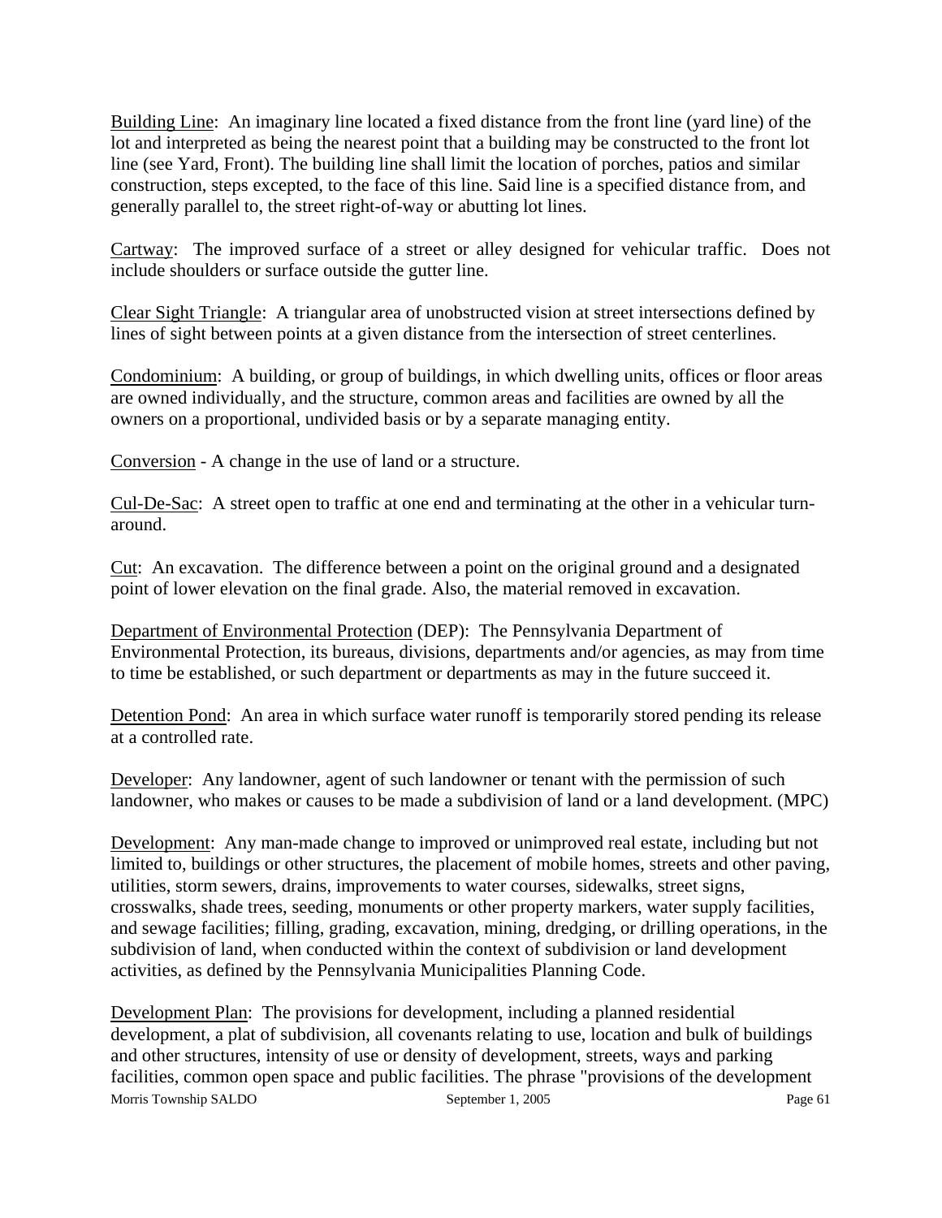Building Line: An imaginary line located a fixed distance from the front line (yard line) of the lot and interpreted as being the nearest point that a building may be constructed to the front lot line (see Yard, Front). The building line shall limit the location of porches, patios and similar construction, steps excepted, to the face of this line. Said line is a specified distance from, and generally parallel to, the street right-of-way or abutting lot lines.

Cartway: The improved surface of a street or alley designed for vehicular traffic. Does not include shoulders or surface outside the gutter line.

Clear Sight Triangle: A triangular area of unobstructed vision at street intersections defined by lines of sight between points at a given distance from the intersection of street centerlines.

Condominium: A building, or group of buildings, in which dwelling units, offices or floor areas are owned individually, and the structure, common areas and facilities are owned by all the owners on a proportional, undivided basis or by a separate managing entity.

Conversion - A change in the use of land or a structure.

Cul-De-Sac: A street open to traffic at one end and terminating at the other in a vehicular turn-around.

Cut: An excavation. The difference between a point on the original ground and a designated point of lower elevation on the final grade. Also, the material removed in excavation.

Department of Environmental Protection (DEP): The Pennsylvania Department of Environmental Protection, its bureaus, divisions, departments and/or agencies, as may from time to time be established, or such department or departments as may in the future succeed it.

Detention Pond: An area in which surface water runoff is temporarily stored pending its release at a controlled rate.

Developer: Any landowner, agent of such landowner or tenant with the permission of such landowner, who makes or causes to be made a subdivision of land or a land development. (MPC)

Development: Any man-made change to improved or unimproved real estate, including but not limited to, buildings or other structures, the placement of mobile homes, streets and other paving, utilities, storm sewers, drains, improvements to water courses, sidewalks, street signs, crosswalks, shade trees, seeding, monuments or other property markers, water supply facilities, and sewage facilities; filling, grading, excavation, mining, dredging, or drilling operations, in the subdivision of land, when conducted within the context of subdivision or land development activities, as defined by the Pennsylvania Municipalities Planning Code.

Development Plan: The provisions for development, including a planned residential development, a plat of subdivision, all covenants relating to use, location and bulk of buildings and other structures, intensity of use or density of development, streets, ways and parking facilities, common open space and public facilities. The phrase "provisions of the development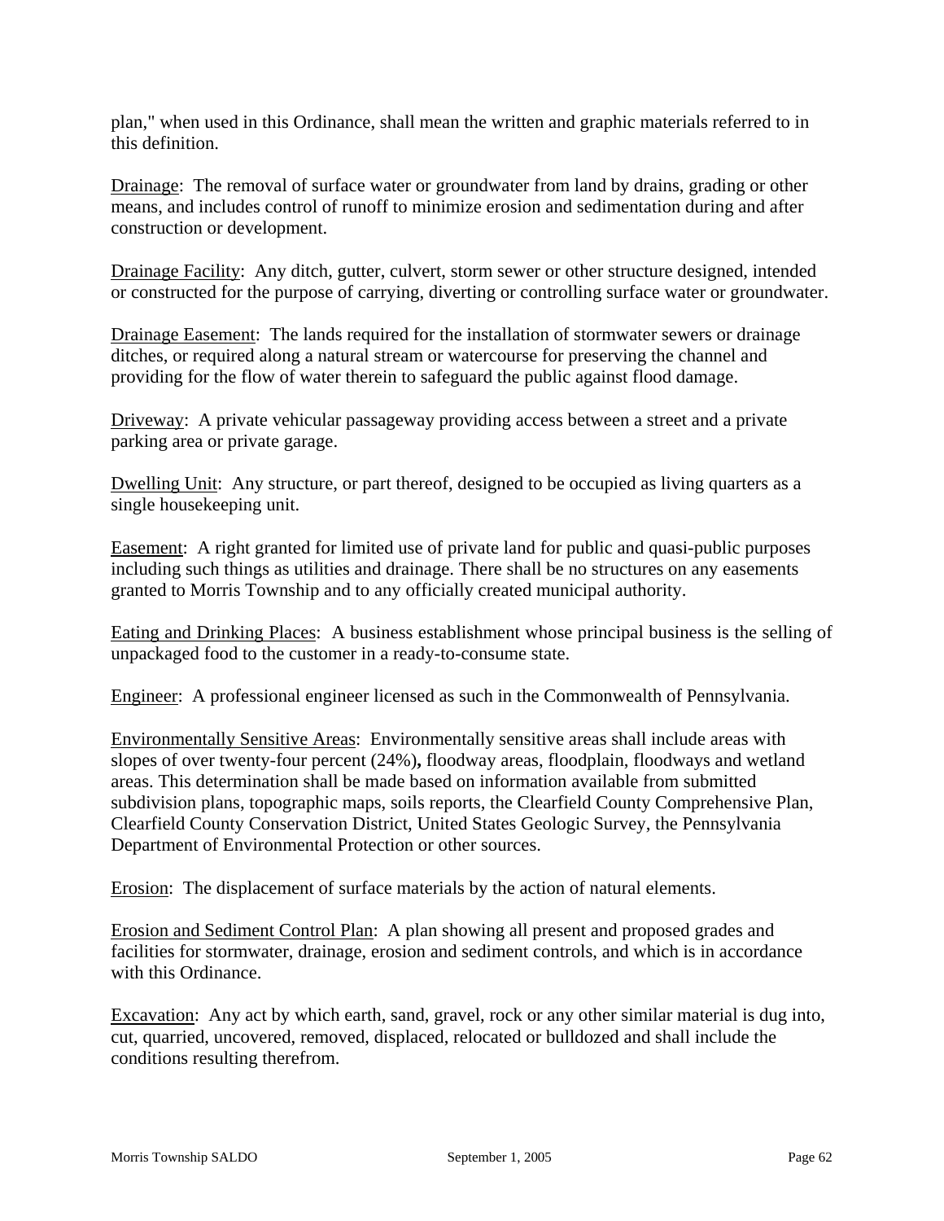plan," when used in this Ordinance, shall mean the written and graphic materials referred to in this definition.

Drainage: The removal of surface water or groundwater from land by drains, grading or other means, and includes control of runoff to minimize erosion and sedimentation during and after construction or development.

Drainage Facility: Any ditch, gutter, culvert, storm sewer or other structure designed, intended or constructed for the purpose of carrying, diverting or controlling surface water or groundwater.

Drainage Easement: The lands required for the installation of stormwater sewers or drainage ditches, or required along a natural stream or watercourse for preserving the channel and providing for the flow of water therein to safeguard the public against flood damage.

Driveway: A private vehicular passageway providing access between a street and a private parking area or private garage.

Dwelling Unit: Any structure, or part thereof, designed to be occupied as living quarters as a single housekeeping unit.

Easement: A right granted for limited use of private land for public and quasi-public purposes including such things as utilities and drainage. There shall be no structures on any easements granted to Morris Township and to any officially created municipal authority.

Eating and Drinking Places: A business establishment whose principal business is the selling of unpackaged food to the customer in a ready-to-consume state.

Engineer: A professional engineer licensed as such in the Commonwealth of Pennsylvania.

Environmentally Sensitive Areas: Environmentally sensitive areas shall include areas with slopes of over twenty-four percent (24%)**,** floodway areas, floodplain, floodways and wetland areas. This determination shall be made based on information available from submitted subdivision plans, topographic maps, soils reports, the Clearfield County Comprehensive Plan, Clearfield County Conservation District, United States Geologic Survey, the Pennsylvania Department of Environmental Protection or other sources.

Erosion: The displacement of surface materials by the action of natural elements.

Erosion and Sediment Control Plan: A plan showing all present and proposed grades and facilities for stormwater, drainage, erosion and sediment controls, and which is in accordance with this Ordinance.

Excavation: Any act by which earth, sand, gravel, rock or any other similar material is dug into, cut, quarried, uncovered, removed, displaced, relocated or bulldozed and shall include the conditions resulting therefrom.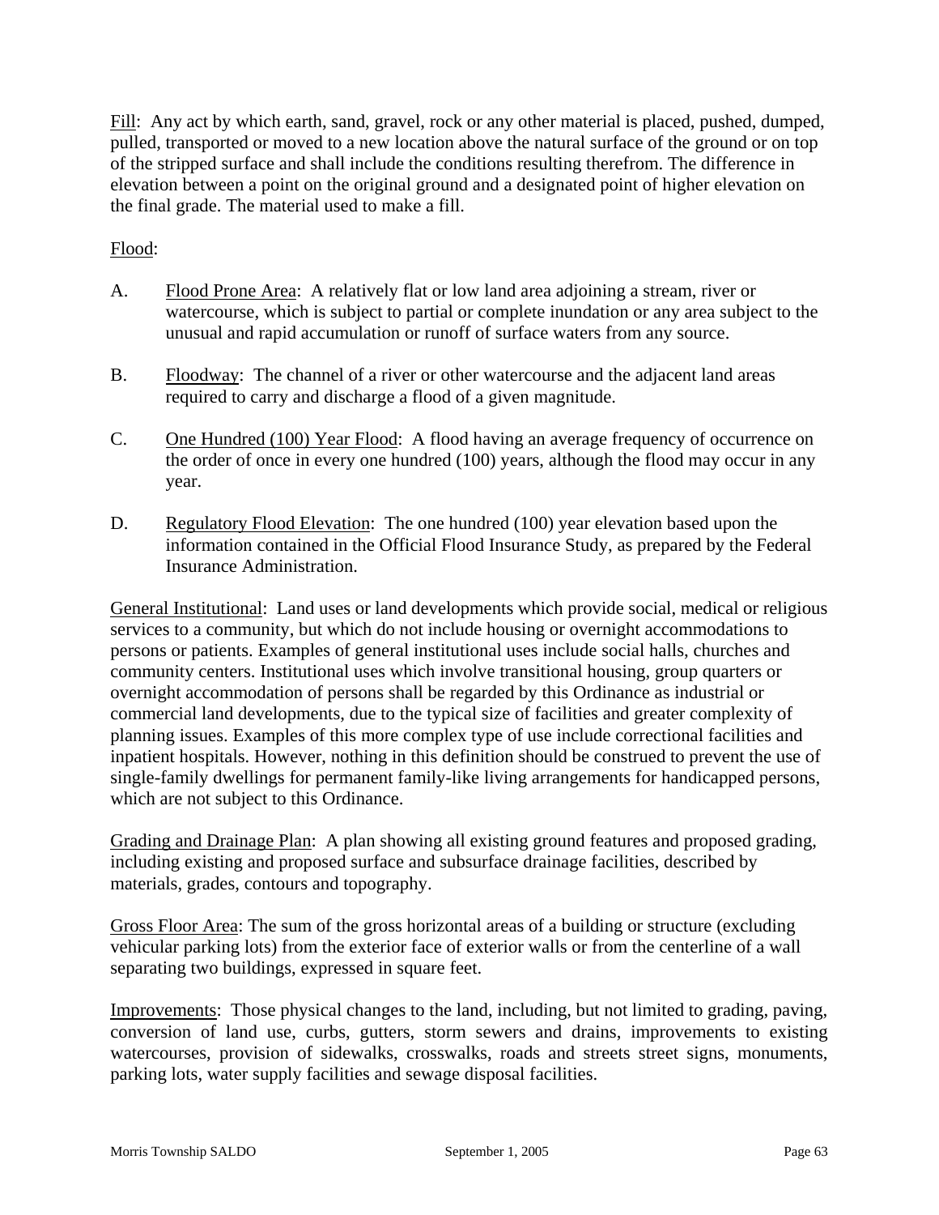<u>Fill</u>: Any act by which earth, sand, gravel, rock or any other material is placed, pushed, dumped, pulled, transported or moved to a new location above the natural surface of the ground or on top of the stripped surface and shall include the conditions resulting therefrom. The difference in elevation between a point on the original ground and a designated point of higher elevation on the final grade. The material used to make a fill.

<u>Flood</u>:

A. <u>Flood Prone Area</u>: A relatively flat or low land area adjoining a stream, river or watercourse, which is subject to partial or complete inundation or any area subject to the unusual and rapid accumulation or runoff of surface waters from any source.

B. <u>Floodway</u>: The channel of a river or other watercourse and the adjacent land areas required to carry and discharge a flood of a given magnitude.

C. <u>One Hundred (100) Year Flood</u>: A flood having an average frequency of occurrence on the order of once in every one hundred (100) years, although the flood may occur in any year.

D. <u>Regulatory Flood Elevation</u>: The one hundred (100) year elevation based upon the information contained in the Official Flood Insurance Study, as prepared by the Federal Insurance Administration.

<u>General Institutional</u>: Land uses or land developments which provide social, medical or religious services to a community, but which do not include housing or overnight accommodations to persons or patients. Examples of general institutional uses include social halls, churches and community centers. Institutional uses which involve transitional housing, group quarters or overnight accommodation of persons shall be regarded by this Ordinance as industrial or commercial land developments, due to the typical size of facilities and greater complexity of planning issues. Examples of this more complex type of use include correctional facilities and inpatient hospitals. However, nothing in this definition should be construed to prevent the use of single-family dwellings for permanent family-like living arrangements for handicapped persons, which are not subject to this Ordinance.

<u>Grading and Drainage Plan</u>: A plan showing all existing ground features and proposed grading, including existing and proposed surface and subsurface drainage facilities, described by materials, grades, contours and topography.

<u>Gross Floor Area</u>: The sum of the gross horizontal areas of a building or structure (excluding vehicular parking lots) from the exterior face of exterior walls or from the centerline of a wall separating two buildings, expressed in square feet.

<u>Improvements</u>: Those physical changes to the land, including, but not limited to grading, paving, conversion of land use, curbs, gutters, storm sewers and drains, improvements to existing watercourses, provision of sidewalks, crosswalks, roads and streets street signs, monuments, parking lots, water supply facilities and sewage disposal facilities.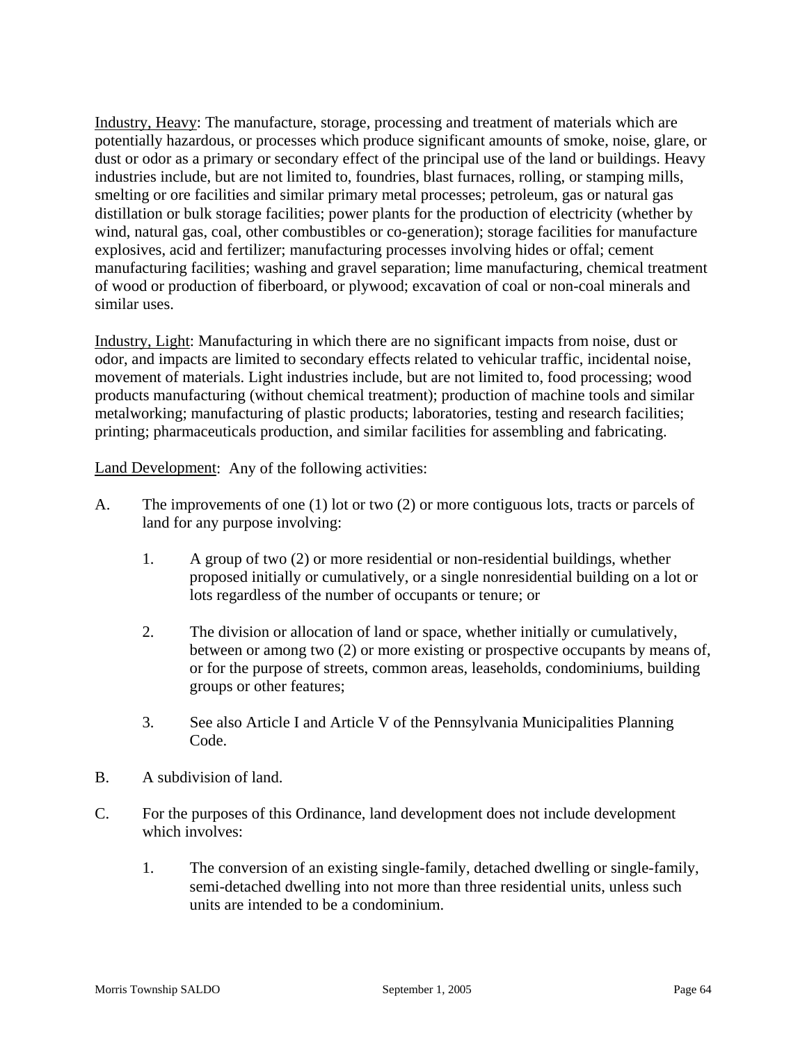<u>Industry, Heavy</u>: The manufacture, storage, processing and treatment of materials which are potentially hazardous, or processes which produce significant amounts of smoke, noise, glare, or dust or odor as a primary or secondary effect of the principal use of the land or buildings. Heavy industries include, but are not limited to, foundries, blast furnaces, rolling, or stamping mills, smelting or ore facilities and similar primary metal processes; petroleum, gas or natural gas distillation or bulk storage facilities; power plants for the production of electricity (whether by wind, natural gas, coal, other combustibles or co-generation); storage facilities for manufacture explosives, acid and fertilizer; manufacturing processes involving hides or offal; cement manufacturing facilities; washing and gravel separation; lime manufacturing, chemical treatment of wood or production of fiberboard, or plywood; excavation of coal or non-coal minerals and similar uses.

<u>Industry, Light</u>: Manufacturing in which there are no significant impacts from noise, dust or odor, and impacts are limited to secondary effects related to vehicular traffic, incidental noise, movement of materials. Light industries include, but are not limited to, food processing; wood products manufacturing (without chemical treatment); production of machine tools and similar metalworking; manufacturing of plastic products; laboratories, testing and research facilities; printing; pharmaceuticals production, and similar facilities for assembling and fabricating.

<u>Land Development</u>: Any of the following activities:

A. The improvements of one (1) lot or two (2) or more contiguous lots, tracts or parcels of land for any purpose involving:

   1. A group of two (2) or more residential or non-residential buildings, whether proposed initially or cumulatively, or a single nonresidential building on a lot or lots regardless of the number of occupants or tenure; or

   2. The division or allocation of land or space, whether initially or cumulatively, between or among two (2) or more existing or prospective occupants by means of, or for the purpose of streets, common areas, leaseholds, condominiums, building groups or other features;

   3. See also Article I and Article V of the Pennsylvania Municipalities Planning Code.

B. A subdivision of land.

C. For the purposes of this Ordinance, land development does not include development which involves:

   1. The conversion of an existing single-family, detached dwelling or single-family, semi-detached dwelling into not more than three residential units, unless such units are intended to be a condominium.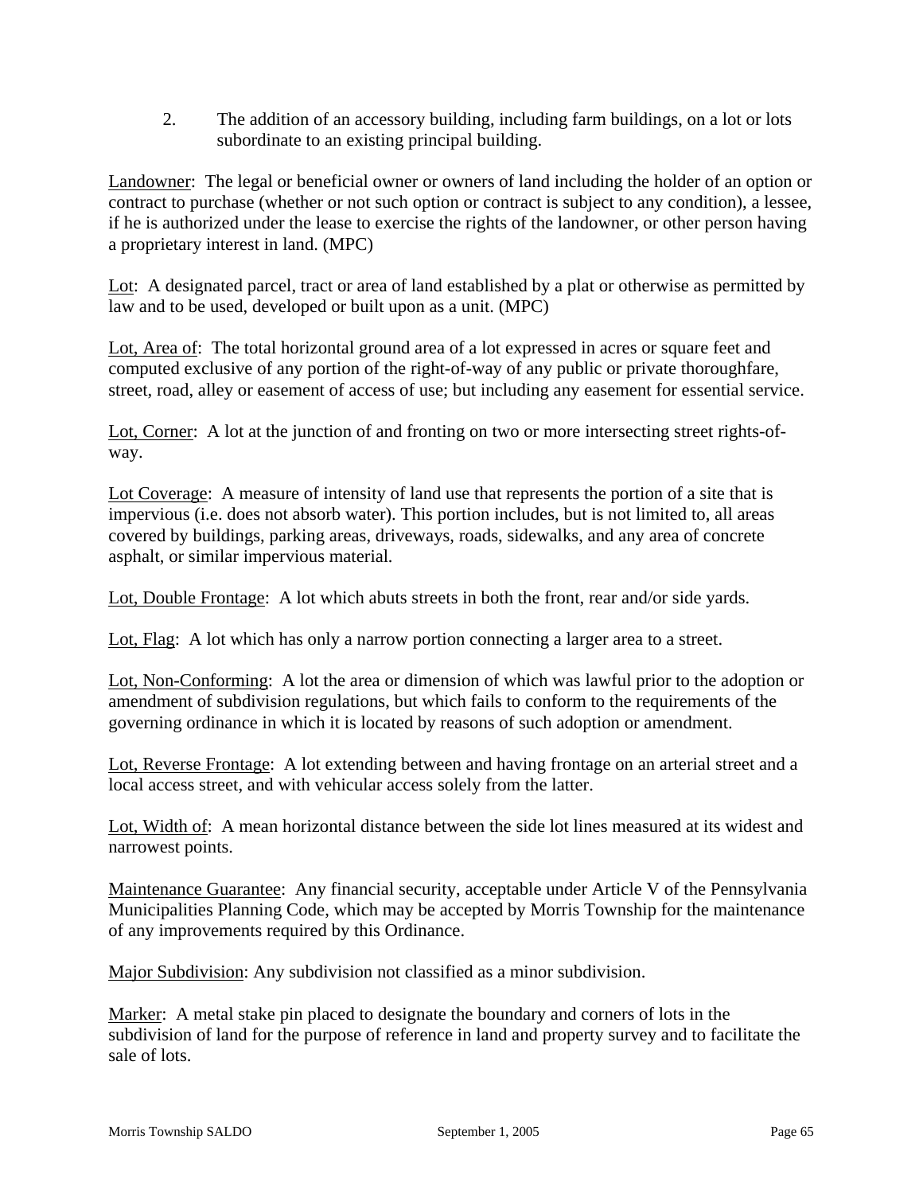2. The addition of an accessory building, including farm buildings, on a lot or lots subordinate to an existing principal building.

Landowner: The legal or beneficial owner or owners of land including the holder of an option or contract to purchase (whether or not such option or contract is subject to any condition), a lessee, if he is authorized under the lease to exercise the rights of the landowner, or other person having a proprietary interest in land. (MPC)

Lot: A designated parcel, tract or area of land established by a plat or otherwise as permitted by law and to be used, developed or built upon as a unit. (MPC)

Lot, Area of: The total horizontal ground area of a lot expressed in acres or square feet and computed exclusive of any portion of the right-of-way of any public or private thoroughfare, street, road, alley or easement of access of use; but including any easement for essential service.

Lot, Corner: A lot at the junction of and fronting on two or more intersecting street rights-of-way.

Lot Coverage: A measure of intensity of land use that represents the portion of a site that is impervious (i.e. does not absorb water). This portion includes, but is not limited to, all areas covered by buildings, parking areas, driveways, roads, sidewalks, and any area of concrete asphalt, or similar impervious material.

Lot, Double Frontage: A lot which abuts streets in both the front, rear and/or side yards.

Lot, Flag: A lot which has only a narrow portion connecting a larger area to a street.

Lot, Non-Conforming: A lot the area or dimension of which was lawful prior to the adoption or amendment of subdivision regulations, but which fails to conform to the requirements of the governing ordinance in which it is located by reasons of such adoption or amendment.

Lot, Reverse Frontage: A lot extending between and having frontage on an arterial street and a local access street, and with vehicular access solely from the latter.

Lot, Width of: A mean horizontal distance between the side lot lines measured at its widest and narrowest points.

Maintenance Guarantee: Any financial security, acceptable under Article V of the Pennsylvania Municipalities Planning Code, which may be accepted by Morris Township for the maintenance of any improvements required by this Ordinance.

Major Subdivision: Any subdivision not classified as a minor subdivision.

Marker: A metal stake pin placed to designate the boundary and corners of lots in the subdivision of land for the purpose of reference in land and property survey and to facilitate the sale of lots.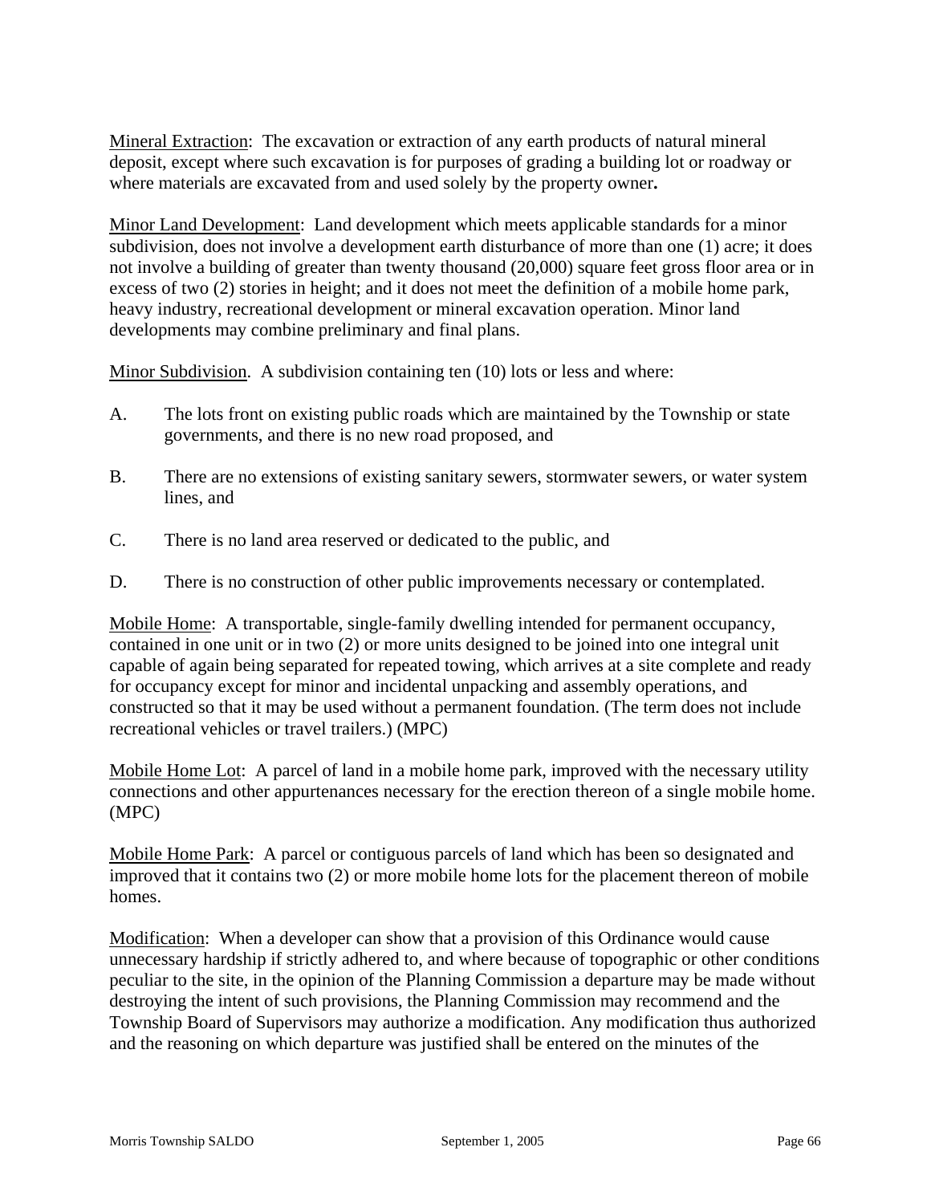<u>Mineral Extraction</u>: The excavation or extraction of any earth products of natural mineral deposit, except where such excavation is for purposes of grading a building lot or roadway or where materials are excavated from and used solely by the property owner**.**

<u>Minor Land Development</u>: Land development which meets applicable standards for a minor subdivision, does not involve a development earth disturbance of more than one (1) acre; it does not involve a building of greater than twenty thousand (20,000) square feet gross floor area or in excess of two (2) stories in height; and it does not meet the definition of a mobile home park, heavy industry, recreational development or mineral excavation operation. Minor land developments may combine preliminary and final plans.

<u>Minor Subdivision</u>. A subdivision containing ten (10) lots or less and where:

A. The lots front on existing public roads which are maintained by the Township or state governments, and there is no new road proposed, and

B. There are no extensions of existing sanitary sewers, stormwater sewers, or water system lines, and

C. There is no land area reserved or dedicated to the public, and

D. There is no construction of other public improvements necessary or contemplated.

<u>Mobile Home</u>: A transportable, single-family dwelling intended for permanent occupancy, contained in one unit or in two (2) or more units designed to be joined into one integral unit capable of again being separated for repeated towing, which arrives at a site complete and ready for occupancy except for minor and incidental unpacking and assembly operations, and constructed so that it may be used without a permanent foundation. (The term does not include recreational vehicles or travel trailers.) (MPC)

<u>Mobile Home Lot</u>: A parcel of land in a mobile home park, improved with the necessary utility connections and other appurtenances necessary for the erection thereon of a single mobile home. (MPC)

<u>Mobile Home Park</u>: A parcel or contiguous parcels of land which has been so designated and improved that it contains two (2) or more mobile home lots for the placement thereon of mobile homes.

<u>Modification</u>: When a developer can show that a provision of this Ordinance would cause unnecessary hardship if strictly adhered to, and where because of topographic or other conditions peculiar to the site, in the opinion of the Planning Commission a departure may be made without destroying the intent of such provisions, the Planning Commission may recommend and the Township Board of Supervisors may authorize a modification. Any modification thus authorized and the reasoning on which departure was justified shall be entered on the minutes of the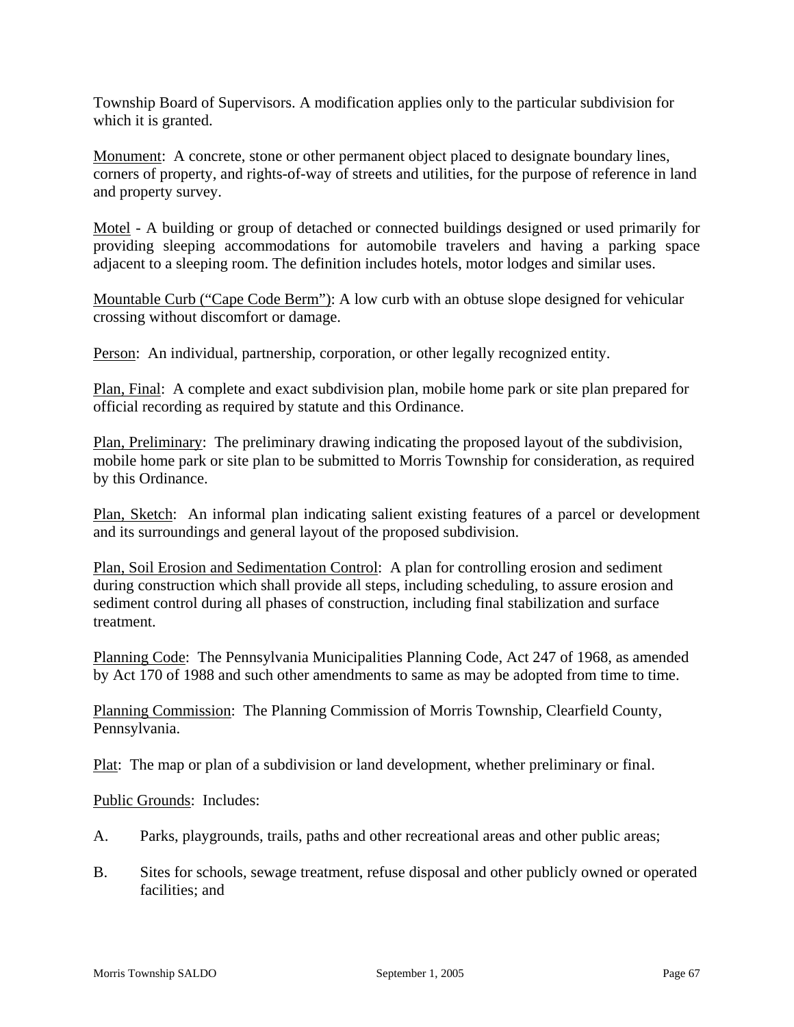Township Board of Supervisors. A modification applies only to the particular subdivision for which it is granted.

Monument: A concrete, stone or other permanent object placed to designate boundary lines, corners of property, and rights-of-way of streets and utilities, for the purpose of reference in land and property survey.

Motel - A building or group of detached or connected buildings designed or used primarily for providing sleeping accommodations for automobile travelers and having a parking space adjacent to a sleeping room. The definition includes hotels, motor lodges and similar uses.

Mountable Curb ("Cape Code Berm"): A low curb with an obtuse slope designed for vehicular crossing without discomfort or damage.

Person: An individual, partnership, corporation, or other legally recognized entity.

Plan, Final: A complete and exact subdivision plan, mobile home park or site plan prepared for official recording as required by statute and this Ordinance.

Plan, Preliminary: The preliminary drawing indicating the proposed layout of the subdivision, mobile home park or site plan to be submitted to Morris Township for consideration, as required by this Ordinance.

Plan, Sketch: An informal plan indicating salient existing features of a parcel or development and its surroundings and general layout of the proposed subdivision.

Plan, Soil Erosion and Sedimentation Control: A plan for controlling erosion and sediment during construction which shall provide all steps, including scheduling, to assure erosion and sediment control during all phases of construction, including final stabilization and surface treatment.

Planning Code: The Pennsylvania Municipalities Planning Code, Act 247 of 1968, as amended by Act 170 of 1988 and such other amendments to same as may be adopted from time to time.

Planning Commission: The Planning Commission of Morris Township, Clearfield County, Pennsylvania.

Plat: The map or plan of a subdivision or land development, whether preliminary or final.

Public Grounds: Includes:

A. Parks, playgrounds, trails, paths and other recreational areas and other public areas;

B. Sites for schools, sewage treatment, refuse disposal and other publicly owned or operated facilities; and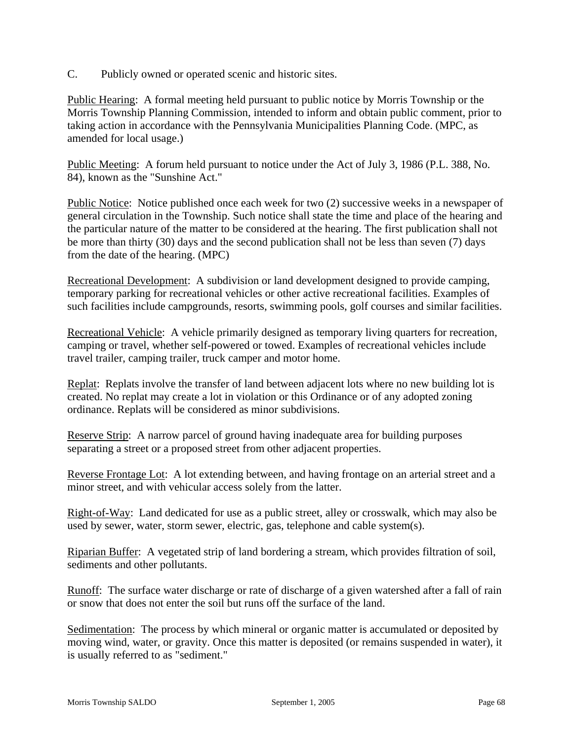C. Publicly owned or operated scenic and historic sites.

Public Hearing: A formal meeting held pursuant to public notice by Morris Township or the Morris Township Planning Commission, intended to inform and obtain public comment, prior to taking action in accordance with the Pennsylvania Municipalities Planning Code. (MPC, as amended for local usage.)

Public Meeting: A forum held pursuant to notice under the Act of July 3, 1986 (P.L. 388, No. 84), known as the "Sunshine Act."

Public Notice: Notice published once each week for two (2) successive weeks in a newspaper of general circulation in the Township. Such notice shall state the time and place of the hearing and the particular nature of the matter to be considered at the hearing. The first publication shall not be more than thirty (30) days and the second publication shall not be less than seven (7) days from the date of the hearing. (MPC)

Recreational Development: A subdivision or land development designed to provide camping, temporary parking for recreational vehicles or other active recreational facilities. Examples of such facilities include campgrounds, resorts, swimming pools, golf courses and similar facilities.

Recreational Vehicle: A vehicle primarily designed as temporary living quarters for recreation, camping or travel, whether self-powered or towed. Examples of recreational vehicles include travel trailer, camping trailer, truck camper and motor home.

Replat: Replats involve the transfer of land between adjacent lots where no new building lot is created. No replat may create a lot in violation or this Ordinance or of any adopted zoning ordinance. Replats will be considered as minor subdivisions.

Reserve Strip: A narrow parcel of ground having inadequate area for building purposes separating a street or a proposed street from other adjacent properties.

Reverse Frontage Lot: A lot extending between, and having frontage on an arterial street and a minor street, and with vehicular access solely from the latter.

Right-of-Way: Land dedicated for use as a public street, alley or crosswalk, which may also be used by sewer, water, storm sewer, electric, gas, telephone and cable system(s).

Riparian Buffer: A vegetated strip of land bordering a stream, which provides filtration of soil, sediments and other pollutants.

Runoff: The surface water discharge or rate of discharge of a given watershed after a fall of rain or snow that does not enter the soil but runs off the surface of the land.

Sedimentation: The process by which mineral or organic matter is accumulated or deposited by moving wind, water, or gravity. Once this matter is deposited (or remains suspended in water), it is usually referred to as "sediment."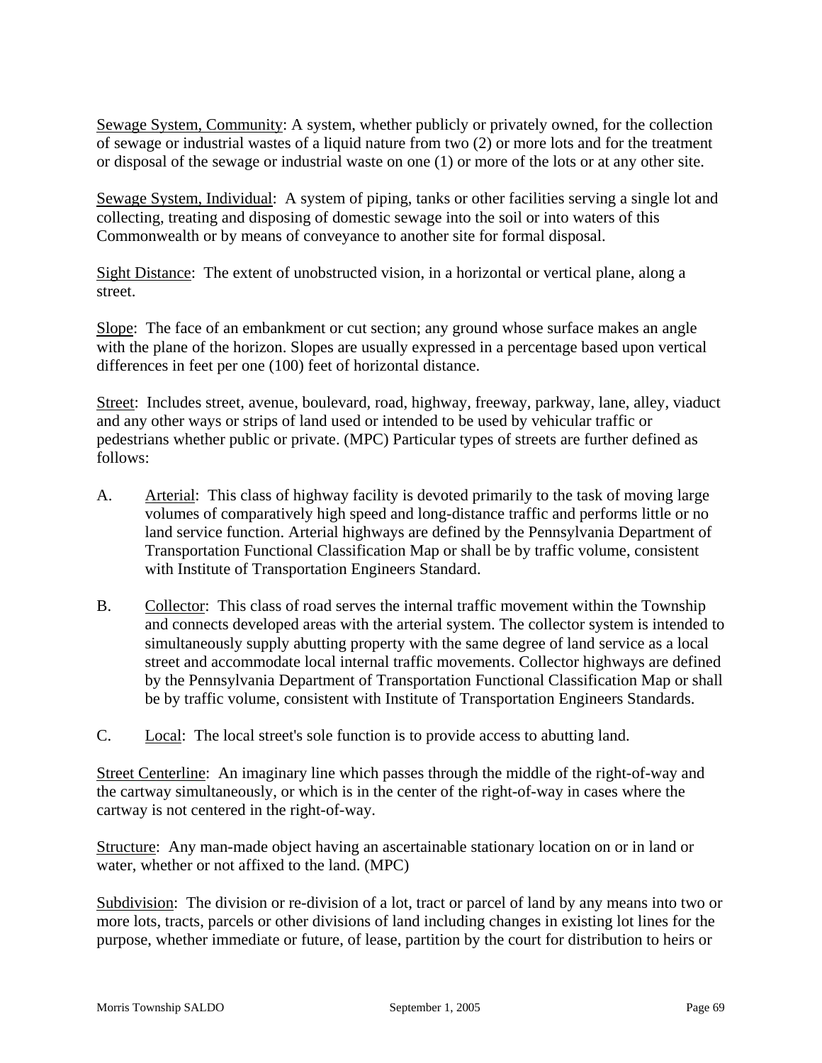Sewage System, Community: A system, whether publicly or privately owned, for the collection of sewage or industrial wastes of a liquid nature from two (2) or more lots and for the treatment or disposal of the sewage or industrial waste on one (1) or more of the lots or at any other site.

Sewage System, Individual: A system of piping, tanks or other facilities serving a single lot and collecting, treating and disposing of domestic sewage into the soil or into waters of this Commonwealth or by means of conveyance to another site for formal disposal.

Sight Distance: The extent of unobstructed vision, in a horizontal or vertical plane, along a street.

Slope: The face of an embankment or cut section; any ground whose surface makes an angle with the plane of the horizon. Slopes are usually expressed in a percentage based upon vertical differences in feet per one (100) feet of horizontal distance.

Street: Includes street, avenue, boulevard, road, highway, freeway, parkway, lane, alley, viaduct and any other ways or strips of land used or intended to be used by vehicular traffic or pedestrians whether public or private. (MPC) Particular types of streets are further defined as follows:

A. Arterial: This class of highway facility is devoted primarily to the task of moving large volumes of comparatively high speed and long-distance traffic and performs little or no land service function. Arterial highways are defined by the Pennsylvania Department of Transportation Functional Classification Map or shall be by traffic volume, consistent with Institute of Transportation Engineers Standard.

B. Collector: This class of road serves the internal traffic movement within the Township and connects developed areas with the arterial system. The collector system is intended to simultaneously supply abutting property with the same degree of land service as a local street and accommodate local internal traffic movements. Collector highways are defined by the Pennsylvania Department of Transportation Functional Classification Map or shall be by traffic volume, consistent with Institute of Transportation Engineers Standards.

C. Local: The local street's sole function is to provide access to abutting land.

Street Centerline: An imaginary line which passes through the middle of the right-of-way and the cartway simultaneously, or which is in the center of the right-of-way in cases where the cartway is not centered in the right-of-way.

Structure: Any man-made object having an ascertainable stationary location on or in land or water, whether or not affixed to the land. (MPC)

Subdivision: The division or re-division of a lot, tract or parcel of land by any means into two or more lots, tracts, parcels or other divisions of land including changes in existing lot lines for the purpose, whether immediate or future, of lease, partition by the court for distribution to heirs or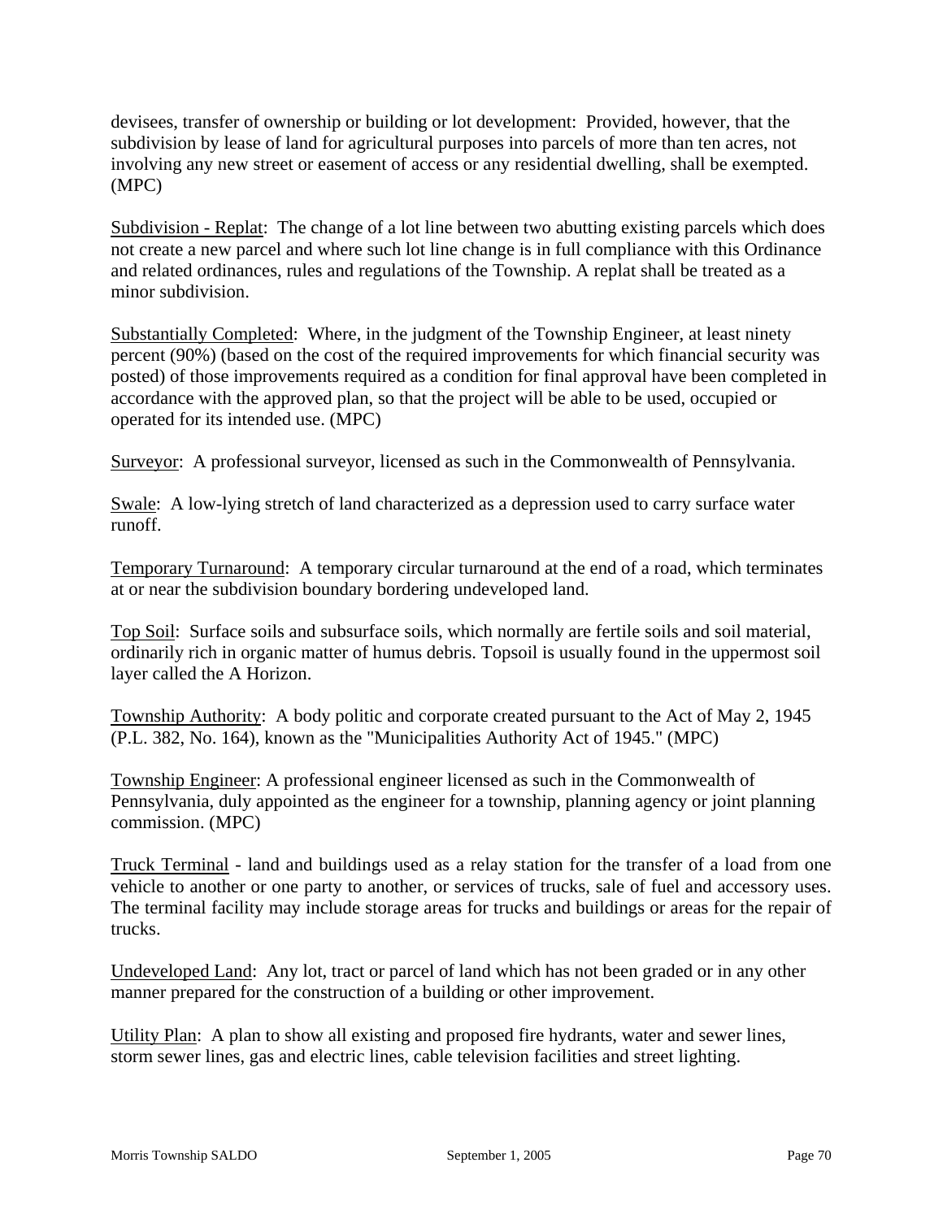devisees, transfer of ownership or building or lot development: Provided, however, that the subdivision by lease of land for agricultural purposes into parcels of more than ten acres, not involving any new street or easement of access or any residential dwelling, shall be exempted. (MPC)

Subdivision - Replat: The change of a lot line between two abutting existing parcels which does not create a new parcel and where such lot line change is in full compliance with this Ordinance and related ordinances, rules and regulations of the Township. A replat shall be treated as a minor subdivision.

Substantially Completed: Where, in the judgment of the Township Engineer, at least ninety percent (90%) (based on the cost of the required improvements for which financial security was posted) of those improvements required as a condition for final approval have been completed in accordance with the approved plan, so that the project will be able to be used, occupied or operated for its intended use. (MPC)

Surveyor: A professional surveyor, licensed as such in the Commonwealth of Pennsylvania.

Swale: A low-lying stretch of land characterized as a depression used to carry surface water runoff.

Temporary Turnaround: A temporary circular turnaround at the end of a road, which terminates at or near the subdivision boundary bordering undeveloped land.

Top Soil: Surface soils and subsurface soils, which normally are fertile soils and soil material, ordinarily rich in organic matter of humus debris. Topsoil is usually found in the uppermost soil layer called the A Horizon.

Township Authority: A body politic and corporate created pursuant to the Act of May 2, 1945 (P.L. 382, No. 164), known as the "Municipalities Authority Act of 1945." (MPC)

Township Engineer: A professional engineer licensed as such in the Commonwealth of Pennsylvania, duly appointed as the engineer for a township, planning agency or joint planning commission. (MPC)

Truck Terminal - land and buildings used as a relay station for the transfer of a load from one vehicle to another or one party to another, or services of trucks, sale of fuel and accessory uses. The terminal facility may include storage areas for trucks and buildings or areas for the repair of trucks.

Undeveloped Land: Any lot, tract or parcel of land which has not been graded or in any other manner prepared for the construction of a building or other improvement.

Utility Plan: A plan to show all existing and proposed fire hydrants, water and sewer lines, storm sewer lines, gas and electric lines, cable television facilities and street lighting.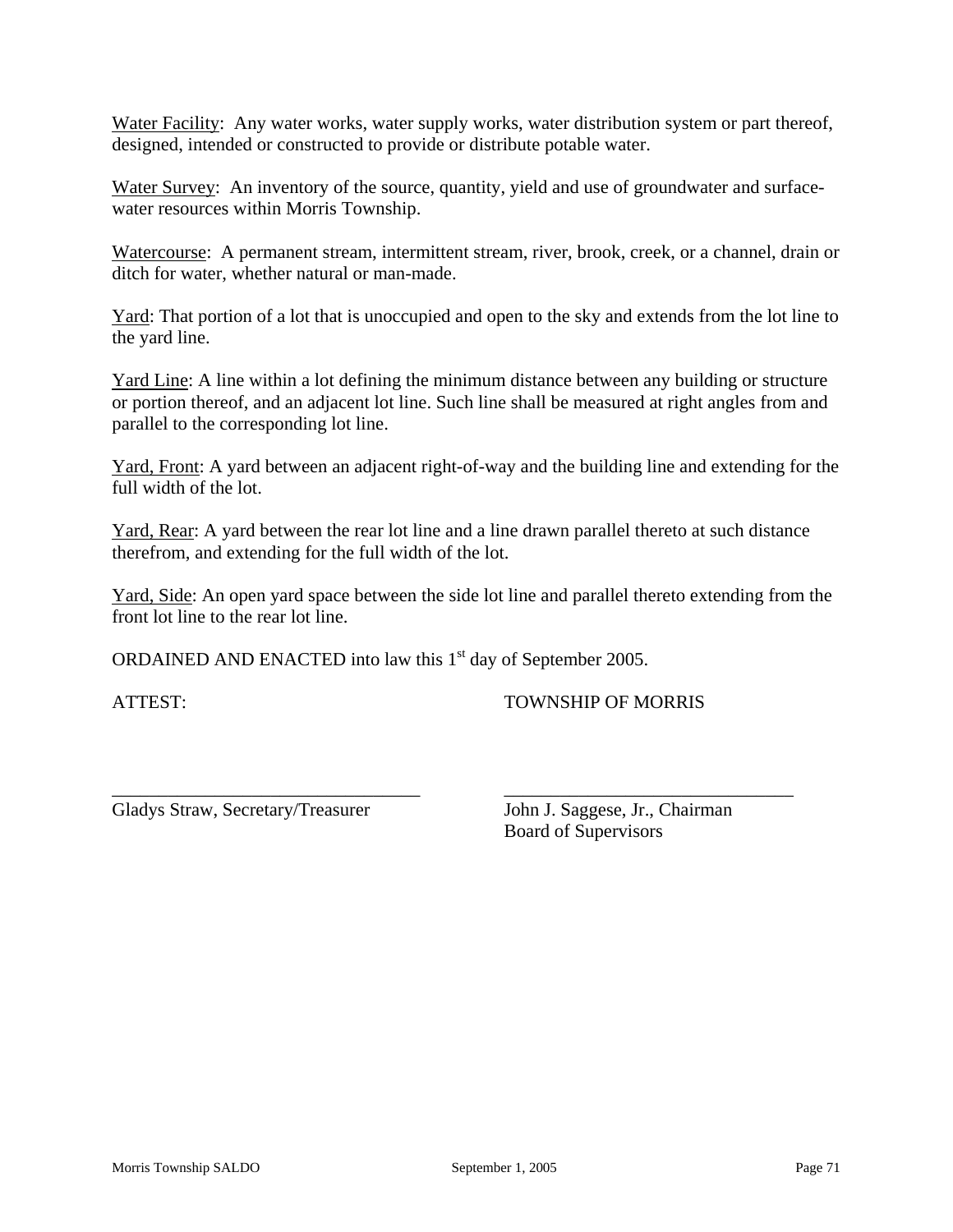Water Facility: Any water works, water supply works, water distribution system or part thereof, designed, intended or constructed to provide or distribute potable water.

Water Survey: An inventory of the source, quantity, yield and use of groundwater and surface-water resources within Morris Township.

Watercourse: A permanent stream, intermittent stream, river, brook, creek, or a channel, drain or ditch for water, whether natural or man-made.

Yard: That portion of a lot that is unoccupied and open to the sky and extends from the lot line to the yard line.

Yard Line: A line within a lot defining the minimum distance between any building or structure or portion thereof, and an adjacent lot line. Such line shall be measured at right angles from and parallel to the corresponding lot line.

Yard, Front: A yard between an adjacent right-of-way and the building line and extending for the full width of the lot.

Yard, Rear: A yard between the rear lot line and a line drawn parallel thereto at such distance therefrom, and extending for the full width of the lot.

Yard, Side: An open yard space between the side lot line and parallel thereto extending from the front lot line to the rear lot line.

ORDAINED AND ENACTED into law this 1st day of September 2005.

ATTEST: TOWNSHIP OF MORRIS

_________________________________
Gladys Straw, Secretary/Treasurer

_________________________________
John J. Saggese, Jr., Chairman
Board of Supervisors